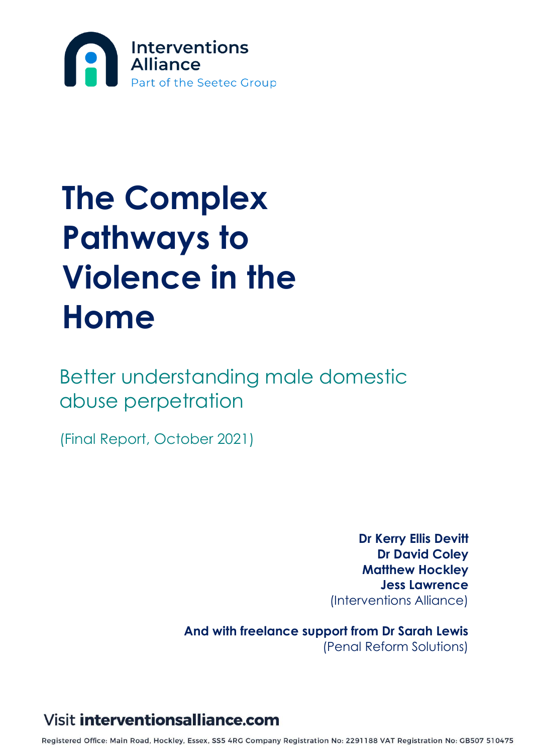Interventions Alliance
Part of the Seetec Group

# The Complex Pathways to Violence in the Home

## Better understanding male domestic abuse perpetration

(Final Report, October 2021)

**Dr Kerry Ellis Devitt**
**Dr David Coley**
**Matthew Hockley**
**Jess Lawrence**
(Interventions Alliance)

**And with freelance support from Dr Sarah Lewis**
(Penal Reform Solutions)

Visit **interventionsalliance.com**

Registered Office: Main Road, Hockley, Essex, SS5 4RG Company Registration No: 2291188 VAT Registration No: GB507 510475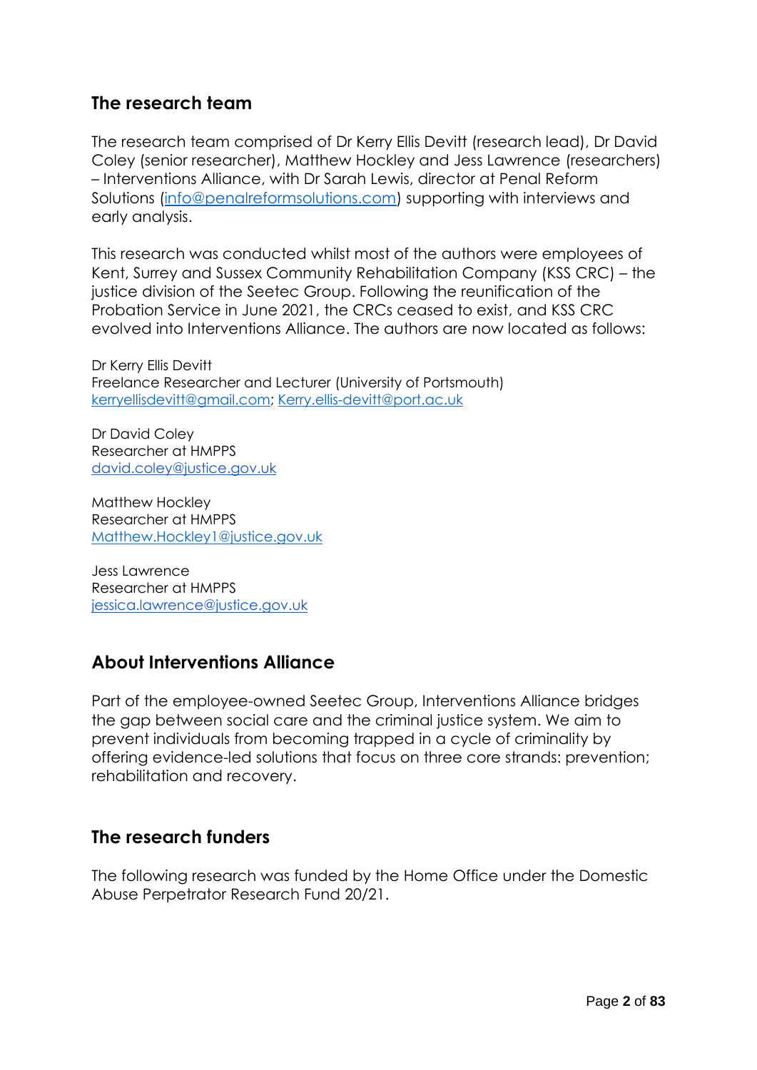## The research team

The research team comprised of Dr Kerry Ellis Devitt (research lead), Dr David Coley (senior researcher), Matthew Hockley and Jess Lawrence (researchers) – Interventions Alliance, with Dr Sarah Lewis, director at Penal Reform Solutions (info@penalreformsolutions.com) supporting with interviews and early analysis.

This research was conducted whilst most of the authors were employees of Kent, Surrey and Sussex Community Rehabilitation Company (KSS CRC) – the justice division of the Seetec Group. Following the reunification of the Probation Service in June 2021, the CRCs ceased to exist, and KSS CRC evolved into Interventions Alliance. The authors are now located as follows:

Dr Kerry Ellis Devitt
Freelance Researcher and Lecturer (University of Portsmouth)
kerryellisdevitt@gmail.com; Kerry.ellis-devitt@port.ac.uk

Dr David Coley
Researcher at HMPPS
david.coley@justice.gov.uk

Matthew Hockley
Researcher at HMPPS
Matthew.Hockley1@justice.gov.uk

Jess Lawrence
Researcher at HMPPS
jessica.lawrence@justice.gov.uk

## About Interventions Alliance

Part of the employee-owned Seetec Group, Interventions Alliance bridges the gap between social care and the criminal justice system. We aim to prevent individuals from becoming trapped in a cycle of criminality by offering evidence-led solutions that focus on three core strands: prevention; rehabilitation and recovery.

## The research funders

The following research was funded by the Home Office under the Domestic Abuse Perpetrator Research Fund 20/21.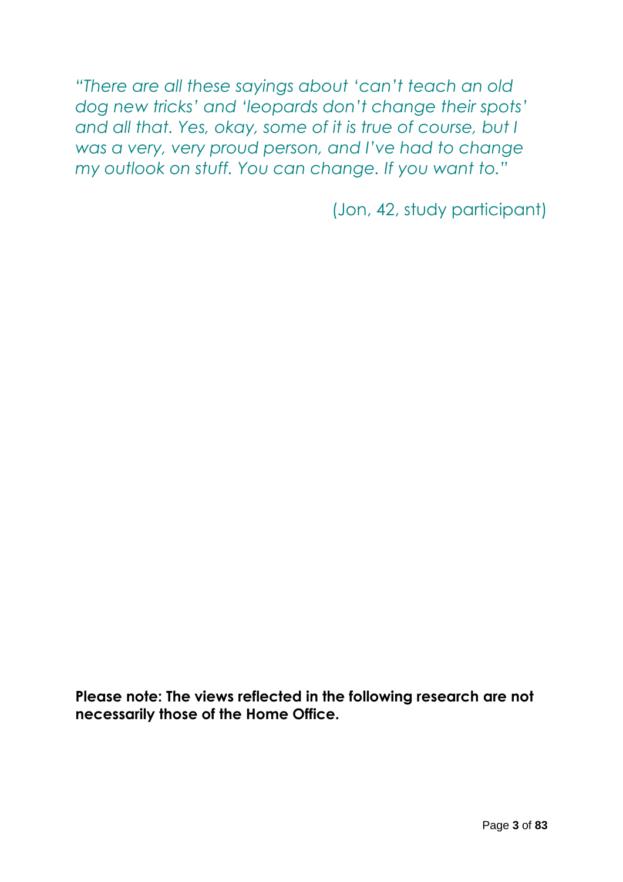*"There are all these sayings about 'can't teach an old dog new tricks' and 'leopards don't change their spots' and all that. Yes, okay, some of it is true of course, but I was a very, very proud person, and I've had to change my outlook on stuff. You can change. If you want to."*

(Jon, 42, study participant)

**Please note: The views reflected in the following research are not necessarily those of the Home Office.**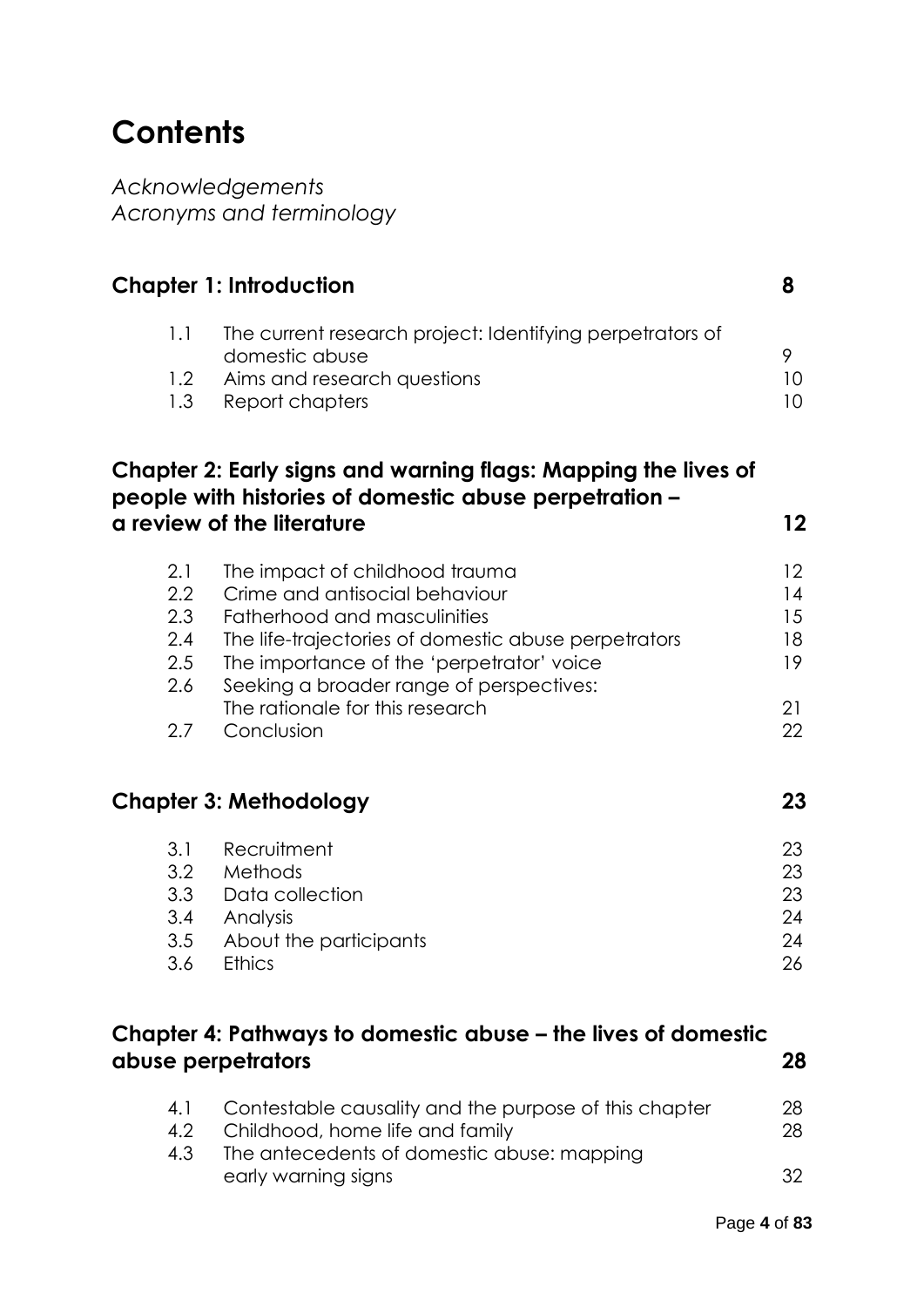# Contents

*Acknowledgements*
*Acronyms and terminology*

| | | |
|---|---|---|
| **Chapter 1: Introduction** | | **8** |
| 1.1 | The current research project: Identifying perpetrators of domestic abuse | 9 |
| 1.2 | Aims and research questions | 10 |
| 1.3 | Report chapters | 10 |
| **Chapter 2: Early signs and warning flags: Mapping the lives of people with histories of domestic abuse perpetration – a review of the literature** | | **12** |
| 2.1 | The impact of childhood trauma | 12 |
| 2.2 | Crime and antisocial behaviour | 14 |
| 2.3 | Fatherhood and masculinities | 15 |
| 2.4 | The life-trajectories of domestic abuse perpetrators | 18 |
| 2.5 | The importance of the 'perpetrator' voice | 19 |
| 2.6 | Seeking a broader range of perspectives: The rationale for this research | 21 |
| 2.7 | Conclusion | 22 |
| **Chapter 3: Methodology** | | **23** |
| 3.1 | Recruitment | 23 |
| 3.2 | Methods | 23 |
| 3.3 | Data collection | 23 |
| 3.4 | Analysis | 24 |
| 3.5 | About the participants | 24 |
| 3.6 | Ethics | 26 |
| **Chapter 4: Pathways to domestic abuse – the lives of domestic abuse perpetrators** | | **28** |
| 4.1 | Contestable causality and the purpose of this chapter | 28 |
| 4.2 | Childhood, home life and family | 28 |
| 4.3 | The antecedents of domestic abuse: mapping early warning signs | 32 |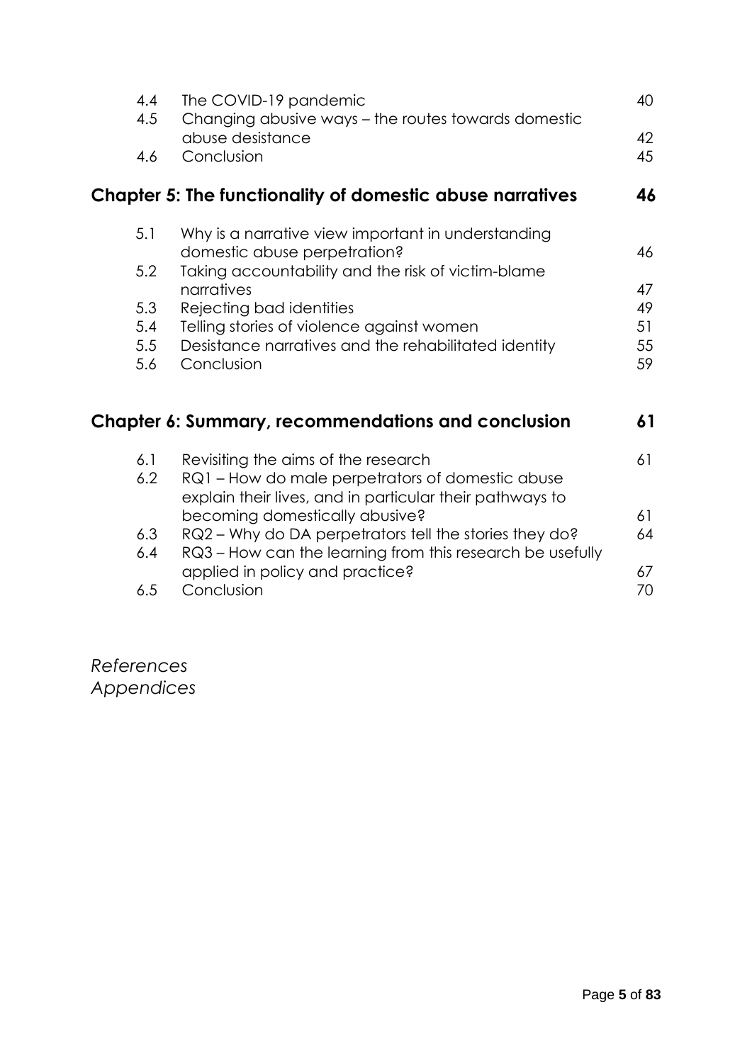| | | |
|---|---|---|
| 4.4 | The COVID-19 pandemic | 40 |
| 4.5 | Changing abusive ways – the routes towards domestic abuse desistance | 42 |
| 4.6 | Conclusion | 45 |

**Chapter 5: The functionality of domestic abuse narratives** **46**

| | | |
|---|---|---|
| 5.1 | Why is a narrative view important in understanding domestic abuse perpetration? | 46 |
| 5.2 | Taking accountability and the risk of victim-blame narratives | 47 |
| 5.3 | Rejecting bad identities | 49 |
| 5.4 | Telling stories of violence against women | 51 |
| 5.5 | Desistance narratives and the rehabilitated identity | 55 |
| 5.6 | Conclusion | 59 |

**Chapter 6: Summary, recommendations and conclusion** **61**

| | | |
|---|---|---|
| 6.1 | Revisiting the aims of the research | 61 |
| 6.2 | RQ1 – How do male perpetrators of domestic abuse explain their lives, and in particular their pathways to becoming domestically abusive? | 61 |
| 6.3 | RQ2 – Why do DA perpetrators tell the stories they do? | 64 |
| 6.4 | RQ3 – How can the learning from this research be usefully applied in policy and practice? | 67 |
| 6.5 | Conclusion | 70 |

*References*
*Appendices*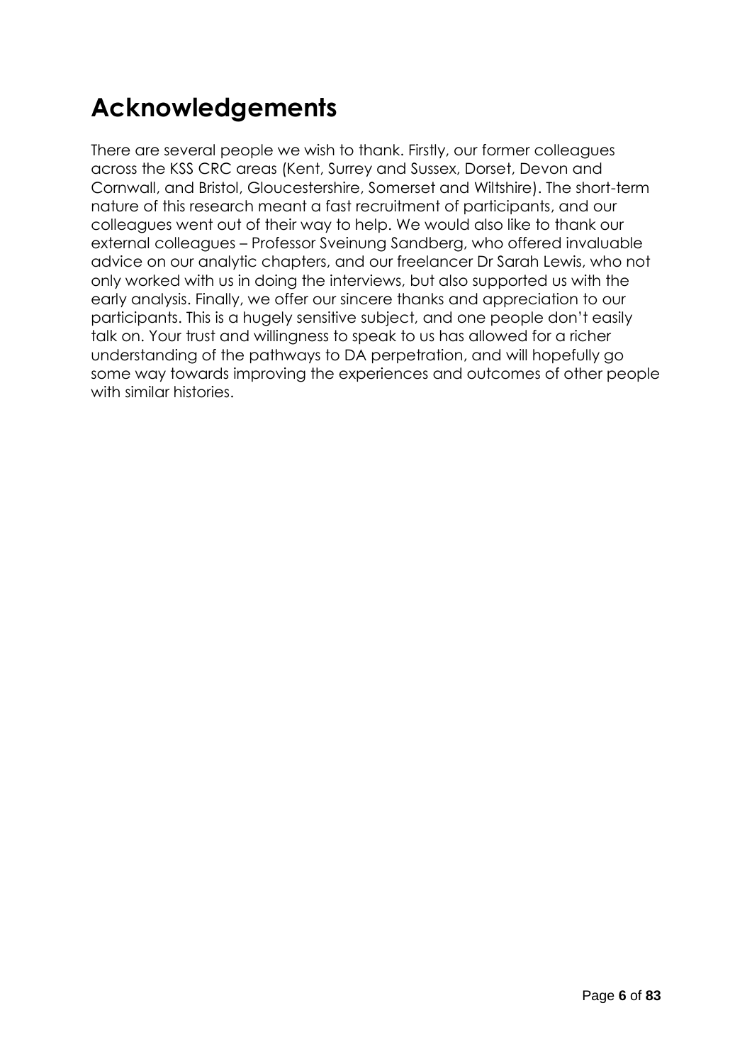# Acknowledgements

There are several people we wish to thank. Firstly, our former colleagues across the KSS CRC areas (Kent, Surrey and Sussex, Dorset, Devon and Cornwall, and Bristol, Gloucestershire, Somerset and Wiltshire). The short-term nature of this research meant a fast recruitment of participants, and our colleagues went out of their way to help. We would also like to thank our external colleagues – Professor Sveinung Sandberg, who offered invaluable advice on our analytic chapters, and our freelancer Dr Sarah Lewis, who not only worked with us in doing the interviews, but also supported us with the early analysis. Finally, we offer our sincere thanks and appreciation to our participants. This is a hugely sensitive subject, and one people don't easily talk on. Your trust and willingness to speak to us has allowed for a richer understanding of the pathways to DA perpetration, and will hopefully go some way towards improving the experiences and outcomes of other people with similar histories.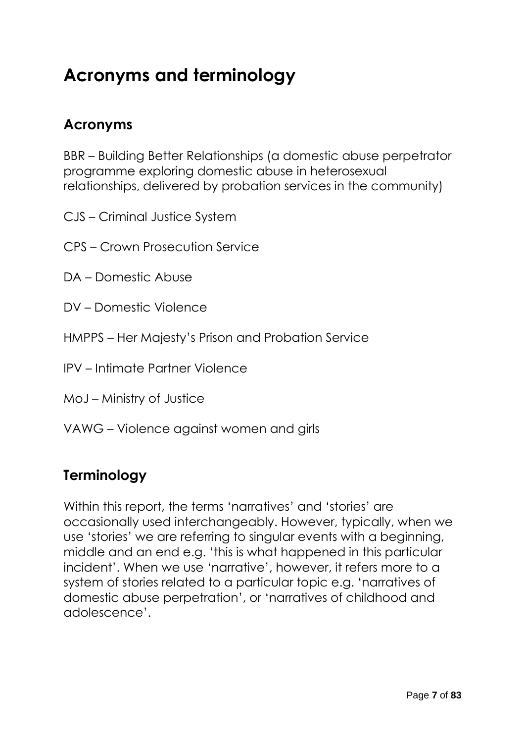# Acronyms and terminology

## Acronyms

BBR – Building Better Relationships (a domestic abuse perpetrator programme exploring domestic abuse in heterosexual relationships, delivered by probation services in the community)

CJS – Criminal Justice System

CPS – Crown Prosecution Service

DA – Domestic Abuse

DV – Domestic Violence

HMPPS – Her Majesty's Prison and Probation Service

IPV – Intimate Partner Violence

MoJ – Ministry of Justice

VAWG – Violence against women and girls

## Terminology

Within this report, the terms 'narratives' and 'stories' are occasionally used interchangeably. However, typically, when we use 'stories' we are referring to singular events with a beginning, middle and an end e.g. 'this is what happened in this particular incident'. When we use 'narrative', however, it refers more to a system of stories related to a particular topic e.g. 'narratives of domestic abuse perpetration', or 'narratives of childhood and adolescence'.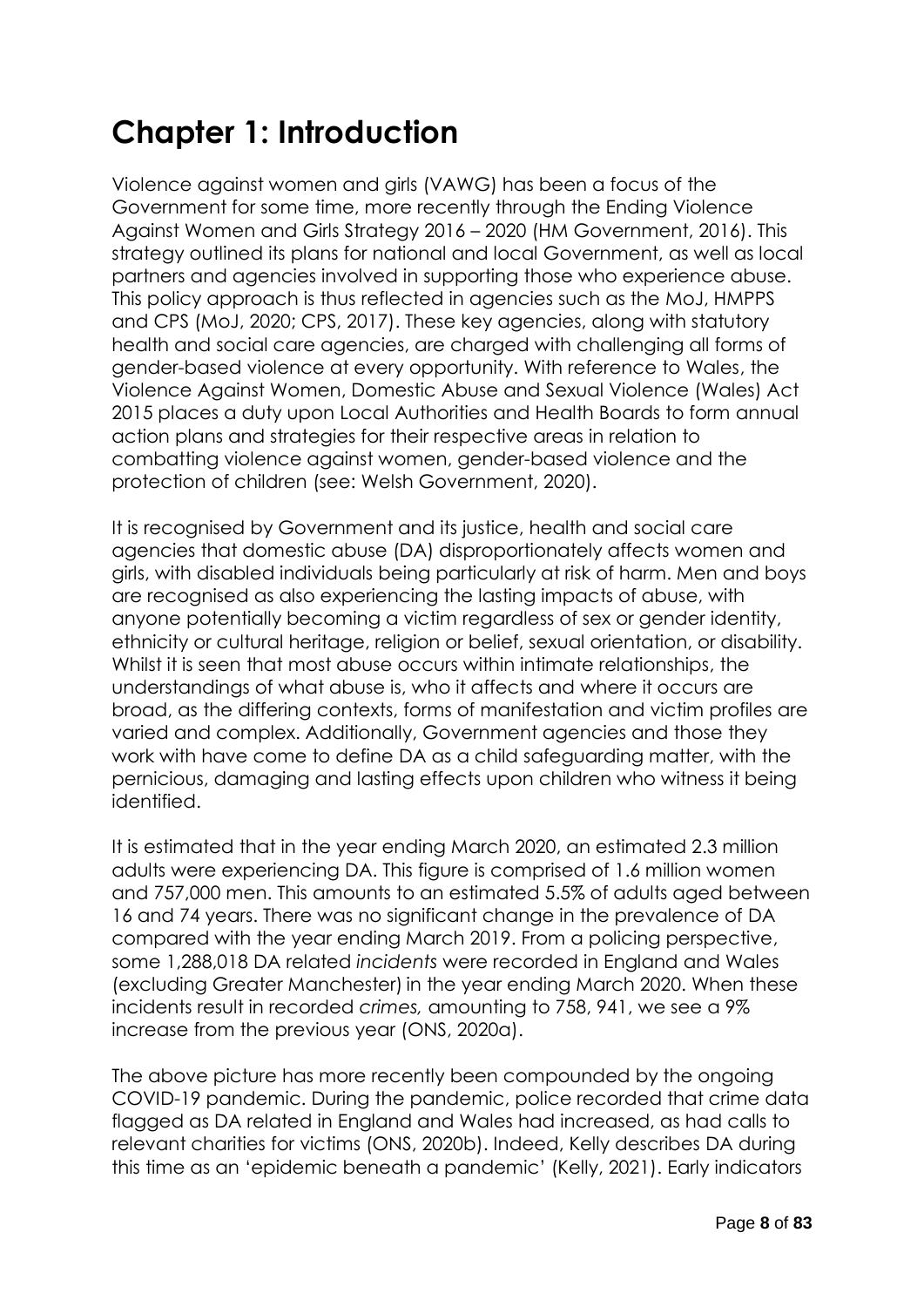# Chapter 1: Introduction

Violence against women and girls (VAWG) has been a focus of the Government for some time, more recently through the Ending Violence Against Women and Girls Strategy 2016 – 2020 (HM Government, 2016). This strategy outlined its plans for national and local Government, as well as local partners and agencies involved in supporting those who experience abuse. This policy approach is thus reflected in agencies such as the MoJ, HMPPS and CPS (MoJ, 2020; CPS, 2017). These key agencies, along with statutory health and social care agencies, are charged with challenging all forms of gender-based violence at every opportunity. With reference to Wales, the Violence Against Women, Domestic Abuse and Sexual Violence (Wales) Act 2015 places a duty upon Local Authorities and Health Boards to form annual action plans and strategies for their respective areas in relation to combatting violence against women, gender-based violence and the protection of children (see: Welsh Government, 2020).

It is recognised by Government and its justice, health and social care agencies that domestic abuse (DA) disproportionately affects women and girls, with disabled individuals being particularly at risk of harm. Men and boys are recognised as also experiencing the lasting impacts of abuse, with anyone potentially becoming a victim regardless of sex or gender identity, ethnicity or cultural heritage, religion or belief, sexual orientation, or disability. Whilst it is seen that most abuse occurs within intimate relationships, the understandings of what abuse is, who it affects and where it occurs are broad, as the differing contexts, forms of manifestation and victim profiles are varied and complex. Additionally, Government agencies and those they work with have come to define DA as a child safeguarding matter, with the pernicious, damaging and lasting effects upon children who witness it being identified.

It is estimated that in the year ending March 2020, an estimated 2.3 million adults were experiencing DA. This figure is comprised of 1.6 million women and 757,000 men. This amounts to an estimated 5.5% of adults aged between 16 and 74 years. There was no significant change in the prevalence of DA compared with the year ending March 2019. From a policing perspective, some 1,288,018 DA related *incidents* were recorded in England and Wales (excluding Greater Manchester) in the year ending March 2020. When these incidents result in recorded *crimes,* amounting to 758, 941, we see a 9% increase from the previous year (ONS, 2020a).

The above picture has more recently been compounded by the ongoing COVID-19 pandemic. During the pandemic, police recorded that crime data flagged as DA related in England and Wales had increased, as had calls to relevant charities for victims (ONS, 2020b). Indeed, Kelly describes DA during this time as an 'epidemic beneath a pandemic' (Kelly, 2021). Early indicators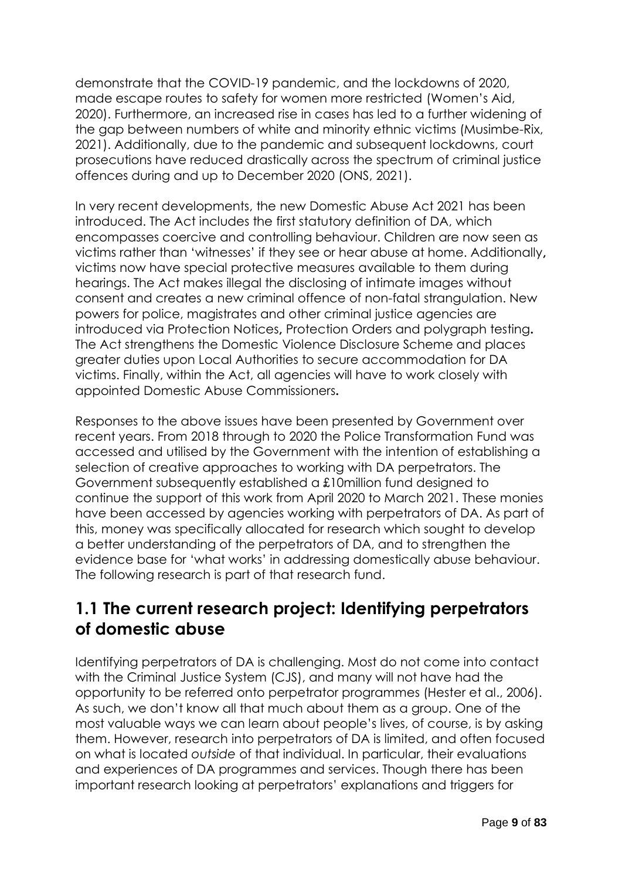demonstrate that the COVID-19 pandemic, and the lockdowns of 2020, made escape routes to safety for women more restricted (Women's Aid, 2020). Furthermore, an increased rise in cases has led to a further widening of the gap between numbers of white and minority ethnic victims (Musimbe-Rix, 2021). Additionally, due to the pandemic and subsequent lockdowns, court prosecutions have reduced drastically across the spectrum of criminal justice offences during and up to December 2020 (ONS, 2021).

In very recent developments, the new Domestic Abuse Act 2021 has been introduced. The Act includes the first statutory definition of DA, which encompasses coercive and controlling behaviour. Children are now seen as victims rather than 'witnesses' if they see or hear abuse at home. Additionally, victims now have special protective measures available to them during hearings. The Act makes illegal the disclosing of intimate images without consent and creates a new criminal offence of non-fatal strangulation. New powers for police, magistrates and other criminal justice agencies are introduced via Protection Notices, Protection Orders and polygraph testing. The Act strengthens the Domestic Violence Disclosure Scheme and places greater duties upon Local Authorities to secure accommodation for DA victims. Finally, within the Act, all agencies will have to work closely with appointed Domestic Abuse Commissioners.

Responses to the above issues have been presented by Government over recent years. From 2018 through to 2020 the Police Transformation Fund was accessed and utilised by the Government with the intention of establishing a selection of creative approaches to working with DA perpetrators. The Government subsequently established a £10million fund designed to continue the support of this work from April 2020 to March 2021. These monies have been accessed by agencies working with perpetrators of DA. As part of this, money was specifically allocated for research which sought to develop a better understanding of the perpetrators of DA, and to strengthen the evidence base for 'what works' in addressing domestically abuse behaviour. The following research is part of that research fund.

## 1.1 The current research project: Identifying perpetrators of domestic abuse

Identifying perpetrators of DA is challenging. Most do not come into contact with the Criminal Justice System (CJS), and many will not have had the opportunity to be referred onto perpetrator programmes (Hester et al., 2006). As such, we don't know all that much about them as a group. One of the most valuable ways we can learn about people's lives, of course, is by asking them. However, research into perpetrators of DA is limited, and often focused on what is located *outside* of that individual. In particular, their evaluations and experiences of DA programmes and services. Though there has been important research looking at perpetrators' explanations and triggers for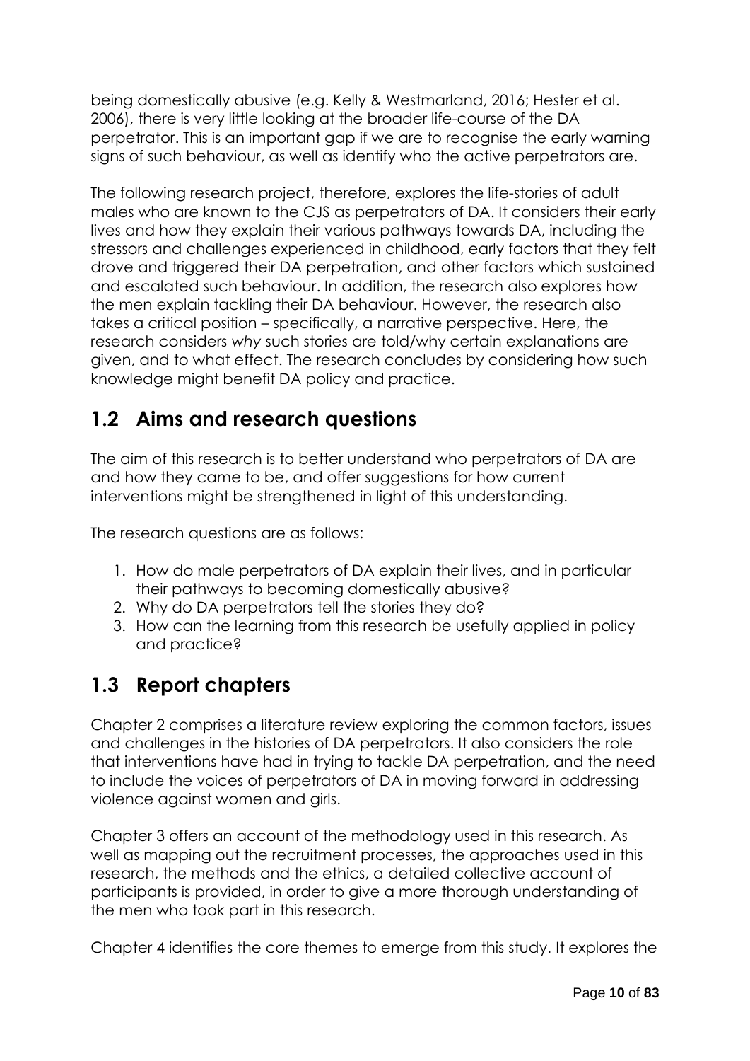being domestically abusive (e.g. Kelly & Westmarland, 2016; Hester et al. 2006), there is very little looking at the broader life-course of the DA perpetrator. This is an important gap if we are to recognise the early warning signs of such behaviour, as well as identify who the active perpetrators are.

The following research project, therefore, explores the life-stories of adult males who are known to the CJS as perpetrators of DA. It considers their early lives and how they explain their various pathways towards DA, including the stressors and challenges experienced in childhood, early factors that they felt drove and triggered their DA perpetration, and other factors which sustained and escalated such behaviour. In addition, the research also explores how the men explain tackling their DA behaviour. However, the research also takes a critical position – specifically, a narrative perspective. Here, the research considers *why* such stories are told/why certain explanations are given, and to what effect. The research concludes by considering how such knowledge might benefit DA policy and practice.

## 1.2 Aims and research questions

The aim of this research is to better understand who perpetrators of DA are and how they came to be, and offer suggestions for how current interventions might be strengthened in light of this understanding.

The research questions are as follows:

1. How do male perpetrators of DA explain their lives, and in particular their pathways to becoming domestically abusive?
2. Why do DA perpetrators tell the stories they do?
3. How can the learning from this research be usefully applied in policy and practice?

## 1.3 Report chapters

Chapter 2 comprises a literature review exploring the common factors, issues and challenges in the histories of DA perpetrators. It also considers the role that interventions have had in trying to tackle DA perpetration, and the need to include the voices of perpetrators of DA in moving forward in addressing violence against women and girls.

Chapter 3 offers an account of the methodology used in this research. As well as mapping out the recruitment processes, the approaches used in this research, the methods and the ethics, a detailed collective account of participants is provided, in order to give a more thorough understanding of the men who took part in this research.

Chapter 4 identifies the core themes to emerge from this study. It explores the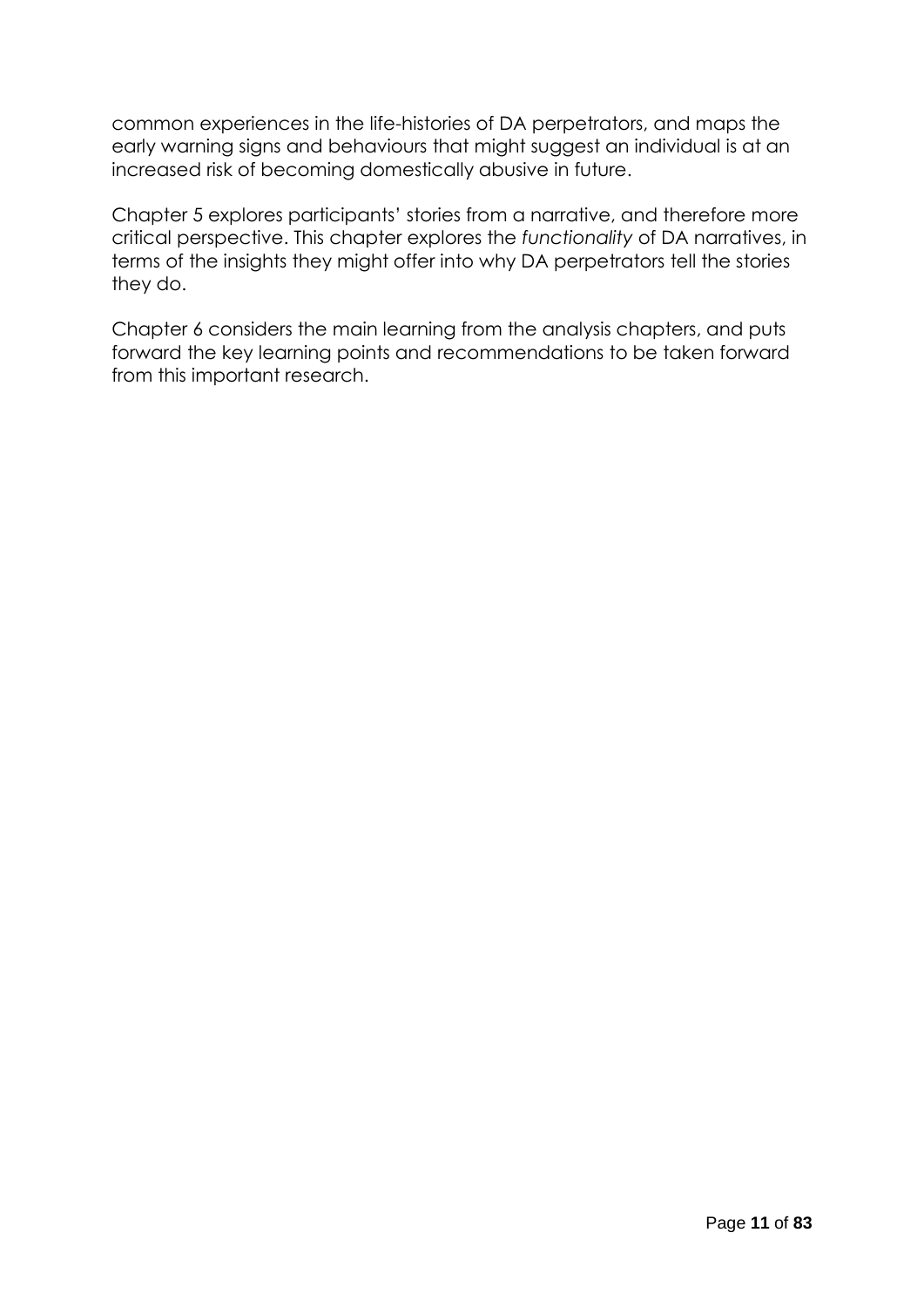common experiences in the life-histories of DA perpetrators, and maps the early warning signs and behaviours that might suggest an individual is at an increased risk of becoming domestically abusive in future.

Chapter 5 explores participants' stories from a narrative, and therefore more critical perspective. This chapter explores the *functionality* of DA narratives, in terms of the insights they might offer into why DA perpetrators tell the stories they do.

Chapter 6 considers the main learning from the analysis chapters, and puts forward the key learning points and recommendations to be taken forward from this important research.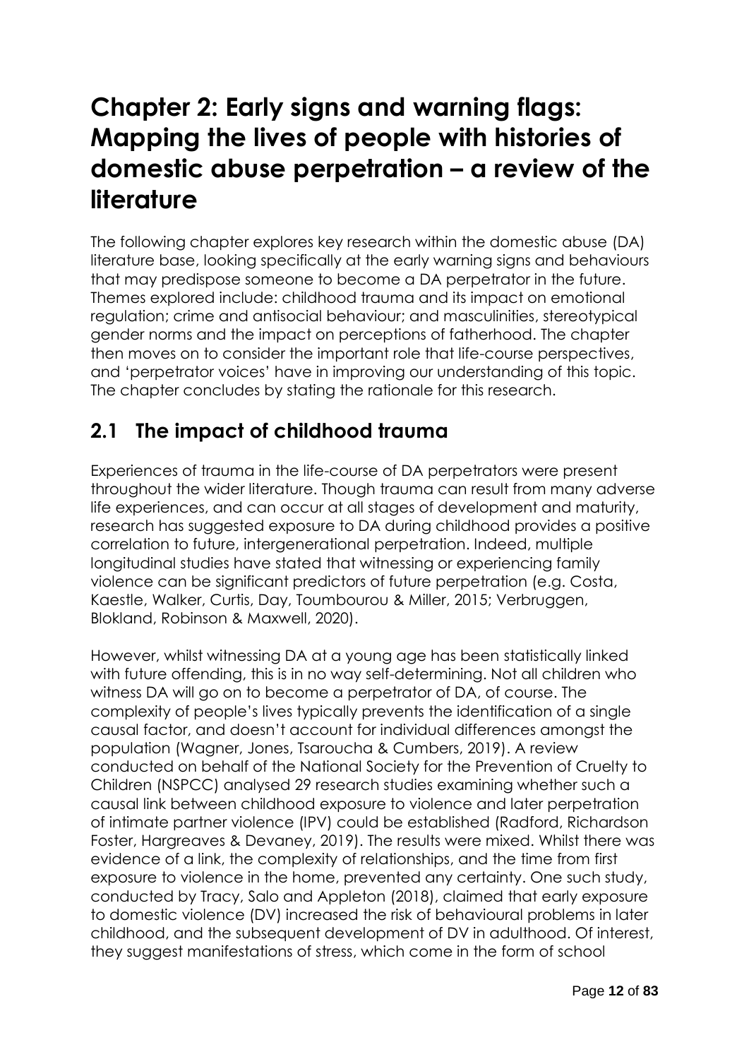# Chapter 2: Early signs and warning flags: Mapping the lives of people with histories of domestic abuse perpetration – a review of the literature

The following chapter explores key research within the domestic abuse (DA) literature base, looking specifically at the early warning signs and behaviours that may predispose someone to become a DA perpetrator in the future. Themes explored include: childhood trauma and its impact on emotional regulation; crime and antisocial behaviour; and masculinities, stereotypical gender norms and the impact on perceptions of fatherhood. The chapter then moves on to consider the important role that life-course perspectives, and 'perpetrator voices' have in improving our understanding of this topic. The chapter concludes by stating the rationale for this research.

## 2.1 The impact of childhood trauma

Experiences of trauma in the life-course of DA perpetrators were present throughout the wider literature. Though trauma can result from many adverse life experiences, and can occur at all stages of development and maturity, research has suggested exposure to DA during childhood provides a positive correlation to future, intergenerational perpetration. Indeed, multiple longitudinal studies have stated that witnessing or experiencing family violence can be significant predictors of future perpetration (e.g. Costa, Kaestle, Walker, Curtis, Day, Toumbourou & Miller, 2015; Verbruggen, Blokland, Robinson & Maxwell, 2020).

However, whilst witnessing DA at a young age has been statistically linked with future offending, this is in no way self-determining. Not all children who witness DA will go on to become a perpetrator of DA, of course. The complexity of people's lives typically prevents the identification of a single causal factor, and doesn't account for individual differences amongst the population (Wagner, Jones, Tsaroucha & Cumbers, 2019). A review conducted on behalf of the National Society for the Prevention of Cruelty to Children (NSPCC) analysed 29 research studies examining whether such a causal link between childhood exposure to violence and later perpetration of intimate partner violence (IPV) could be established (Radford, Richardson Foster, Hargreaves & Devaney, 2019). The results were mixed. Whilst there was evidence of a link, the complexity of relationships, and the time from first exposure to violence in the home, prevented any certainty. One such study, conducted by Tracy, Salo and Appleton (2018), claimed that early exposure to domestic violence (DV) increased the risk of behavioural problems in later childhood, and the subsequent development of DV in adulthood. Of interest, they suggest manifestations of stress, which come in the form of school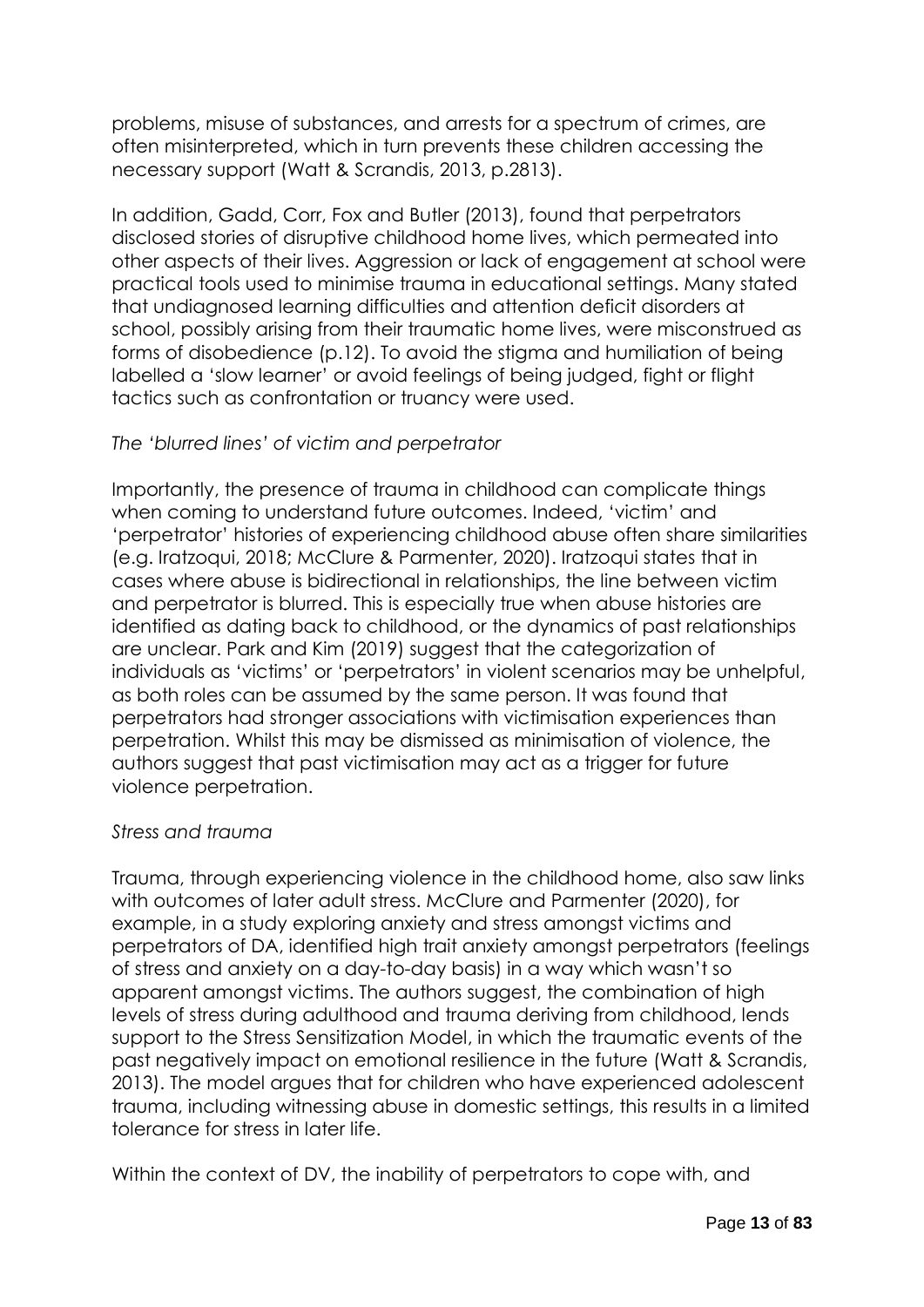problems, misuse of substances, and arrests for a spectrum of crimes, are often misinterpreted, which in turn prevents these children accessing the necessary support (Watt & Scrandis, 2013, p.2813).

In addition, Gadd, Corr, Fox and Butler (2013), found that perpetrators disclosed stories of disruptive childhood home lives, which permeated into other aspects of their lives. Aggression or lack of engagement at school were practical tools used to minimise trauma in educational settings. Many stated that undiagnosed learning difficulties and attention deficit disorders at school, possibly arising from their traumatic home lives, were misconstrued as forms of disobedience (p.12). To avoid the stigma and humiliation of being labelled a 'slow learner' or avoid feelings of being judged, fight or flight tactics such as confrontation or truancy were used.

*The 'blurred lines' of victim and perpetrator*

Importantly, the presence of trauma in childhood can complicate things when coming to understand future outcomes. Indeed, 'victim' and 'perpetrator' histories of experiencing childhood abuse often share similarities (e.g. Iratzoqui, 2018; McClure & Parmenter, 2020). Iratzoqui states that in cases where abuse is bidirectional in relationships, the line between victim and perpetrator is blurred. This is especially true when abuse histories are identified as dating back to childhood, or the dynamics of past relationships are unclear. Park and Kim (2019) suggest that the categorization of individuals as 'victims' or 'perpetrators' in violent scenarios may be unhelpful, as both roles can be assumed by the same person. It was found that perpetrators had stronger associations with victimisation experiences than perpetration. Whilst this may be dismissed as minimisation of violence, the authors suggest that past victimisation may act as a trigger for future violence perpetration.

*Stress and trauma*

Trauma, through experiencing violence in the childhood home, also saw links with outcomes of later adult stress. McClure and Parmenter (2020), for example, in a study exploring anxiety and stress amongst victims and perpetrators of DA, identified high trait anxiety amongst perpetrators (feelings of stress and anxiety on a day-to-day basis) in a way which wasn't so apparent amongst victims. The authors suggest, the combination of high levels of stress during adulthood and trauma deriving from childhood, lends support to the Stress Sensitization Model, in which the traumatic events of the past negatively impact on emotional resilience in the future (Watt & Scrandis, 2013). The model argues that for children who have experienced adolescent trauma, including witnessing abuse in domestic settings, this results in a limited tolerance for stress in later life.

Within the context of DV, the inability of perpetrators to cope with, and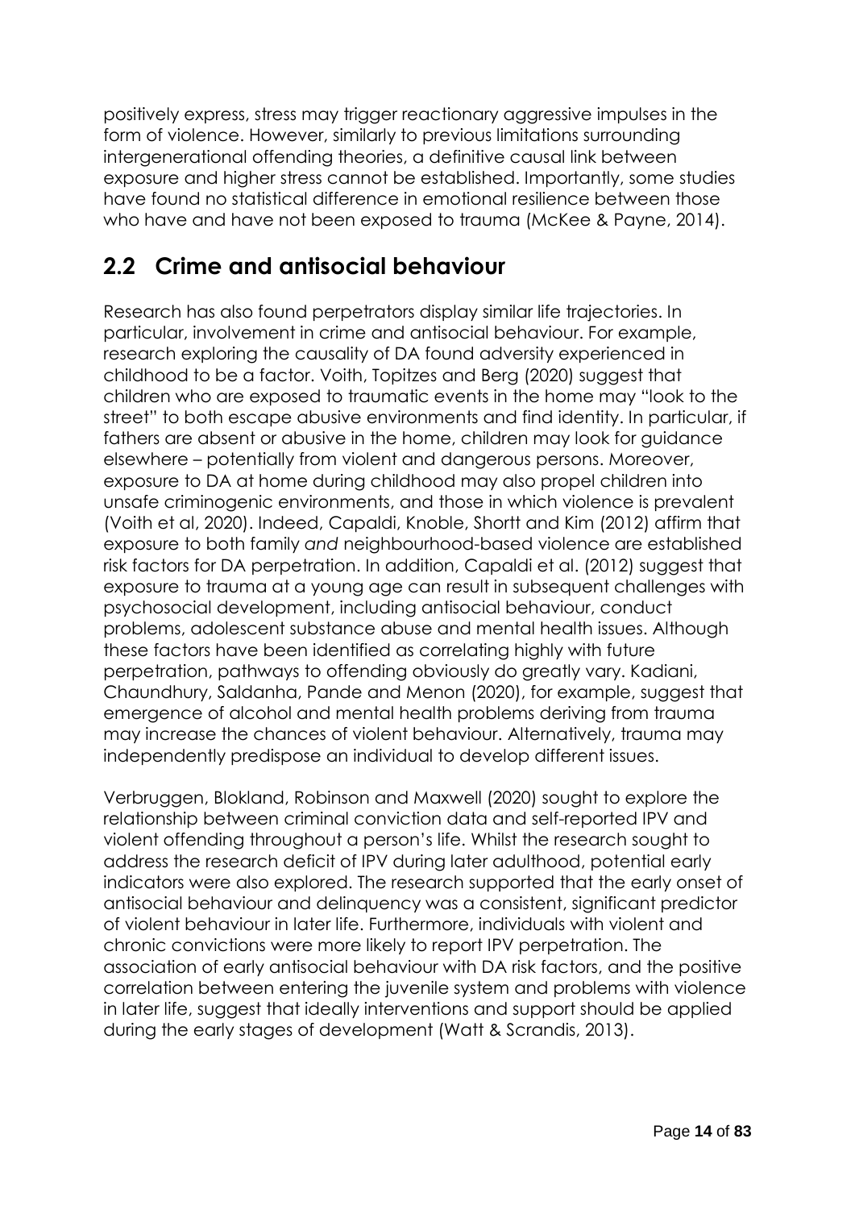positively express, stress may trigger reactionary aggressive impulses in the form of violence. However, similarly to previous limitations surrounding intergenerational offending theories, a definitive causal link between exposure and higher stress cannot be established. Importantly, some studies have found no statistical difference in emotional resilience between those who have and have not been exposed to trauma (McKee & Payne, 2014).

## 2.2 Crime and antisocial behaviour

Research has also found perpetrators display similar life trajectories. In particular, involvement in crime and antisocial behaviour. For example, research exploring the causality of DA found adversity experienced in childhood to be a factor. Voith, Topitzes and Berg (2020) suggest that children who are exposed to traumatic events in the home may "look to the street" to both escape abusive environments and find identity. In particular, if fathers are absent or abusive in the home, children may look for guidance elsewhere – potentially from violent and dangerous persons. Moreover, exposure to DA at home during childhood may also propel children into unsafe criminogenic environments, and those in which violence is prevalent (Voith et al, 2020). Indeed, Capaldi, Knoble, Shortt and Kim (2012) affirm that exposure to both family *and* neighbourhood-based violence are established risk factors for DA perpetration. In addition, Capaldi et al. (2012) suggest that exposure to trauma at a young age can result in subsequent challenges with psychosocial development, including antisocial behaviour, conduct problems, adolescent substance abuse and mental health issues. Although these factors have been identified as correlating highly with future perpetration, pathways to offending obviously do greatly vary. Kadiani, Chaundhury, Saldanha, Pande and Menon (2020), for example, suggest that emergence of alcohol and mental health problems deriving from trauma may increase the chances of violent behaviour. Alternatively, trauma may independently predispose an individual to develop different issues.

Verbruggen, Blokland, Robinson and Maxwell (2020) sought to explore the relationship between criminal conviction data and self-reported IPV and violent offending throughout a person's life. Whilst the research sought to address the research deficit of IPV during later adulthood, potential early indicators were also explored. The research supported that the early onset of antisocial behaviour and delinquency was a consistent, significant predictor of violent behaviour in later life. Furthermore, individuals with violent and chronic convictions were more likely to report IPV perpetration. The association of early antisocial behaviour with DA risk factors, and the positive correlation between entering the juvenile system and problems with violence in later life, suggest that ideally interventions and support should be applied during the early stages of development (Watt & Scrandis, 2013).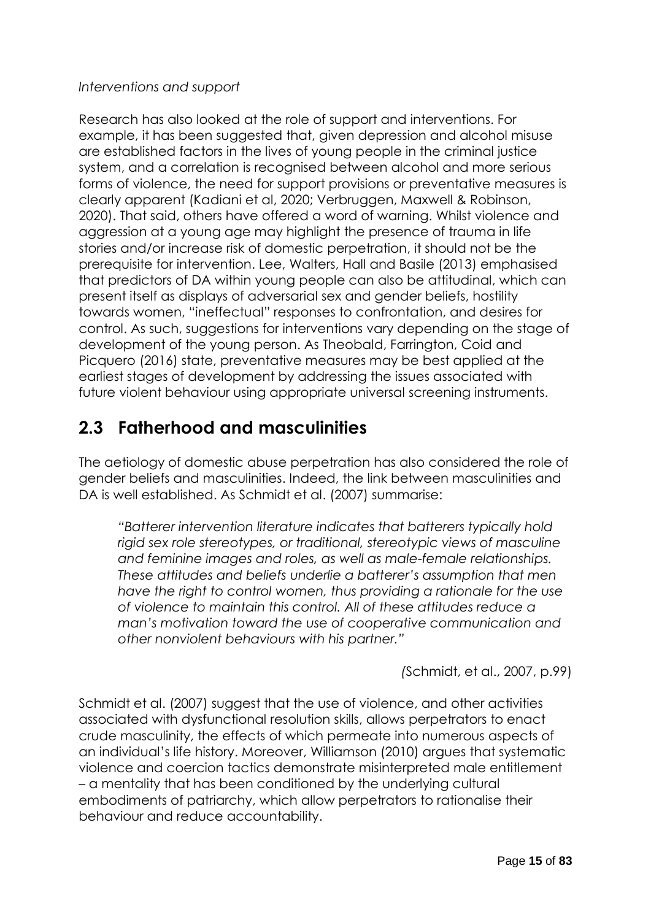*Interventions and support*

Research has also looked at the role of support and interventions. For example, it has been suggested that, given depression and alcohol misuse are established factors in the lives of young people in the criminal justice system, and a correlation is recognised between alcohol and more serious forms of violence, the need for support provisions or preventative measures is clearly apparent (Kadiani et al, 2020; Verbruggen, Maxwell & Robinson, 2020). That said, others have offered a word of warning. Whilst violence and aggression at a young age may highlight the presence of trauma in life stories and/or increase risk of domestic perpetration, it should not be the prerequisite for intervention. Lee, Walters, Hall and Basile (2013) emphasised that predictors of DA within young people can also be attitudinal, which can present itself as displays of adversarial sex and gender beliefs, hostility towards women, "ineffectual" responses to confrontation, and desires for control. As such, suggestions for interventions vary depending on the stage of development of the young person. As Theobald, Farrington, Coid and Picquero (2016) state, preventative measures may be best applied at the earliest stages of development by addressing the issues associated with future violent behaviour using appropriate universal screening instruments.

## 2.3 Fatherhood and masculinities

The aetiology of domestic abuse perpetration has also considered the role of gender beliefs and masculinities. Indeed, the link between masculinities and DA is well established. As Schmidt et al. (2007) summarise:

> *"Batterer intervention literature indicates that batterers typically hold rigid sex role stereotypes, or traditional, stereotypic views of masculine and feminine images and roles, as well as male-female relationships. These attitudes and beliefs underlie a batterer's assumption that men have the right to control women, thus providing a rationale for the use of violence to maintain this control. All of these attitudes reduce a man's motivation toward the use of cooperative communication and other nonviolent behaviours with his partner."*
>
> *(*Schmidt, et al., 2007, p.99)

Schmidt et al. (2007) suggest that the use of violence, and other activities associated with dysfunctional resolution skills, allows perpetrators to enact crude masculinity, the effects of which permeate into numerous aspects of an individual's life history. Moreover, Williamson (2010) argues that systematic violence and coercion tactics demonstrate misinterpreted male entitlement – a mentality that has been conditioned by the underlying cultural embodiments of patriarchy, which allow perpetrators to rationalise their behaviour and reduce accountability.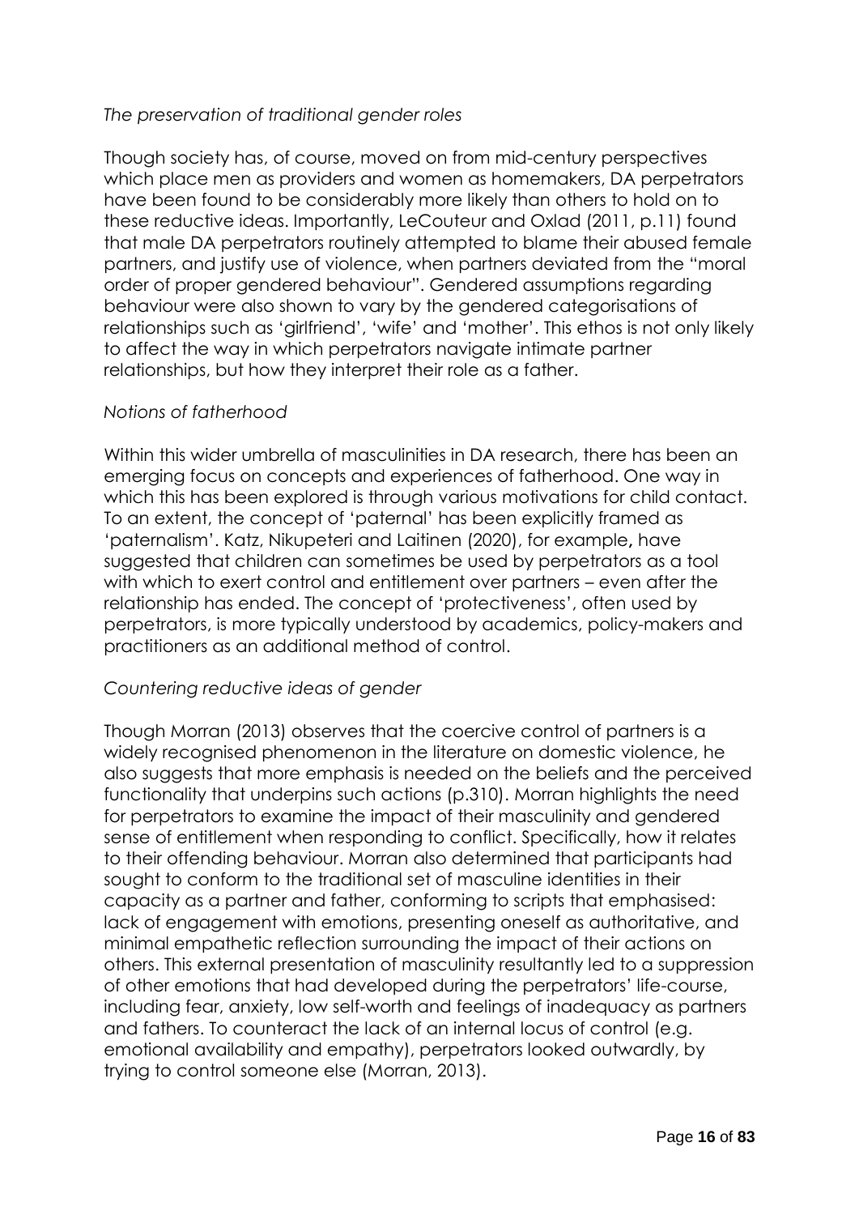*The preservation of traditional gender roles*

Though society has, of course, moved on from mid-century perspectives which place men as providers and women as homemakers, DA perpetrators have been found to be considerably more likely than others to hold on to these reductive ideas. Importantly, LeCouteur and Oxlad (2011, p.11) found that male DA perpetrators routinely attempted to blame their abused female partners, and justify use of violence, when partners deviated from the "moral order of proper gendered behaviour". Gendered assumptions regarding behaviour were also shown to vary by the gendered categorisations of relationships such as 'girlfriend', 'wife' and 'mother'. This ethos is not only likely to affect the way in which perpetrators navigate intimate partner relationships, but how they interpret their role as a father.

*Notions of fatherhood*

Within this wider umbrella of masculinities in DA research, there has been an emerging focus on concepts and experiences of fatherhood. One way in which this has been explored is through various motivations for child contact. To an extent, the concept of 'paternal' has been explicitly framed as 'paternalism'. Katz, Nikupeteri and Laitinen (2020), for example**,** have suggested that children can sometimes be used by perpetrators as a tool with which to exert control and entitlement over partners – even after the relationship has ended. The concept of 'protectiveness', often used by perpetrators, is more typically understood by academics, policy-makers and practitioners as an additional method of control.

*Countering reductive ideas of gender*

Though Morran (2013) observes that the coercive control of partners is a widely recognised phenomenon in the literature on domestic violence, he also suggests that more emphasis is needed on the beliefs and the perceived functionality that underpins such actions (p.310). Morran highlights the need for perpetrators to examine the impact of their masculinity and gendered sense of entitlement when responding to conflict. Specifically, how it relates to their offending behaviour. Morran also determined that participants had sought to conform to the traditional set of masculine identities in their capacity as a partner and father, conforming to scripts that emphasised: lack of engagement with emotions, presenting oneself as authoritative, and minimal empathetic reflection surrounding the impact of their actions on others. This external presentation of masculinity resultantly led to a suppression of other emotions that had developed during the perpetrators' life-course, including fear, anxiety, low self-worth and feelings of inadequacy as partners and fathers. To counteract the lack of an internal locus of control (e.g. emotional availability and empathy), perpetrators looked outwardly, by trying to control someone else (Morran, 2013).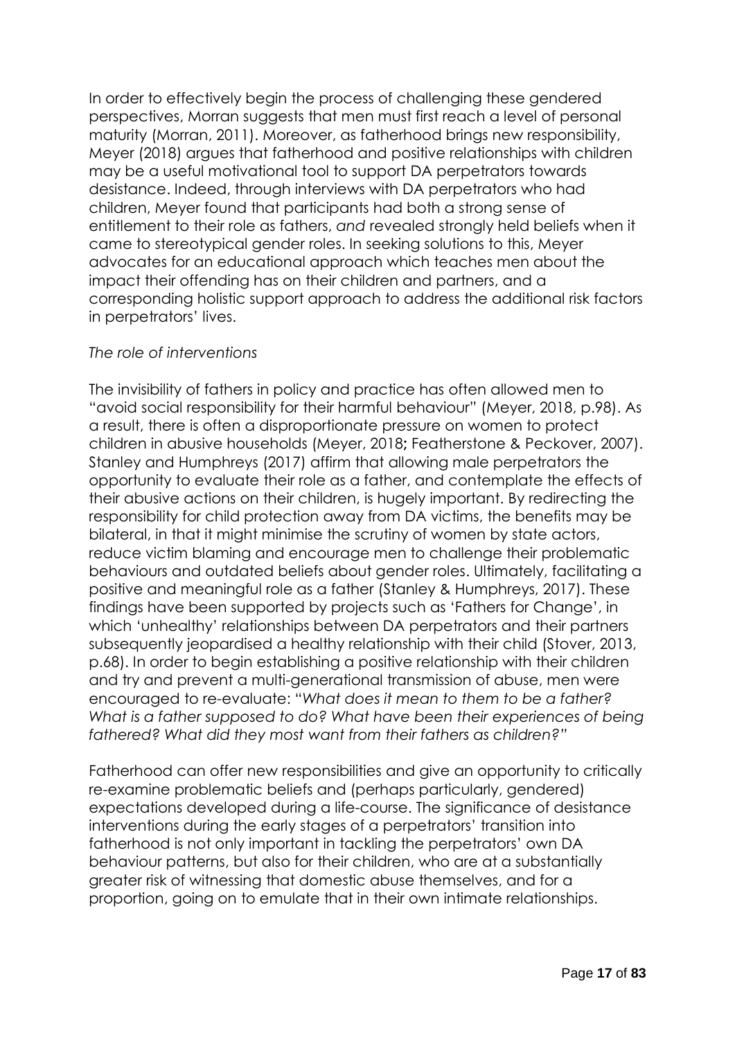In order to effectively begin the process of challenging these gendered perspectives, Morran suggests that men must first reach a level of personal maturity (Morran, 2011). Moreover, as fatherhood brings new responsibility, Meyer (2018) argues that fatherhood and positive relationships with children may be a useful motivational tool to support DA perpetrators towards desistance. Indeed, through interviews with DA perpetrators who had children, Meyer found that participants had both a strong sense of entitlement to their role as fathers, *and* revealed strongly held beliefs when it came to stereotypical gender roles. In seeking solutions to this, Meyer advocates for an educational approach which teaches men about the impact their offending has on their children and partners, and a corresponding holistic support approach to address the additional risk factors in perpetrators' lives.

*The role of interventions*

The invisibility of fathers in policy and practice has often allowed men to "avoid social responsibility for their harmful behaviour" (Meyer, 2018, p.98). As a result, there is often a disproportionate pressure on women to protect children in abusive households (Meyer, 2018**;** Featherstone & Peckover, 2007). Stanley and Humphreys (2017) affirm that allowing male perpetrators the opportunity to evaluate their role as a father, and contemplate the effects of their abusive actions on their children, is hugely important. By redirecting the responsibility for child protection away from DA victims, the benefits may be bilateral, in that it might minimise the scrutiny of women by state actors, reduce victim blaming and encourage men to challenge their problematic behaviours and outdated beliefs about gender roles. Ultimately, facilitating a positive and meaningful role as a father (Stanley & Humphreys, 2017). These findings have been supported by projects such as 'Fathers for Change', in which 'unhealthy' relationships between DA perpetrators and their partners subsequently jeopardised a healthy relationship with their child (Stover, 2013, p.68). In order to begin establishing a positive relationship with their children and try and prevent a multi-generational transmission of abuse, men were encouraged to re-evaluate: "*What does it mean to them to be a father? What is a father supposed to do? What have been their experiences of being fathered? What did they most want from their fathers as children?*"

Fatherhood can offer new responsibilities and give an opportunity to critically re-examine problematic beliefs and (perhaps particularly, gendered) expectations developed during a life-course. The significance of desistance interventions during the early stages of a perpetrators' transition into fatherhood is not only important in tackling the perpetrators' own DA behaviour patterns, but also for their children, who are at a substantially greater risk of witnessing that domestic abuse themselves, and for a proportion, going on to emulate that in their own intimate relationships.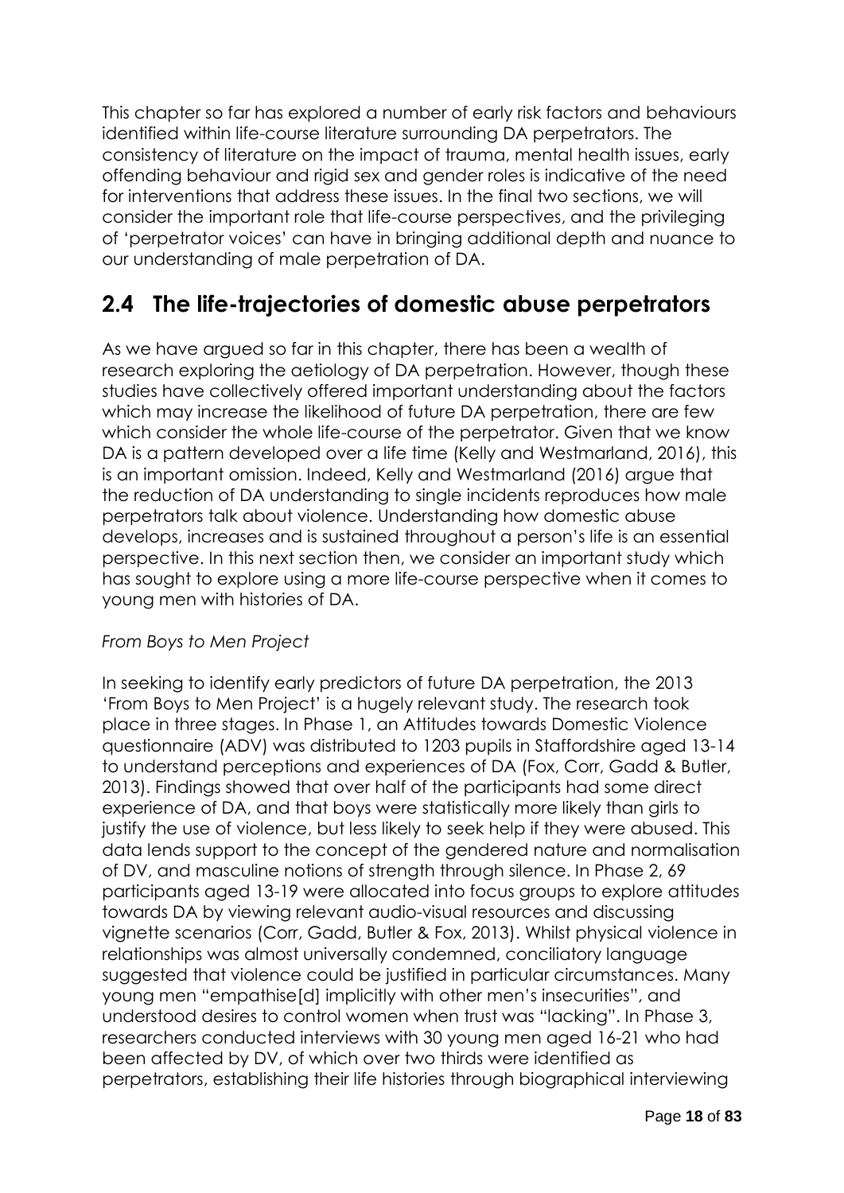This chapter so far has explored a number of early risk factors and behaviours identified within life-course literature surrounding DA perpetrators. The consistency of literature on the impact of trauma, mental health issues, early offending behaviour and rigid sex and gender roles is indicative of the need for interventions that address these issues. In the final two sections, we will consider the important role that life-course perspectives, and the privileging of 'perpetrator voices' can have in bringing additional depth and nuance to our understanding of male perpetration of DA.

## 2.4 The life-trajectories of domestic abuse perpetrators

As we have argued so far in this chapter, there has been a wealth of research exploring the aetiology of DA perpetration. However, though these studies have collectively offered important understanding about the factors which may increase the likelihood of future DA perpetration, there are few which consider the whole life-course of the perpetrator. Given that we know DA is a pattern developed over a life time (Kelly and Westmarland, 2016), this is an important omission. Indeed, Kelly and Westmarland (2016) argue that the reduction of DA understanding to single incidents reproduces how male perpetrators talk about violence. Understanding how domestic abuse develops, increases and is sustained throughout a person's life is an essential perspective. In this next section then, we consider an important study which has sought to explore using a more life-course perspective when it comes to young men with histories of DA.

*From Boys to Men Project*

In seeking to identify early predictors of future DA perpetration, the 2013 'From Boys to Men Project' is a hugely relevant study. The research took place in three stages. In Phase 1, an Attitudes towards Domestic Violence questionnaire (ADV) was distributed to 1203 pupils in Staffordshire aged 13-14 to understand perceptions and experiences of DA (Fox, Corr, Gadd & Butler, 2013). Findings showed that over half of the participants had some direct experience of DA, and that boys were statistically more likely than girls to justify the use of violence, but less likely to seek help if they were abused. This data lends support to the concept of the gendered nature and normalisation of DV, and masculine notions of strength through silence. In Phase 2, 69 participants aged 13-19 were allocated into focus groups to explore attitudes towards DA by viewing relevant audio-visual resources and discussing vignette scenarios (Corr, Gadd, Butler & Fox, 2013). Whilst physical violence in relationships was almost universally condemned, conciliatory language suggested that violence could be justified in particular circumstances. Many young men "empathise[d] implicitly with other men's insecurities", and understood desires to control women when trust was "lacking". In Phase 3, researchers conducted interviews with 30 young men aged 16-21 who had been affected by DV, of which over two thirds were identified as perpetrators, establishing their life histories through biographical interviewing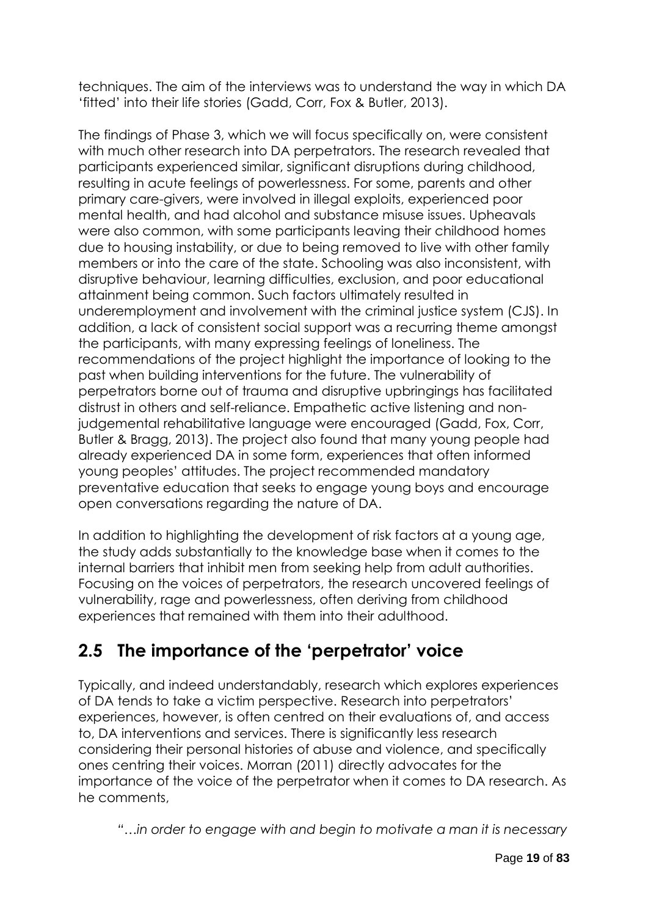techniques. The aim of the interviews was to understand the way in which DA 'fitted' into their life stories (Gadd, Corr, Fox & Butler, 2013).

The findings of Phase 3, which we will focus specifically on, were consistent with much other research into DA perpetrators. The research revealed that participants experienced similar, significant disruptions during childhood, resulting in acute feelings of powerlessness. For some, parents and other primary care-givers, were involved in illegal exploits, experienced poor mental health, and had alcohol and substance misuse issues. Upheavals were also common, with some participants leaving their childhood homes due to housing instability, or due to being removed to live with other family members or into the care of the state. Schooling was also inconsistent, with disruptive behaviour, learning difficulties, exclusion, and poor educational attainment being common. Such factors ultimately resulted in underemployment and involvement with the criminal justice system (CJS). In addition, a lack of consistent social support was a recurring theme amongst the participants, with many expressing feelings of loneliness. The recommendations of the project highlight the importance of looking to the past when building interventions for the future. The vulnerability of perpetrators borne out of trauma and disruptive upbringings has facilitated distrust in others and self-reliance. Empathetic active listening and non-judgemental rehabilitative language were encouraged (Gadd, Fox, Corr, Butler & Bragg, 2013). The project also found that many young people had already experienced DA in some form, experiences that often informed young peoples' attitudes. The project recommended mandatory preventative education that seeks to engage young boys and encourage open conversations regarding the nature of DA.

In addition to highlighting the development of risk factors at a young age, the study adds substantially to the knowledge base when it comes to the internal barriers that inhibit men from seeking help from adult authorities. Focusing on the voices of perpetrators, the research uncovered feelings of vulnerability, rage and powerlessness, often deriving from childhood experiences that remained with them into their adulthood.

## 2.5 The importance of the 'perpetrator' voice

Typically, and indeed understandably, research which explores experiences of DA tends to take a victim perspective. Research into perpetrators' experiences, however, is often centred on their evaluations of, and access to, DA interventions and services. There is significantly less research considering their personal histories of abuse and violence, and specifically ones centring their voices. Morran (2011) directly advocates for the importance of the voice of the perpetrator when it comes to DA research. As he comments,

> "*…in order to engage with and begin to motivate a man it is necessary*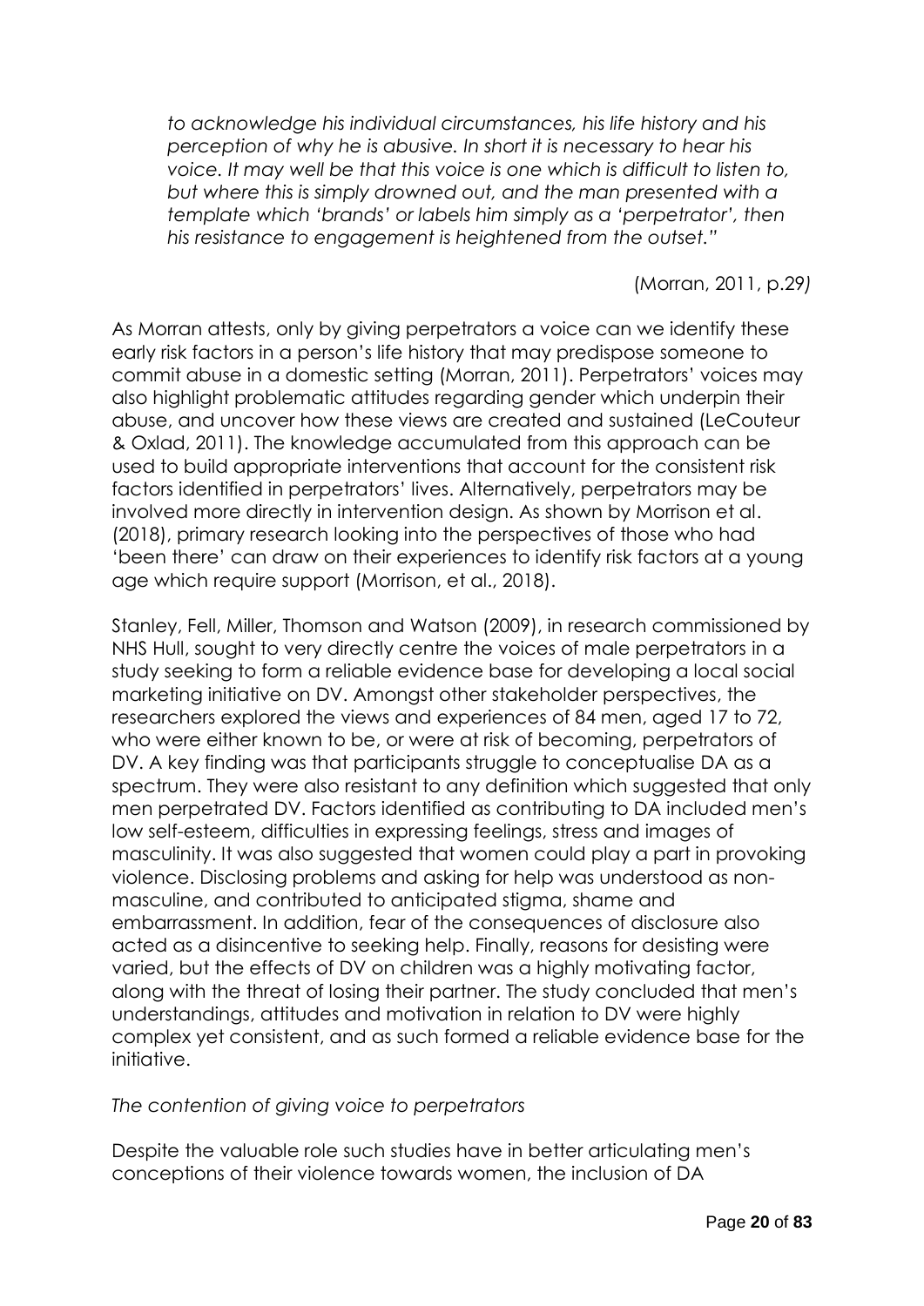*to acknowledge his individual circumstances, his life history and his perception of why he is abusive. In short it is necessary to hear his voice. It may well be that this voice is one which is difficult to listen to, but where this is simply drowned out, and the man presented with a template which 'brands' or labels him simply as a 'perpetrator', then his resistance to engagement is heightened from the outset."*

(Morran, 2011, p.29*)*

As Morran attests, only by giving perpetrators a voice can we identify these early risk factors in a person's life history that may predispose someone to commit abuse in a domestic setting (Morran, 2011). Perpetrators' voices may also highlight problematic attitudes regarding gender which underpin their abuse, and uncover how these views are created and sustained (LeCouteur & Oxlad, 2011). The knowledge accumulated from this approach can be used to build appropriate interventions that account for the consistent risk factors identified in perpetrators' lives. Alternatively, perpetrators may be involved more directly in intervention design. As shown by Morrison et al. (2018), primary research looking into the perspectives of those who had 'been there' can draw on their experiences to identify risk factors at a young age which require support (Morrison, et al., 2018).

Stanley, Fell, Miller, Thomson and Watson (2009), in research commissioned by NHS Hull, sought to very directly centre the voices of male perpetrators in a study seeking to form a reliable evidence base for developing a local social marketing initiative on DV. Amongst other stakeholder perspectives, the researchers explored the views and experiences of 84 men, aged 17 to 72, who were either known to be, or were at risk of becoming, perpetrators of DV. A key finding was that participants struggle to conceptualise DA as a spectrum. They were also resistant to any definition which suggested that only men perpetrated DV. Factors identified as contributing to DA included men's low self-esteem, difficulties in expressing feelings, stress and images of masculinity. It was also suggested that women could play a part in provoking violence. Disclosing problems and asking for help was understood as non-masculine, and contributed to anticipated stigma, shame and embarrassment. In addition, fear of the consequences of disclosure also acted as a disincentive to seeking help. Finally, reasons for desisting were varied, but the effects of DV on children was a highly motivating factor, along with the threat of losing their partner. The study concluded that men's understandings, attitudes and motivation in relation to DV were highly complex yet consistent, and as such formed a reliable evidence base for the initiative.

*The contention of giving voice to perpetrators*

Despite the valuable role such studies have in better articulating men's conceptions of their violence towards women, the inclusion of DA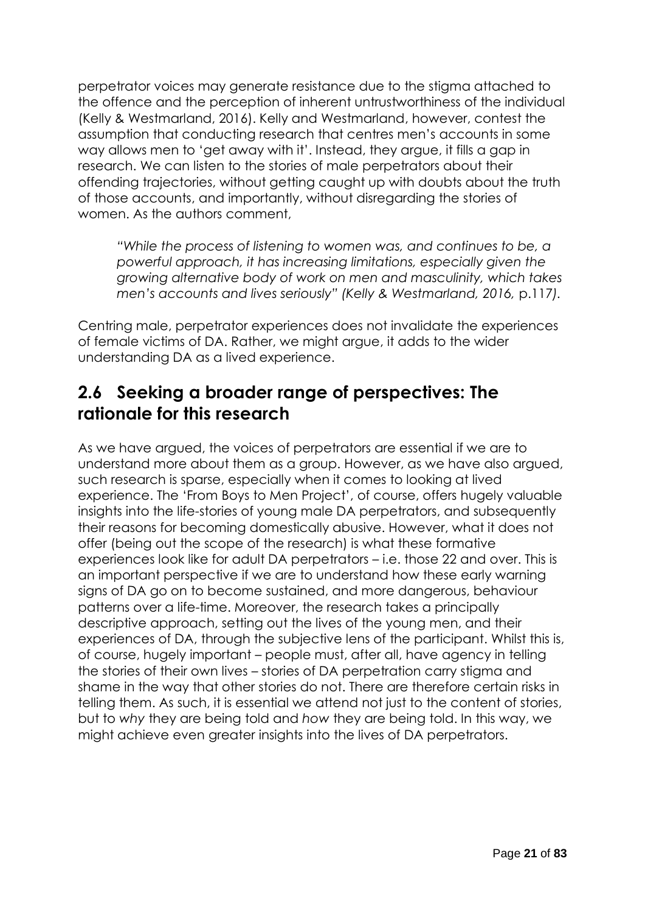perpetrator voices may generate resistance due to the stigma attached to the offence and the perception of inherent untrustworthiness of the individual (Kelly & Westmarland, 2016). Kelly and Westmarland, however, contest the assumption that conducting research that centres men's accounts in some way allows men to 'get away with it'. Instead, they argue, it fills a gap in research. We can listen to the stories of male perpetrators about their offending trajectories, without getting caught up with doubts about the truth of those accounts, and importantly, without disregarding the stories of women. As the authors comment,

> *"While the process of listening to women was, and continues to be, a powerful approach, it has increasing limitations, especially given the growing alternative body of work on men and masculinity, which takes men's accounts and lives seriously" (Kelly & Westmarland, 2016,* p.117*).*

Centring male, perpetrator experiences does not invalidate the experiences of female victims of DA. Rather, we might argue, it adds to the wider understanding DA as a lived experience.

## 2.6 Seeking a broader range of perspectives: The rationale for this research

As we have argued, the voices of perpetrators are essential if we are to understand more about them as a group. However, as we have also argued, such research is sparse, especially when it comes to looking at lived experience. The 'From Boys to Men Project', of course, offers hugely valuable insights into the life-stories of young male DA perpetrators, and subsequently their reasons for becoming domestically abusive. However, what it does not offer (being out the scope of the research) is what these formative experiences look like for adult DA perpetrators – i.e. those 22 and over. This is an important perspective if we are to understand how these early warning signs of DA go on to become sustained, and more dangerous, behaviour patterns over a life-time. Moreover, the research takes a principally descriptive approach, setting out the lives of the young men, and their experiences of DA, through the subjective lens of the participant. Whilst this is, of course, hugely important – people must, after all, have agency in telling the stories of their own lives – stories of DA perpetration carry stigma and shame in the way that other stories do not. There are therefore certain risks in telling them. As such, it is essential we attend not just to the content of stories, but to *why* they are being told and *how* they are being told. In this way, we might achieve even greater insights into the lives of DA perpetrators.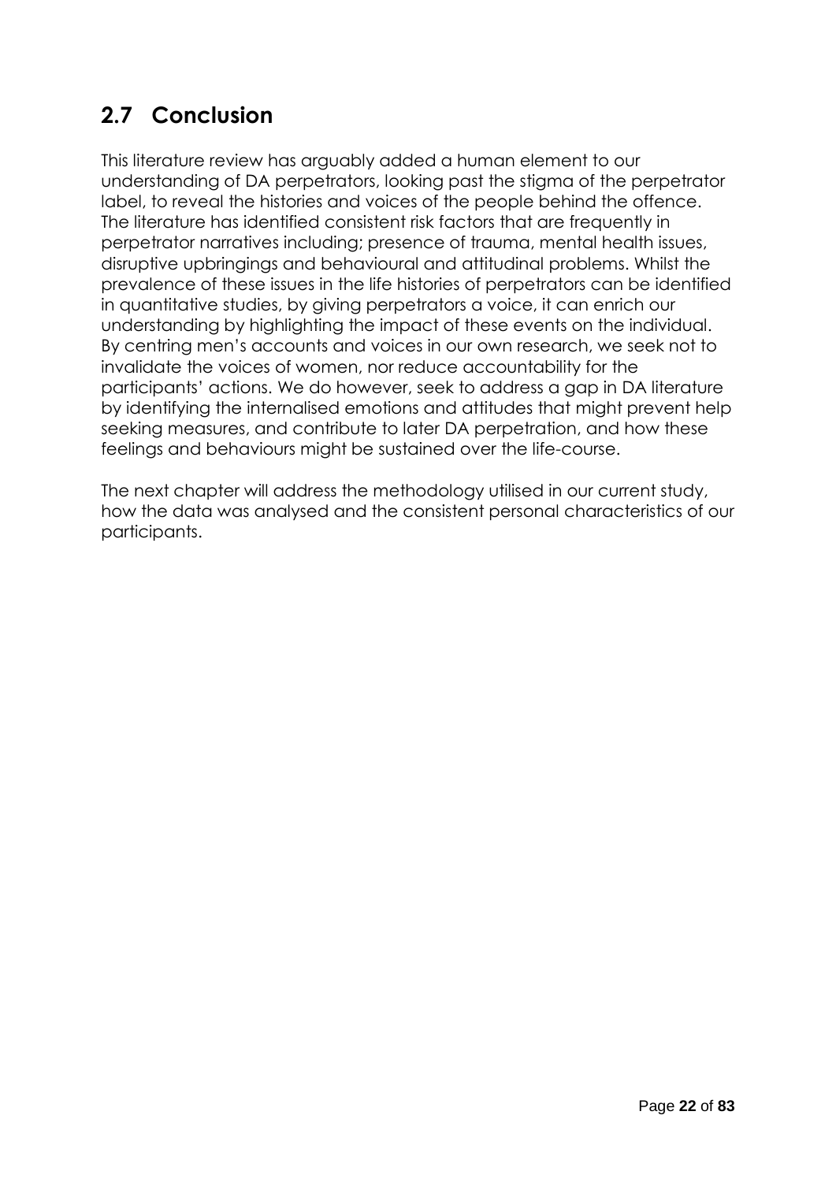## 2.7 Conclusion

This literature review has arguably added a human element to our understanding of DA perpetrators, looking past the stigma of the perpetrator label, to reveal the histories and voices of the people behind the offence. The literature has identified consistent risk factors that are frequently in perpetrator narratives including; presence of trauma, mental health issues, disruptive upbringings and behavioural and attitudinal problems. Whilst the prevalence of these issues in the life histories of perpetrators can be identified in quantitative studies, by giving perpetrators a voice, it can enrich our understanding by highlighting the impact of these events on the individual. By centring men's accounts and voices in our own research, we seek not to invalidate the voices of women, nor reduce accountability for the participants' actions. We do however, seek to address a gap in DA literature by identifying the internalised emotions and attitudes that might prevent help seeking measures, and contribute to later DA perpetration, and how these feelings and behaviours might be sustained over the life-course.

The next chapter will address the methodology utilised in our current study, how the data was analysed and the consistent personal characteristics of our participants.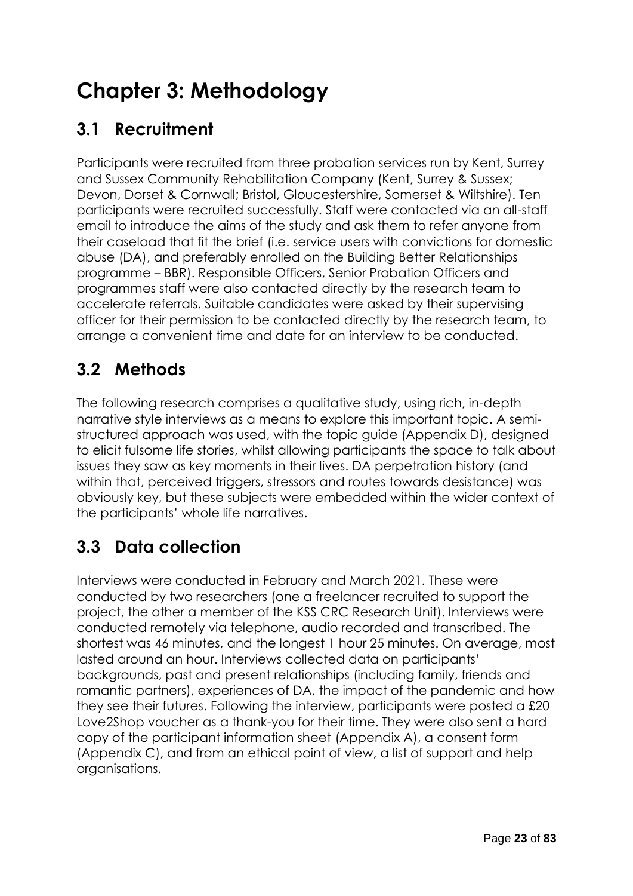# Chapter 3: Methodology

## 3.1 Recruitment

Participants were recruited from three probation services run by Kent, Surrey and Sussex Community Rehabilitation Company (Kent, Surrey & Sussex; Devon, Dorset & Cornwall; Bristol, Gloucestershire, Somerset & Wiltshire). Ten participants were recruited successfully. Staff were contacted via an all-staff email to introduce the aims of the study and ask them to refer anyone from their caseload that fit the brief (i.e. service users with convictions for domestic abuse (DA), and preferably enrolled on the Building Better Relationships programme – BBR). Responsible Officers, Senior Probation Officers and programmes staff were also contacted directly by the research team to accelerate referrals. Suitable candidates were asked by their supervising officer for their permission to be contacted directly by the research team, to arrange a convenient time and date for an interview to be conducted.

## 3.2 Methods

The following research comprises a qualitative study, using rich, in-depth narrative style interviews as a means to explore this important topic. A semi-structured approach was used, with the topic guide (Appendix D), designed to elicit fulsome life stories, whilst allowing participants the space to talk about issues they saw as key moments in their lives. DA perpetration history (and within that, perceived triggers, stressors and routes towards desistance) was obviously key, but these subjects were embedded within the wider context of the participants' whole life narratives.

## 3.3 Data collection

Interviews were conducted in February and March 2021. These were conducted by two researchers (one a freelancer recruited to support the project, the other a member of the KSS CRC Research Unit). Interviews were conducted remotely via telephone, audio recorded and transcribed. The shortest was 46 minutes, and the longest 1 hour 25 minutes. On average, most lasted around an hour. Interviews collected data on participants' backgrounds, past and present relationships (including family, friends and romantic partners), experiences of DA, the impact of the pandemic and how they see their futures. Following the interview, participants were posted a £20 Love2Shop voucher as a thank-you for their time. They were also sent a hard copy of the participant information sheet (Appendix A), a consent form (Appendix C), and from an ethical point of view, a list of support and help organisations.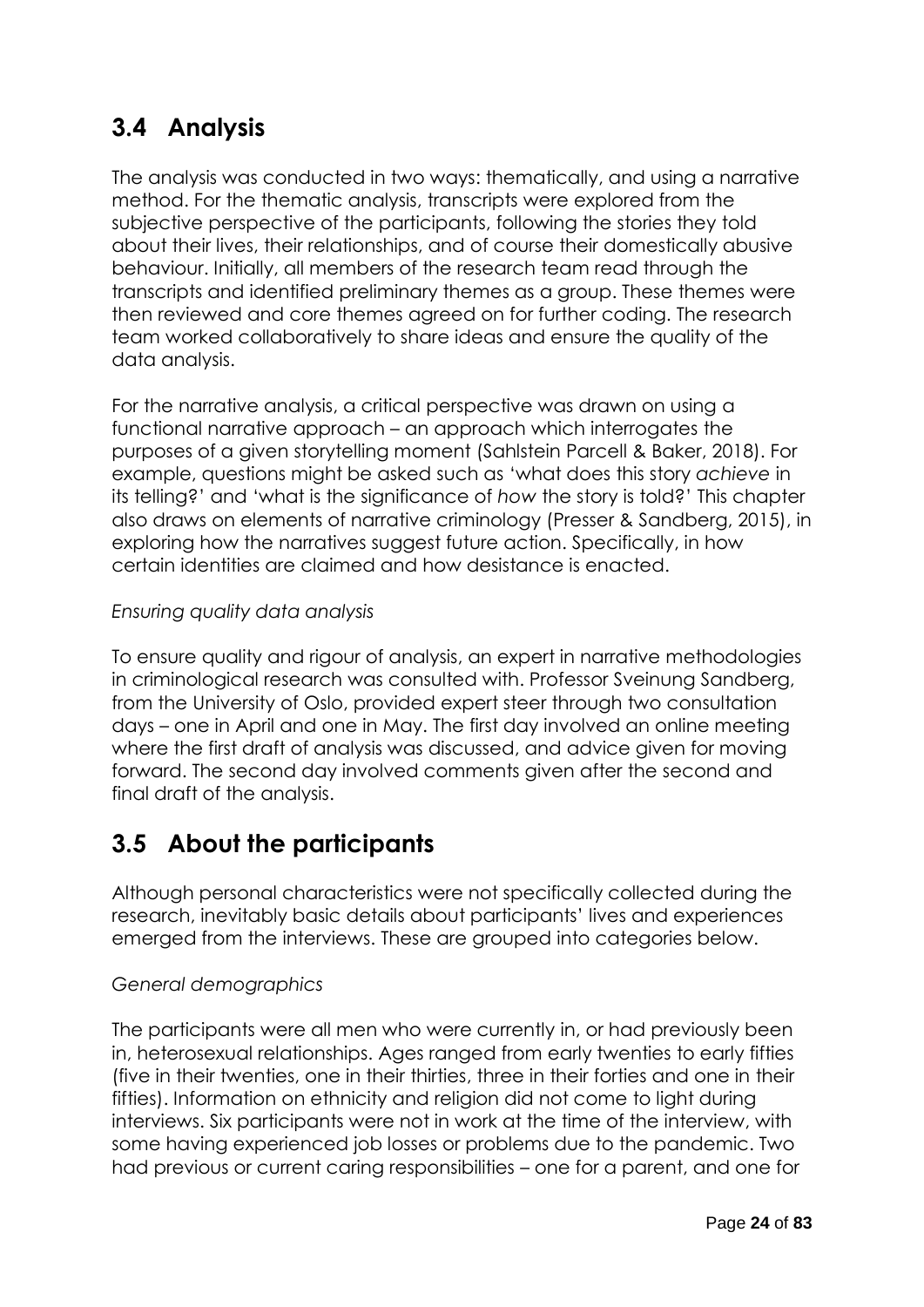## 3.4 Analysis

The analysis was conducted in two ways: thematically, and using a narrative method. For the thematic analysis, transcripts were explored from the subjective perspective of the participants, following the stories they told about their lives, their relationships, and of course their domestically abusive behaviour. Initially, all members of the research team read through the transcripts and identified preliminary themes as a group. These themes were then reviewed and core themes agreed on for further coding. The research team worked collaboratively to share ideas and ensure the quality of the data analysis.

For the narrative analysis, a critical perspective was drawn on using a functional narrative approach – an approach which interrogates the purposes of a given storytelling moment (Sahlstein Parcell & Baker, 2018). For example, questions might be asked such as 'what does this story *achieve* in its telling?' and 'what is the significance of *how* the story is told?' This chapter also draws on elements of narrative criminology (Presser & Sandberg, 2015), in exploring how the narratives suggest future action. Specifically, in how certain identities are claimed and how desistance is enacted.

*Ensuring quality data analysis*

To ensure quality and rigour of analysis, an expert in narrative methodologies in criminological research was consulted with. Professor Sveinung Sandberg, from the University of Oslo, provided expert steer through two consultation days – one in April and one in May. The first day involved an online meeting where the first draft of analysis was discussed, and advice given for moving forward. The second day involved comments given after the second and final draft of the analysis.

## 3.5 About the participants

Although personal characteristics were not specifically collected during the research, inevitably basic details about participants' lives and experiences emerged from the interviews. These are grouped into categories below.

*General demographics*

The participants were all men who were currently in, or had previously been in, heterosexual relationships. Ages ranged from early twenties to early fifties (five in their twenties, one in their thirties, three in their forties and one in their fifties). Information on ethnicity and religion did not come to light during interviews. Six participants were not in work at the time of the interview, with some having experienced job losses or problems due to the pandemic. Two had previous or current caring responsibilities – one for a parent, and one for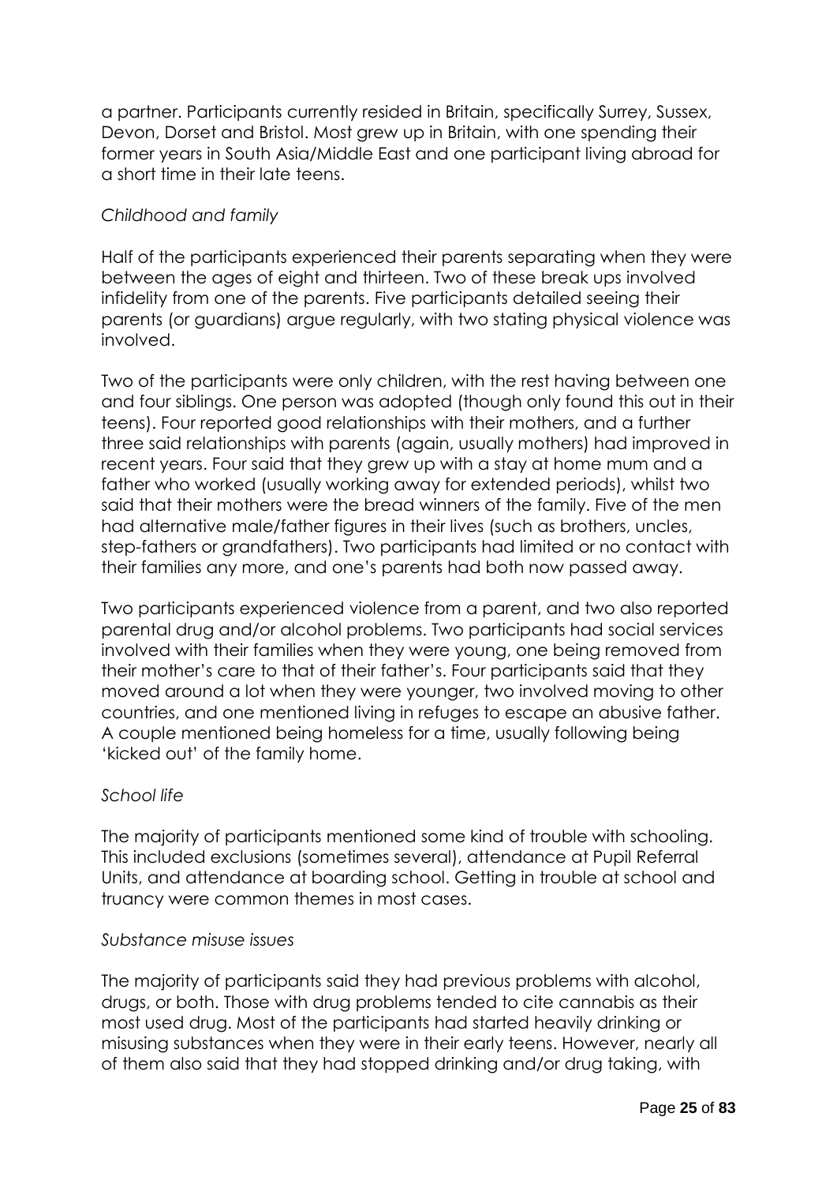a partner. Participants currently resided in Britain, specifically Surrey, Sussex, Devon, Dorset and Bristol. Most grew up in Britain, with one spending their former years in South Asia/Middle East and one participant living abroad for a short time in their late teens.

*Childhood and family*

Half of the participants experienced their parents separating when they were between the ages of eight and thirteen. Two of these break ups involved infidelity from one of the parents. Five participants detailed seeing their parents (or guardians) argue regularly, with two stating physical violence was involved.

Two of the participants were only children, with the rest having between one and four siblings. One person was adopted (though only found this out in their teens). Four reported good relationships with their mothers, and a further three said relationships with parents (again, usually mothers) had improved in recent years. Four said that they grew up with a stay at home mum and a father who worked (usually working away for extended periods), whilst two said that their mothers were the bread winners of the family. Five of the men had alternative male/father figures in their lives (such as brothers, uncles, step-fathers or grandfathers). Two participants had limited or no contact with their families any more, and one's parents had both now passed away.

Two participants experienced violence from a parent, and two also reported parental drug and/or alcohol problems. Two participants had social services involved with their families when they were young, one being removed from their mother's care to that of their father's. Four participants said that they moved around a lot when they were younger, two involved moving to other countries, and one mentioned living in refuges to escape an abusive father. A couple mentioned being homeless for a time, usually following being 'kicked out' of the family home.

*School life*

The majority of participants mentioned some kind of trouble with schooling. This included exclusions (sometimes several), attendance at Pupil Referral Units, and attendance at boarding school. Getting in trouble at school and truancy were common themes in most cases.

*Substance misuse issues*

The majority of participants said they had previous problems with alcohol, drugs, or both. Those with drug problems tended to cite cannabis as their most used drug. Most of the participants had started heavily drinking or misusing substances when they were in their early teens. However, nearly all of them also said that they had stopped drinking and/or drug taking, with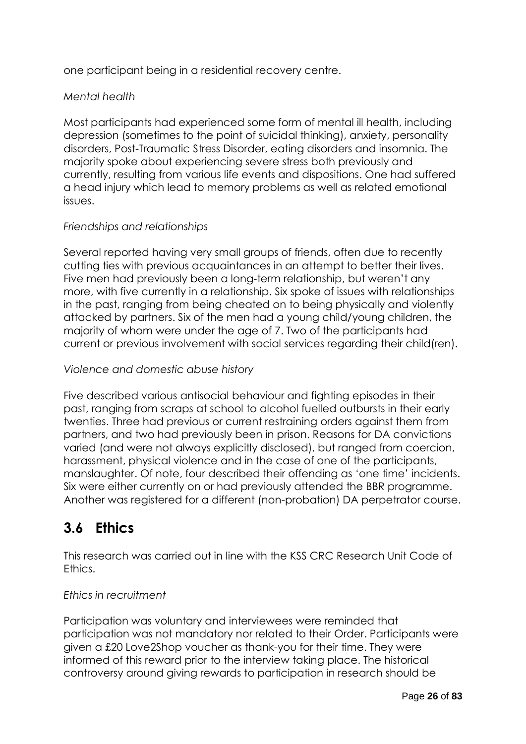one participant being in a residential recovery centre.

*Mental health*

Most participants had experienced some form of mental ill health, including depression (sometimes to the point of suicidal thinking), anxiety, personality disorders, Post-Traumatic Stress Disorder, eating disorders and insomnia. The majority spoke about experiencing severe stress both previously and currently, resulting from various life events and dispositions. One had suffered a head injury which lead to memory problems as well as related emotional issues.

*Friendships and relationships*

Several reported having very small groups of friends, often due to recently cutting ties with previous acquaintances in an attempt to better their lives. Five men had previously been a long-term relationship, but weren't any more, with five currently in a relationship. Six spoke of issues with relationships in the past, ranging from being cheated on to being physically and violently attacked by partners. Six of the men had a young child/young children, the majority of whom were under the age of 7. Two of the participants had current or previous involvement with social services regarding their child(ren).

*Violence and domestic abuse history*

Five described various antisocial behaviour and fighting episodes in their past, ranging from scraps at school to alcohol fuelled outbursts in their early twenties. Three had previous or current restraining orders against them from partners, and two had previously been in prison. Reasons for DA convictions varied (and were not always explicitly disclosed), but ranged from coercion, harassment, physical violence and in the case of one of the participants, manslaughter. Of note, four described their offending as 'one time' incidents. Six were either currently on or had previously attended the BBR programme. Another was registered for a different (non-probation) DA perpetrator course.

## 3.6 Ethics

This research was carried out in line with the KSS CRC Research Unit Code of Ethics.

*Ethics in recruitment*

Participation was voluntary and interviewees were reminded that participation was not mandatory nor related to their Order. Participants were given a £20 Love2Shop voucher as thank-you for their time. They were informed of this reward prior to the interview taking place. The historical controversy around giving rewards to participation in research should be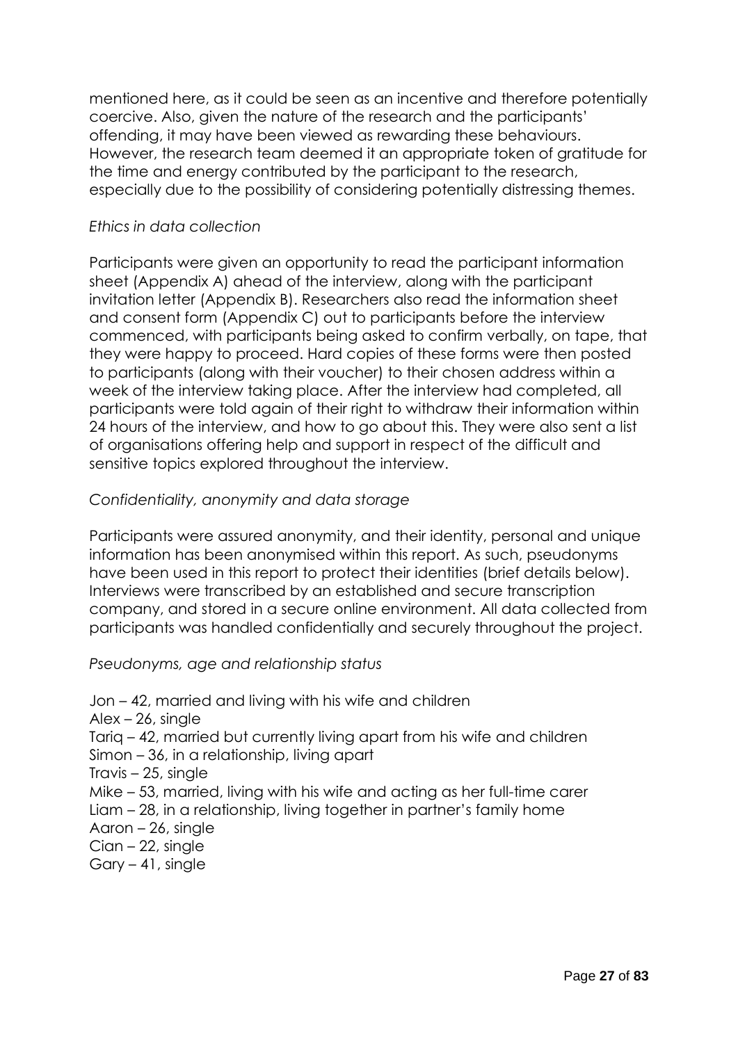mentioned here, as it could be seen as an incentive and therefore potentially coercive. Also, given the nature of the research and the participants' offending, it may have been viewed as rewarding these behaviours. However, the research team deemed it an appropriate token of gratitude for the time and energy contributed by the participant to the research, especially due to the possibility of considering potentially distressing themes.

*Ethics in data collection*

Participants were given an opportunity to read the participant information sheet (Appendix A) ahead of the interview, along with the participant invitation letter (Appendix B). Researchers also read the information sheet and consent form (Appendix C) out to participants before the interview commenced, with participants being asked to confirm verbally, on tape, that they were happy to proceed. Hard copies of these forms were then posted to participants (along with their voucher) to their chosen address within a week of the interview taking place. After the interview had completed, all participants were told again of their right to withdraw their information within 24 hours of the interview, and how to go about this. They were also sent a list of organisations offering help and support in respect of the difficult and sensitive topics explored throughout the interview.

*Confidentiality, anonymity and data storage*

Participants were assured anonymity, and their identity, personal and unique information has been anonymised within this report. As such, pseudonyms have been used in this report to protect their identities (brief details below). Interviews were transcribed by an established and secure transcription company, and stored in a secure online environment. All data collected from participants was handled confidentially and securely throughout the project.

*Pseudonyms, age and relationship status*

Jon – 42, married and living with his wife and children
Alex – 26, single
Tariq – 42, married but currently living apart from his wife and children
Simon – 36, in a relationship, living apart
Travis – 25, single
Mike – 53, married, living with his wife and acting as her full-time carer
Liam – 28, in a relationship, living together in partner's family home
Aaron – 26, single
Cian – 22, single
Gary – 41, single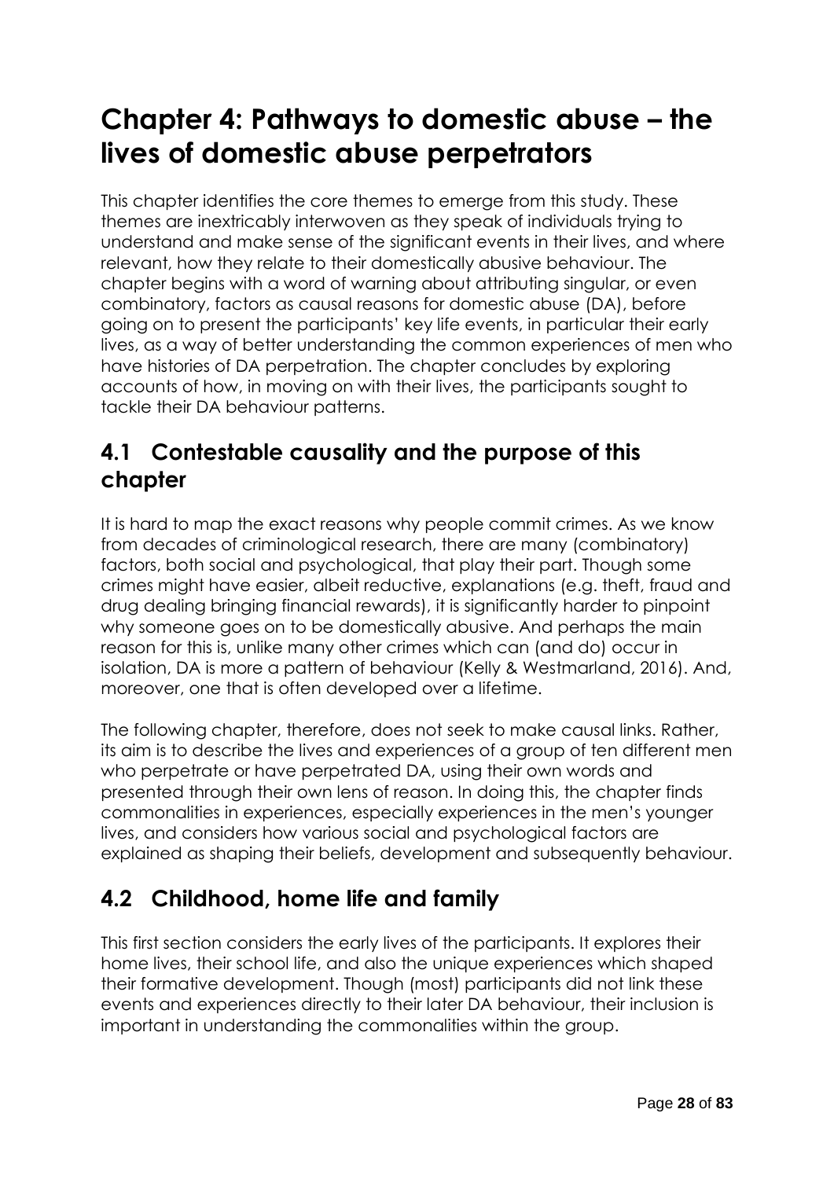# Chapter 4: Pathways to domestic abuse – the lives of domestic abuse perpetrators

This chapter identifies the core themes to emerge from this study. These themes are inextricably interwoven as they speak of individuals trying to understand and make sense of the significant events in their lives, and where relevant, how they relate to their domestically abusive behaviour. The chapter begins with a word of warning about attributing singular, or even combinatory, factors as causal reasons for domestic abuse (DA), before going on to present the participants' key life events, in particular their early lives, as a way of better understanding the common experiences of men who have histories of DA perpetration. The chapter concludes by exploring accounts of how, in moving on with their lives, the participants sought to tackle their DA behaviour patterns.

## 4.1 Contestable causality and the purpose of this chapter

It is hard to map the exact reasons why people commit crimes. As we know from decades of criminological research, there are many (combinatory) factors, both social and psychological, that play their part. Though some crimes might have easier, albeit reductive, explanations (e.g. theft, fraud and drug dealing bringing financial rewards), it is significantly harder to pinpoint why someone goes on to be domestically abusive. And perhaps the main reason for this is, unlike many other crimes which can (and do) occur in isolation, DA is more a pattern of behaviour (Kelly & Westmarland, 2016). And, moreover, one that is often developed over a lifetime.

The following chapter, therefore, does not seek to make causal links. Rather, its aim is to describe the lives and experiences of a group of ten different men who perpetrate or have perpetrated DA, using their own words and presented through their own lens of reason. In doing this, the chapter finds commonalities in experiences, especially experiences in the men's younger lives, and considers how various social and psychological factors are explained as shaping their beliefs, development and subsequently behaviour.

## 4.2 Childhood, home life and family

This first section considers the early lives of the participants. It explores their home lives, their school life, and also the unique experiences which shaped their formative development. Though (most) participants did not link these events and experiences directly to their later DA behaviour, their inclusion is important in understanding the commonalities within the group.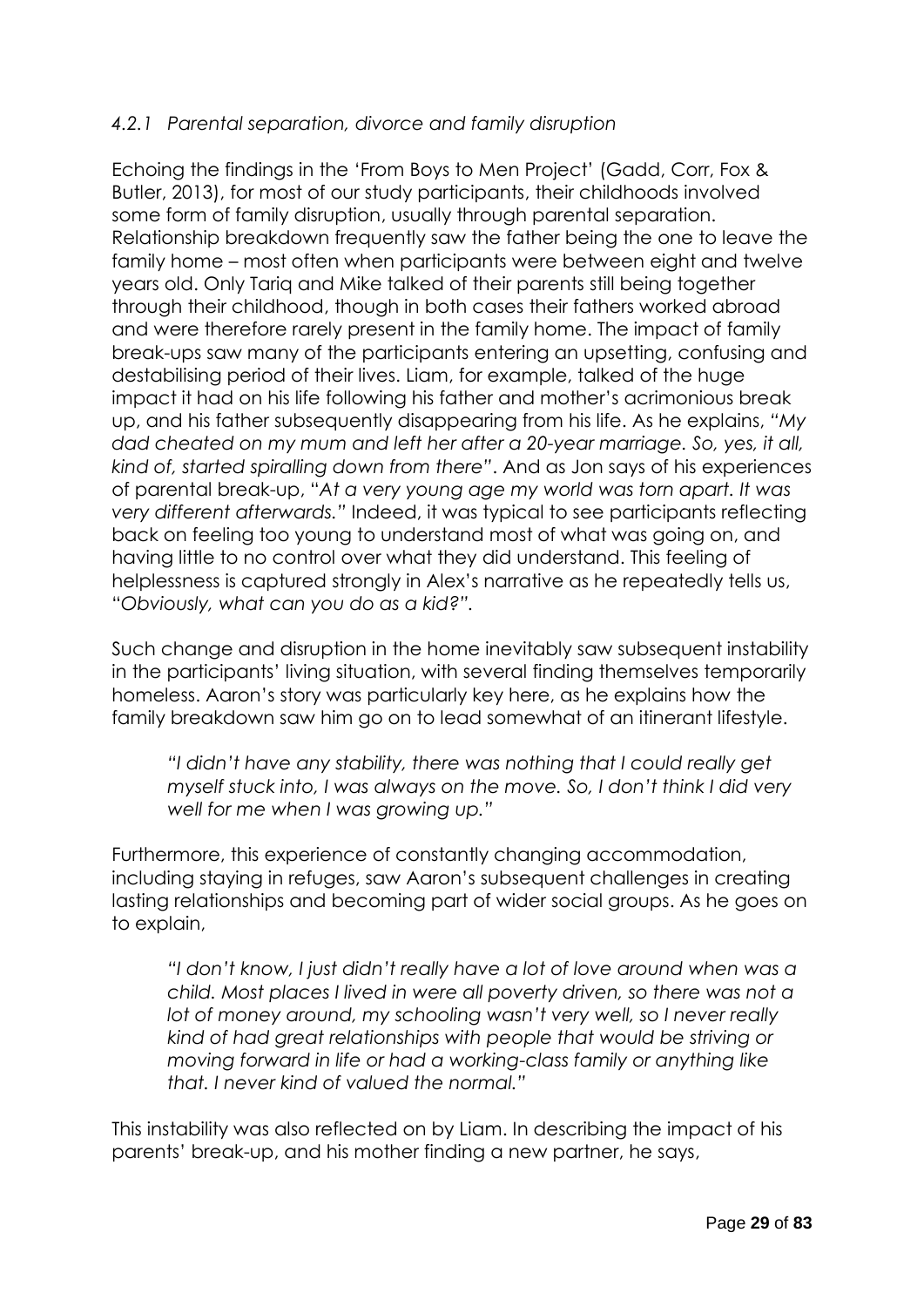#### *4.2.1 Parental separation, divorce and family disruption*

Echoing the findings in the 'From Boys to Men Project' (Gadd, Corr, Fox & Butler, 2013), for most of our study participants, their childhoods involved some form of family disruption, usually through parental separation. Relationship breakdown frequently saw the father being the one to leave the family home – most often when participants were between eight and twelve years old. Only Tariq and Mike talked of their parents still being together through their childhood, though in both cases their fathers worked abroad and were therefore rarely present in the family home. The impact of family break-ups saw many of the participants entering an upsetting, confusing and destabilising period of their lives. Liam, for example, talked of the huge impact it had on his life following his father and mother's acrimonious break up, and his father subsequently disappearing from his life. As he explains, *"My dad cheated on my mum and left her after a 20-year marriage. So, yes, it all, kind of, started spiralling down from there"*. And as Jon says of his experiences of parental break-up, "*At a very young age my world was torn apart. It was very different afterwards."* Indeed, it was typical to see participants reflecting back on feeling too young to understand most of what was going on, and having little to no control over what they did understand. This feeling of helplessness is captured strongly in Alex's narrative as he repeatedly tells us, "*Obviously, what can you do as a kid?"*.

Such change and disruption in the home inevitably saw subsequent instability in the participants' living situation, with several finding themselves temporarily homeless. Aaron's story was particularly key here, as he explains how the family breakdown saw him go on to lead somewhat of an itinerant lifestyle.

> *"I didn't have any stability, there was nothing that I could really get myself stuck into, I was always on the move. So, I don't think I did very well for me when I was growing up."*

Furthermore, this experience of constantly changing accommodation, including staying in refuges, saw Aaron's subsequent challenges in creating lasting relationships and becoming part of wider social groups. As he goes on to explain,

> *"I don't know, I just didn't really have a lot of love around when was a child. Most places I lived in were all poverty driven, so there was not a lot of money around, my schooling wasn't very well, so I never really kind of had great relationships with people that would be striving or moving forward in life or had a working-class family or anything like that. I never kind of valued the normal."*

This instability was also reflected on by Liam. In describing the impact of his parents' break-up, and his mother finding a new partner, he says,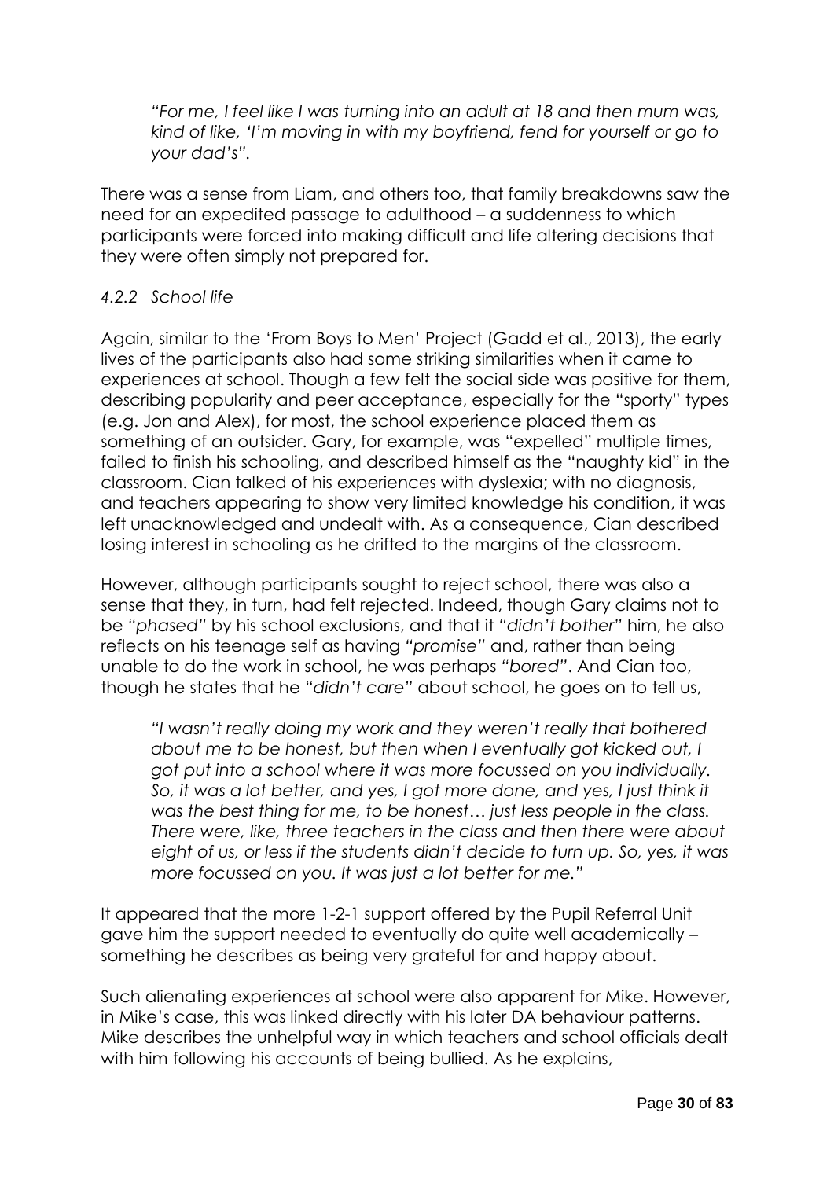> *"For me, I feel like I was turning into an adult at 18 and then mum was, kind of like, 'I'm moving in with my boyfriend, fend for yourself or go to your dad's".*

There was a sense from Liam, and others too, that family breakdowns saw the need for an expedited passage to adulthood – a suddenness to which participants were forced into making difficult and life altering decisions that they were often simply not prepared for.

### *4.2.2 School life*

Again, similar to the 'From Boys to Men' Project (Gadd et al., 2013), the early lives of the participants also had some striking similarities when it came to experiences at school. Though a few felt the social side was positive for them, describing popularity and peer acceptance, especially for the "sporty" types (e.g. Jon and Alex), for most, the school experience placed them as something of an outsider. Gary, for example, was "expelled" multiple times, failed to finish his schooling, and described himself as the "naughty kid" in the classroom. Cian talked of his experiences with dyslexia; with no diagnosis, and teachers appearing to show very limited knowledge his condition, it was left unacknowledged and undealt with. As a consequence, Cian described losing interest in schooling as he drifted to the margins of the classroom.

However, although participants sought to reject school, there was also a sense that they, in turn, had felt rejected. Indeed, though Gary claims not to be *"phased"* by his school exclusions, and that it *"didn't bother"* him, he also reflects on his teenage self as having *"promise"* and, rather than being unable to do the work in school, he was perhaps *"bored"*. And Cian too, though he states that he *"didn't care"* about school, he goes on to tell us,

> *"I wasn't really doing my work and they weren't really that bothered about me to be honest, but then when I eventually got kicked out, I got put into a school where it was more focussed on you individually. So, it was a lot better, and yes, I got more done, and yes, I just think it was the best thing for me, to be honest… just less people in the class. There were, like, three teachers in the class and then there were about eight of us, or less if the students didn't decide to turn up. So, yes, it was more focussed on you. It was just a lot better for me."*

It appeared that the more 1-2-1 support offered by the Pupil Referral Unit gave him the support needed to eventually do quite well academically – something he describes as being very grateful for and happy about.

Such alienating experiences at school were also apparent for Mike. However, in Mike's case, this was linked directly with his later DA behaviour patterns. Mike describes the unhelpful way in which teachers and school officials dealt with him following his accounts of being bullied. As he explains,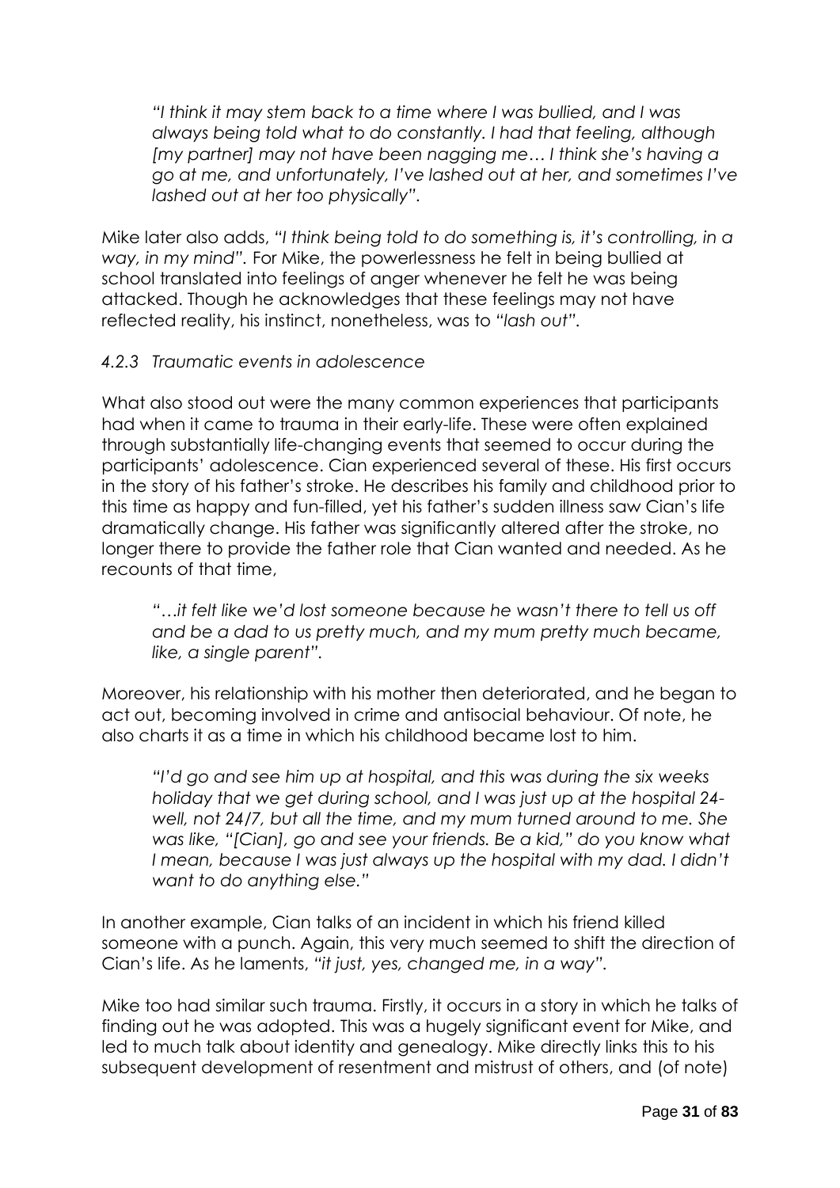> *"I think it may stem back to a time where I was bullied, and I was always being told what to do constantly. I had that feeling, although [my partner] may not have been nagging me… I think she's having a go at me, and unfortunately, I've lashed out at her, and sometimes I've lashed out at her too physically".*

Mike later also adds, *"I think being told to do something is, it's controlling, in a way, in my mind".* For Mike, the powerlessness he felt in being bullied at school translated into feelings of anger whenever he felt he was being attacked. Though he acknowledges that these feelings may not have reflected reality, his instinct, nonetheless, was to *"lash out"*.

#### *4.2.3 Traumatic events in adolescence*

What also stood out were the many common experiences that participants had when it came to trauma in their early-life. These were often explained through substantially life-changing events that seemed to occur during the participants' adolescence. Cian experienced several of these. His first occurs in the story of his father's stroke. He describes his family and childhood prior to this time as happy and fun-filled, yet his father's sudden illness saw Cian's life dramatically change. His father was significantly altered after the stroke, no longer there to provide the father role that Cian wanted and needed. As he recounts of that time,

> *"…it felt like we'd lost someone because he wasn't there to tell us off and be a dad to us pretty much, and my mum pretty much became, like, a single parent".*

Moreover, his relationship with his mother then deteriorated, and he began to act out, becoming involved in crime and antisocial behaviour. Of note, he also charts it as a time in which his childhood became lost to him.

> *"I'd go and see him up at hospital, and this was during the six weeks holiday that we get during school, and I was just up at the hospital 24- well, not 24/7, but all the time, and my mum turned around to me. She was like, "[Cian], go and see your friends. Be a kid," do you know what I mean, because I was just always up the hospital with my dad. I didn't want to do anything else."*

In another example, Cian talks of an incident in which his friend killed someone with a punch. Again, this very much seemed to shift the direction of Cian's life. As he laments, *"it just, yes, changed me, in a way"*.

Mike too had similar such trauma. Firstly, it occurs in a story in which he talks of finding out he was adopted. This was a hugely significant event for Mike, and led to much talk about identity and genealogy. Mike directly links this to his subsequent development of resentment and mistrust of others, and (of note)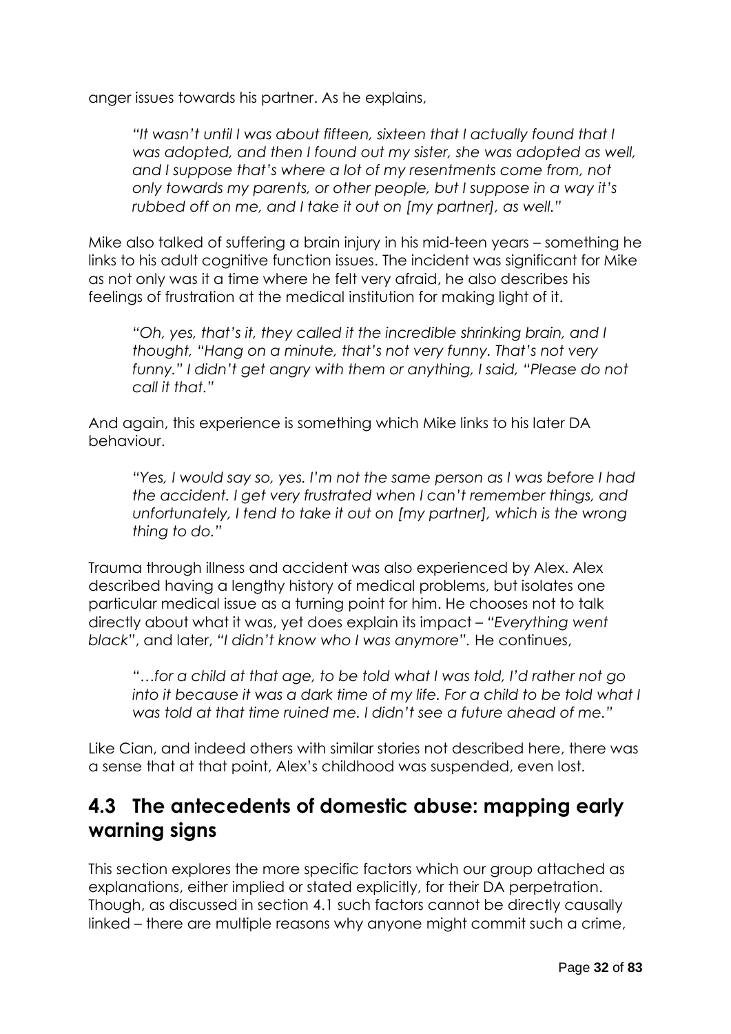anger issues towards his partner. As he explains,

> *"It wasn't until I was about fifteen, sixteen that I actually found that I was adopted, and then I found out my sister, she was adopted as well, and I suppose that's where a lot of my resentments come from, not only towards my parents, or other people, but I suppose in a way it's rubbed off on me, and I take it out on [my partner], as well."*

Mike also talked of suffering a brain injury in his mid-teen years – something he links to his adult cognitive function issues. The incident was significant for Mike as not only was it a time where he felt very afraid, he also describes his feelings of frustration at the medical institution for making light of it.

> *"Oh, yes, that's it, they called it the incredible shrinking brain, and I thought, "Hang on a minute, that's not very funny. That's not very funny." I didn't get angry with them or anything, I said, "Please do not call it that."*

And again, this experience is something which Mike links to his later DA behaviour.

> *"Yes, I would say so, yes. I'm not the same person as I was before I had the accident. I get very frustrated when I can't remember things, and unfortunately, I tend to take it out on [my partner], which is the wrong thing to do."*

Trauma through illness and accident was also experienced by Alex. Alex described having a lengthy history of medical problems, but isolates one particular medical issue as a turning point for him. He chooses not to talk directly about what it was, yet does explain its impact – *"Everything went black"*, and later, *"I didn't know who I was anymore"*. He continues,

> *"…for a child at that age, to be told what I was told, I'd rather not go into it because it was a dark time of my life. For a child to be told what I was told at that time ruined me. I didn't see a future ahead of me."*

Like Cian, and indeed others with similar stories not described here, there was a sense that at that point, Alex's childhood was suspended, even lost.

## 4.3 The antecedents of domestic abuse: mapping early warning signs

This section explores the more specific factors which our group attached as explanations, either implied or stated explicitly, for their DA perpetration. Though, as discussed in section 4.1 such factors cannot be directly causally linked – there are multiple reasons why anyone might commit such a crime,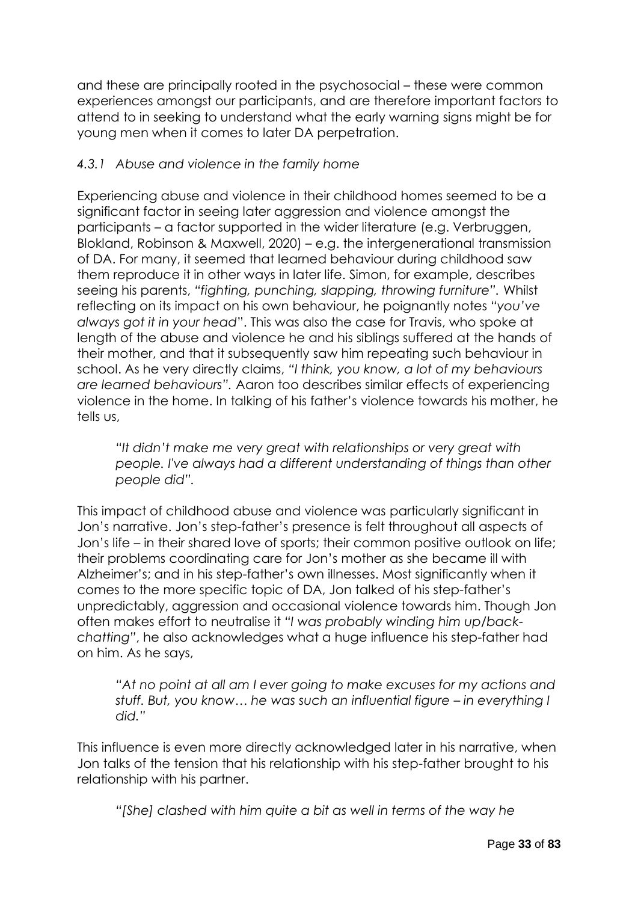and these are principally rooted in the psychosocial – these were common experiences amongst our participants, and are therefore important factors to attend to in seeking to understand what the early warning signs might be for young men when it comes to later DA perpetration.

### *4.3.1 Abuse and violence in the family home*

Experiencing abuse and violence in their childhood homes seemed to be a significant factor in seeing later aggression and violence amongst the participants – a factor supported in the wider literature (e.g. Verbruggen, Blokland, Robinson & Maxwell, 2020) – e.g. the intergenerational transmission of DA. For many, it seemed that learned behaviour during childhood saw them reproduce it in other ways in later life. Simon, for example, describes seeing his parents, *"fighting, punching, slapping, throwing furniture".* Whilst reflecting on its impact on his own behaviour, he poignantly notes *"you've always got it in your head*". This was also the case for Travis, who spoke at length of the abuse and violence he and his siblings suffered at the hands of their mother, and that it subsequently saw him repeating such behaviour in school. As he very directly claims, *"I think, you know, a lot of my behaviours are learned behaviours".* Aaron too describes similar effects of experiencing violence in the home. In talking of his father's violence towards his mother, he tells us,

> *"It didn't make me very great with relationships or very great with people. I've always had a different understanding of things than other people did".*

This impact of childhood abuse and violence was particularly significant in Jon's narrative. Jon's step-father's presence is felt throughout all aspects of Jon's life – in their shared love of sports; their common positive outlook on life; their problems coordinating care for Jon's mother as she became ill with Alzheimer's; and in his step-father's own illnesses. Most significantly when it comes to the more specific topic of DA, Jon talked of his step-father's unpredictably, aggression and occasional violence towards him. Though Jon often makes effort to neutralise it *"I was probably winding him up/back-chatting"*, he also acknowledges what a huge influence his step-father had on him. As he says,

> *"At no point at all am I ever going to make excuses for my actions and stuff. But, you know… he was such an influential figure – in everything I did."*

This influence is even more directly acknowledged later in his narrative, when Jon talks of the tension that his relationship with his step-father brought to his relationship with his partner.

> *"[She] clashed with him quite a bit as well in terms of the way he*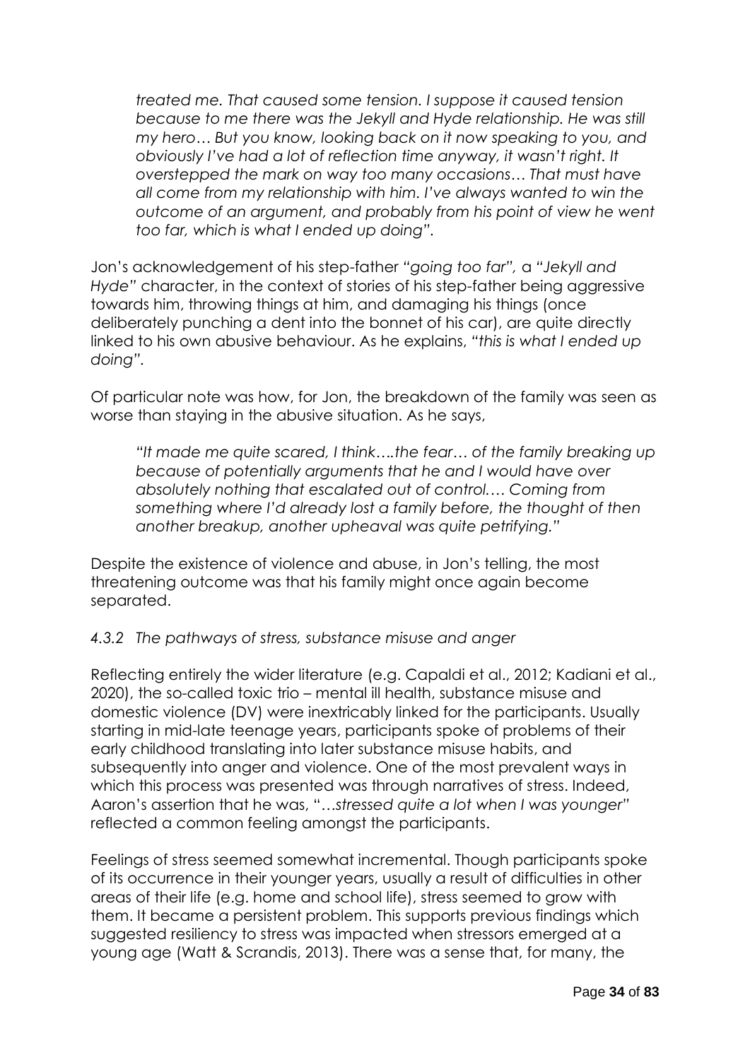> *treated me. That caused some tension. I suppose it caused tension because to me there was the Jekyll and Hyde relationship. He was still my hero… But you know, looking back on it now speaking to you, and obviously I've had a lot of reflection time anyway, it wasn't right. It overstepped the mark on way too many occasions… That must have all come from my relationship with him. I've always wanted to win the outcome of an argument, and probably from his point of view he went too far, which is what I ended up doing".*

Jon's acknowledgement of his step-father "*going too far*", a "*Jekyll and Hyde*" character, in the context of stories of his step-father being aggressive towards him, throwing things at him, and damaging his things (once deliberately punching a dent into the bonnet of his car), are quite directly linked to his own abusive behaviour. As he explains, "*this is what I ended up doing*".

Of particular note was how, for Jon, the breakdown of the family was seen as worse than staying in the abusive situation. As he says,

> *"It made me quite scared, I think….the fear… of the family breaking up because of potentially arguments that he and I would have over absolutely nothing that escalated out of control…. Coming from something where I'd already lost a family before, the thought of then another breakup, another upheaval was quite petrifying."*

Despite the existence of violence and abuse, in Jon's telling, the most threatening outcome was that his family might once again become separated.

#### *4.3.2 The pathways of stress, substance misuse and anger*

Reflecting entirely the wider literature (e.g. Capaldi et al., 2012; Kadiani et al., 2020), the so-called toxic trio – mental ill health, substance misuse and domestic violence (DV) were inextricably linked for the participants. Usually starting in mid-late teenage years, participants spoke of problems of their early childhood translating into later substance misuse habits, and subsequently into anger and violence. One of the most prevalent ways in which this process was presented was through narratives of stress. Indeed, Aaron's assertion that he was, "*…stressed quite a lot when I was younger*" reflected a common feeling amongst the participants.

Feelings of stress seemed somewhat incremental. Though participants spoke of its occurrence in their younger years, usually a result of difficulties in other areas of their life (e.g. home and school life), stress seemed to grow with them. It became a persistent problem. This supports previous findings which suggested resiliency to stress was impacted when stressors emerged at a young age (Watt & Scrandis, 2013). There was a sense that, for many, the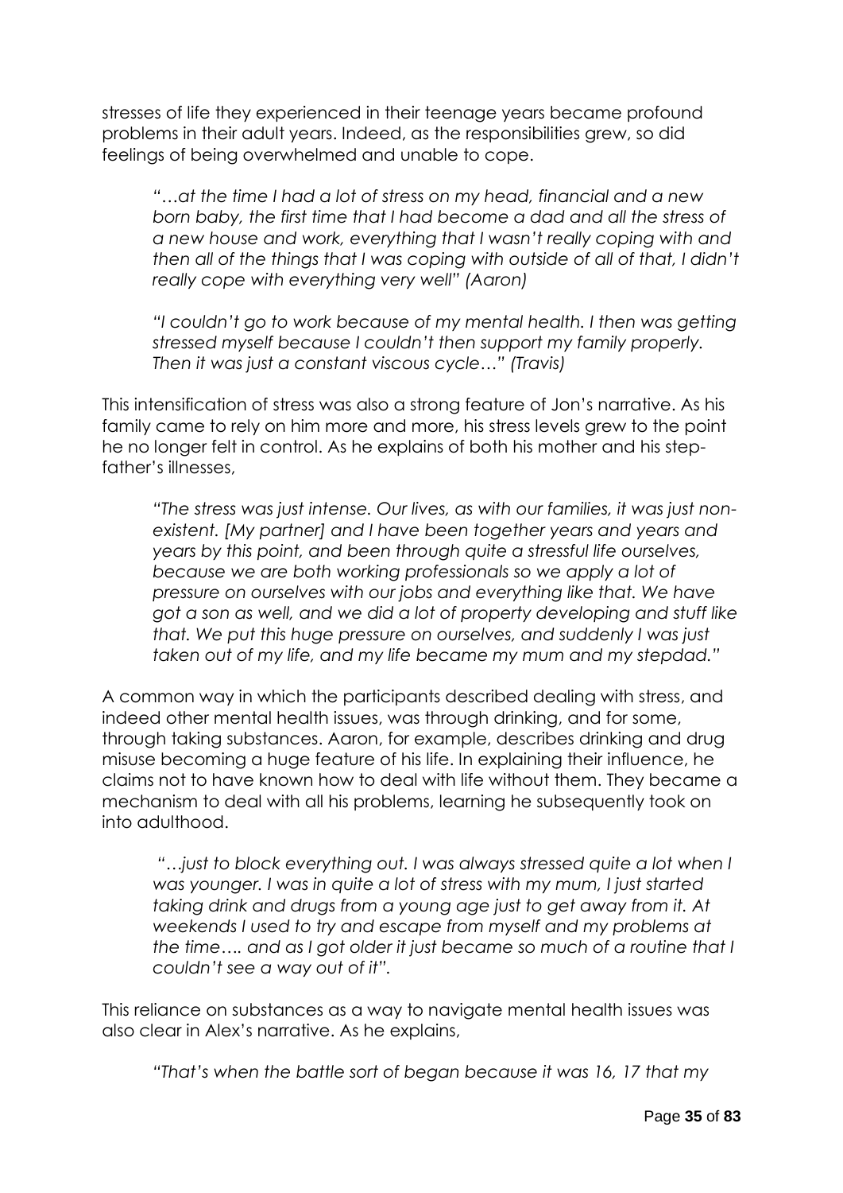stresses of life they experienced in their teenage years became profound problems in their adult years. Indeed, as the responsibilities grew, so did feelings of being overwhelmed and unable to cope.

> *"…at the time I had a lot of stress on my head, financial and a new born baby, the first time that I had become a dad and all the stress of a new house and work, everything that I wasn't really coping with and then all of the things that I was coping with outside of all of that, I didn't really cope with everything very well" (Aaron)*

> *"I couldn't go to work because of my mental health. I then was getting stressed myself because I couldn't then support my family properly. Then it was just a constant viscous cycle…" (Travis)*

This intensification of stress was also a strong feature of Jon's narrative. As his family came to rely on him more and more, his stress levels grew to the point he no longer felt in control. As he explains of both his mother and his step-father's illnesses,

> *"The stress was just intense. Our lives, as with our families, it was just non-existent. [My partner] and I have been together years and years and years by this point, and been through quite a stressful life ourselves, because we are both working professionals so we apply a lot of pressure on ourselves with our jobs and everything like that. We have got a son as well, and we did a lot of property developing and stuff like that. We put this huge pressure on ourselves, and suddenly I was just taken out of my life, and my life became my mum and my stepdad."*

A common way in which the participants described dealing with stress, and indeed other mental health issues, was through drinking, and for some, through taking substances. Aaron, for example, describes drinking and drug misuse becoming a huge feature of his life. In explaining their influence, he claims not to have known how to deal with life without them. They became a mechanism to deal with all his problems, learning he subsequently took on into adulthood.

> *"…just to block everything out. I was always stressed quite a lot when I was younger. I was in quite a lot of stress with my mum, I just started taking drink and drugs from a young age just to get away from it. At weekends I used to try and escape from myself and my problems at the time…. and as I got older it just became so much of a routine that I couldn't see a way out of it".*

This reliance on substances as a way to navigate mental health issues was also clear in Alex's narrative. As he explains,

> *"That's when the battle sort of began because it was 16, 17 that my*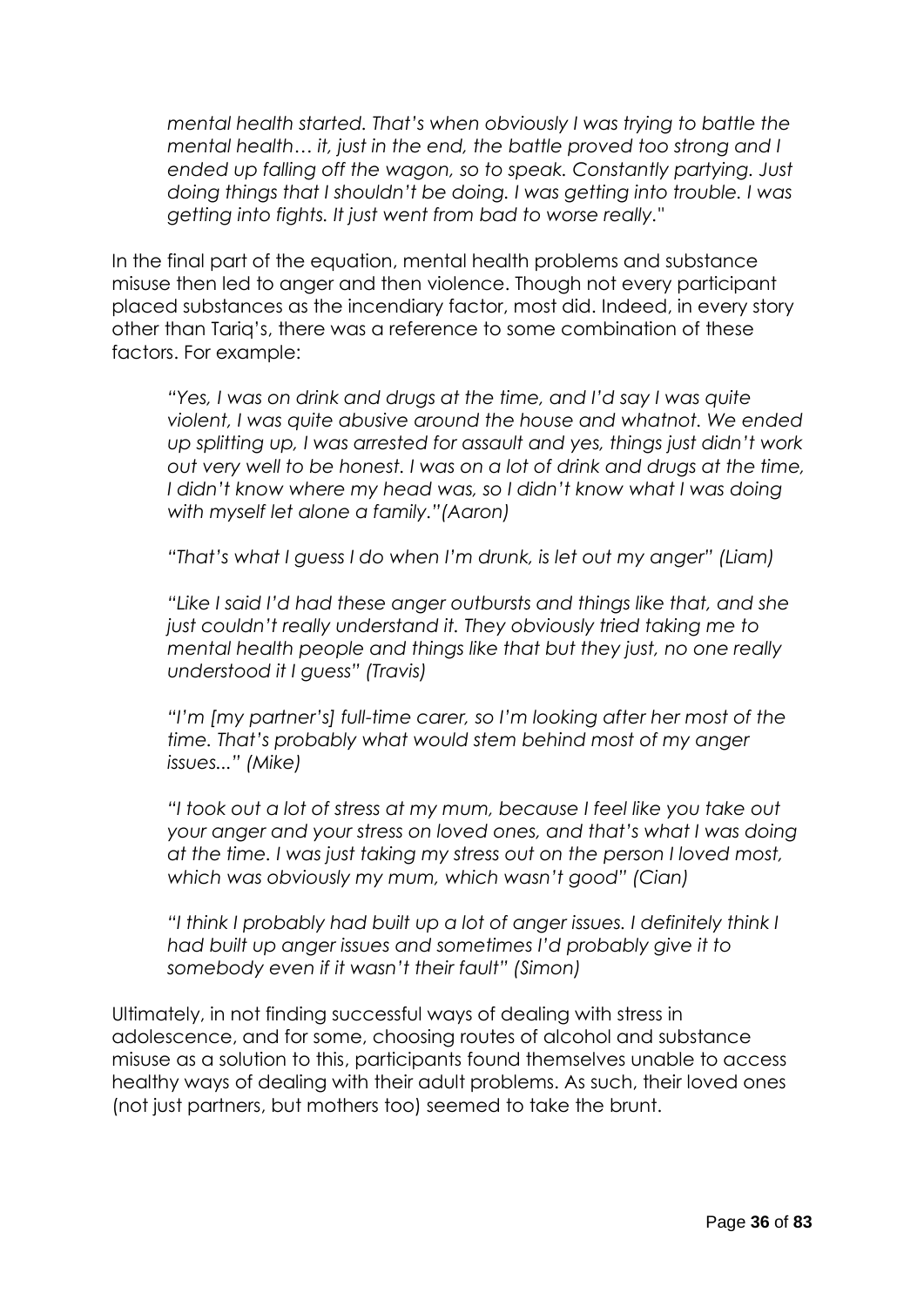*mental health started. That's when obviously I was trying to battle the mental health… it, just in the end, the battle proved too strong and I ended up falling off the wagon, so to speak. Constantly partying. Just doing things that I shouldn't be doing. I was getting into trouble. I was getting into fights. It just went from bad to worse really."*

In the final part of the equation, mental health problems and substance misuse then led to anger and then violence. Though not every participant placed substances as the incendiary factor, most did. Indeed, in every story other than Tariq's, there was a reference to some combination of these factors. For example:

> *"Yes, I was on drink and drugs at the time, and I'd say I was quite violent, I was quite abusive around the house and whatnot. We ended up splitting up, I was arrested for assault and yes, things just didn't work out very well to be honest. I was on a lot of drink and drugs at the time, I didn't know where my head was, so I didn't know what I was doing with myself let alone a family."(Aaron)*
>
> *"That's what I guess I do when I'm drunk, is let out my anger" (Liam)*
>
> *"Like I said I'd had these anger outbursts and things like that, and she just couldn't really understand it. They obviously tried taking me to mental health people and things like that but they just, no one really understood it I guess" (Travis)*
>
> *"I'm [my partner's] full-time carer, so I'm looking after her most of the time. That's probably what would stem behind most of my anger issues..." (Mike)*
>
> *"I took out a lot of stress at my mum, because I feel like you take out your anger and your stress on loved ones, and that's what I was doing at the time. I was just taking my stress out on the person I loved most, which was obviously my mum, which wasn't good" (Cian)*
>
> *"I think I probably had built up a lot of anger issues. I definitely think I had built up anger issues and sometimes I'd probably give it to somebody even if it wasn't their fault" (Simon)*

Ultimately, in not finding successful ways of dealing with stress in adolescence, and for some, choosing routes of alcohol and substance misuse as a solution to this, participants found themselves unable to access healthy ways of dealing with their adult problems. As such, their loved ones (not just partners, but mothers too) seemed to take the brunt.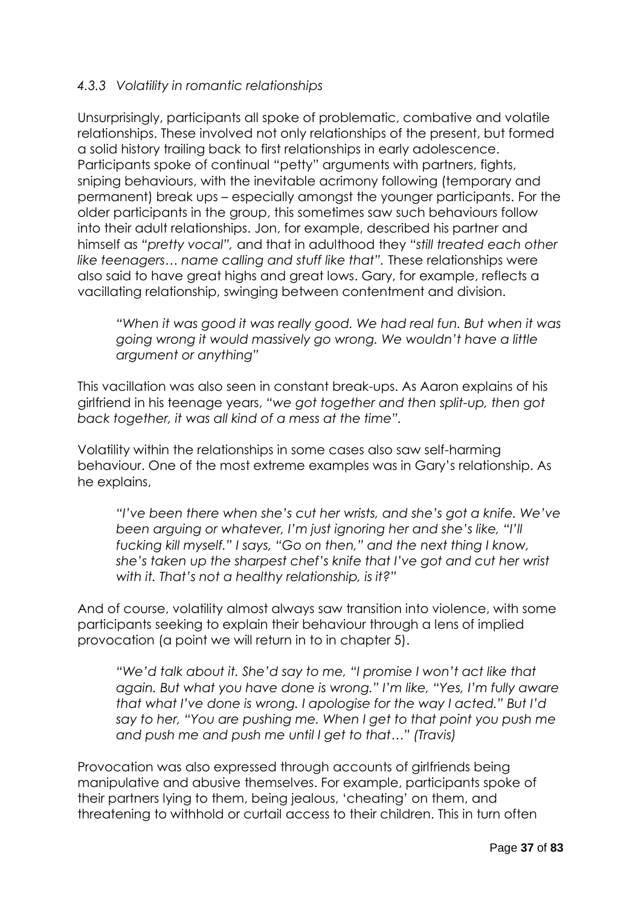### *4.3.3 Volatility in romantic relationships*

Unsurprisingly, participants all spoke of problematic, combative and volatile relationships. These involved not only relationships of the present, but formed a solid history trailing back to first relationships in early adolescence. Participants spoke of continual "petty" arguments with partners, fights, sniping behaviours, with the inevitable acrimony following (temporary and permanent) break ups – especially amongst the younger participants. For the older participants in the group, this sometimes saw such behaviours follow into their adult relationships. Jon, for example, described his partner and himself as *"pretty vocal",* and that in adulthood they *"still treated each other like teenagers… name calling and stuff like that".* These relationships were also said to have great highs and great lows. Gary, for example, reflects a vacillating relationship, swinging between contentment and division.

> *"When it was good it was really good. We had real fun. But when it was going wrong it would massively go wrong. We wouldn't have a little argument or anything"*

This vacillation was also seen in constant break-ups. As Aaron explains of his girlfriend in his teenage years, *"we got together and then split-up, then got back together, it was all kind of a mess at the time".*

Volatility within the relationships in some cases also saw self-harming behaviour. One of the most extreme examples was in Gary's relationship. As he explains,

> *"I've been there when she's cut her wrists, and she's got a knife. We've been arguing or whatever, I'm just ignoring her and she's like, "I'll fucking kill myself." I says, "Go on then," and the next thing I know, she's taken up the sharpest chef's knife that I've got and cut her wrist with it. That's not a healthy relationship, is it?"*

And of course, volatility almost always saw transition into violence, with some participants seeking to explain their behaviour through a lens of implied provocation (a point we will return in to in chapter 5).

> *"We'd talk about it. She'd say to me, "I promise I won't act like that again. But what you have done is wrong." I'm like, "Yes, I'm fully aware that what I've done is wrong. I apologise for the way I acted." But I'd say to her, "You are pushing me. When I get to that point you push me and push me and push me until I get to that…" (Travis)*

Provocation was also expressed through accounts of girlfriends being manipulative and abusive themselves. For example, participants spoke of their partners lying to them, being jealous, 'cheating' on them, and threatening to withhold or curtail access to their children. This in turn often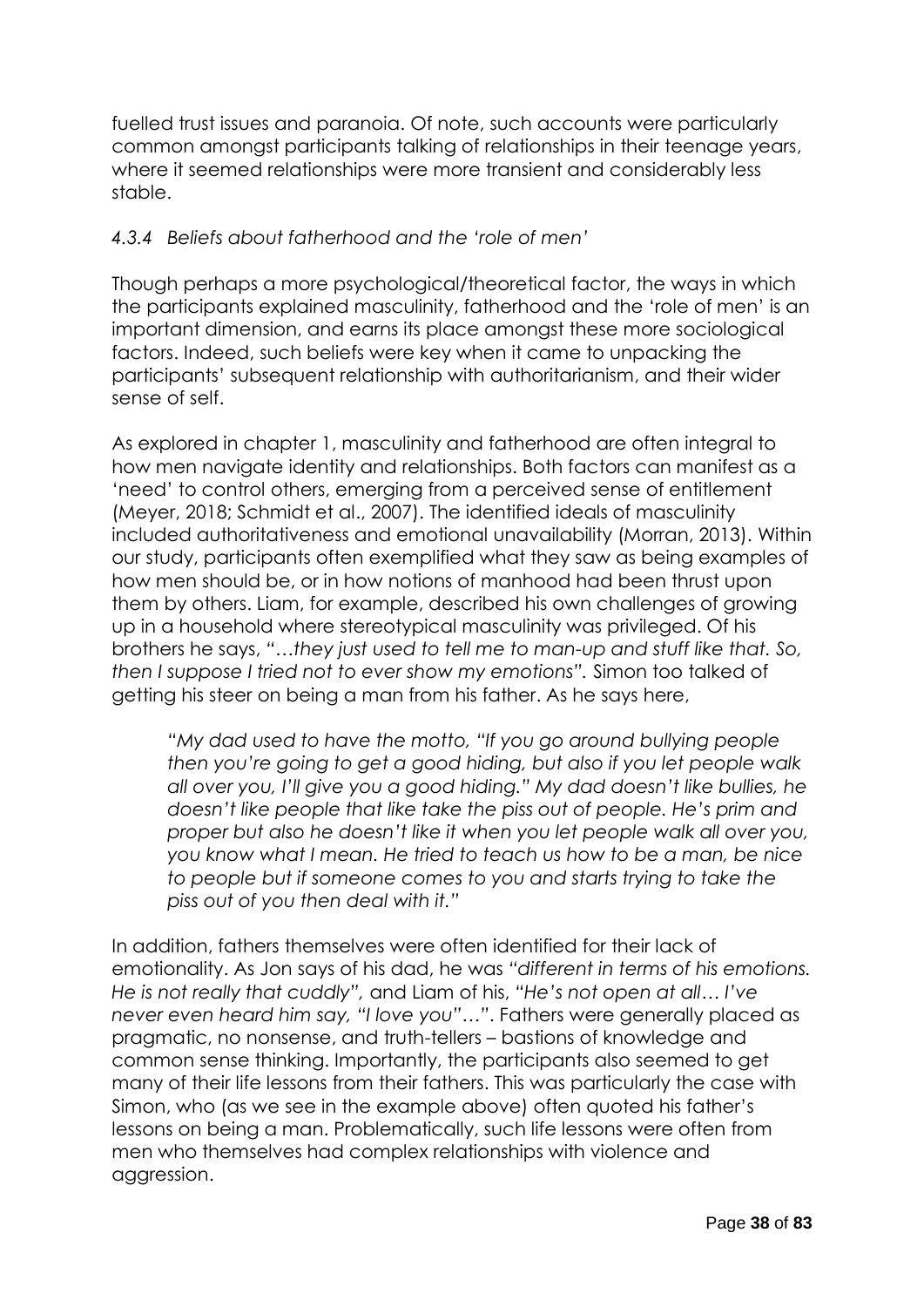fuelled trust issues and paranoia. Of note, such accounts were particularly common amongst participants talking of relationships in their teenage years, where it seemed relationships were more transient and considerably less stable.

#### *4.3.4 Beliefs about fatherhood and the 'role of men'*

Though perhaps a more psychological/theoretical factor, the ways in which the participants explained masculinity, fatherhood and the 'role of men' is an important dimension, and earns its place amongst these more sociological factors. Indeed, such beliefs were key when it came to unpacking the participants' subsequent relationship with authoritarianism, and their wider sense of self.

As explored in chapter 1, masculinity and fatherhood are often integral to how men navigate identity and relationships. Both factors can manifest as a 'need' to control others, emerging from a perceived sense of entitlement (Meyer, 2018; Schmidt et al., 2007). The identified ideals of masculinity included authoritativeness and emotional unavailability (Morran, 2013). Within our study, participants often exemplified what they saw as being examples of how men should be, or in how notions of manhood had been thrust upon them by others. Liam, for example, described his own challenges of growing up in a household where stereotypical masculinity was privileged. Of his brothers he says, *"…they just used to tell me to man-up and stuff like that. So, then I suppose I tried not to ever show my emotions".* Simon too talked of getting his steer on being a man from his father. As he says here,

> *"My dad used to have the motto, "If you go around bullying people then you're going to get a good hiding, but also if you let people walk all over you, I'll give you a good hiding." My dad doesn't like bullies, he doesn't like people that like take the piss out of people. He's prim and proper but also he doesn't like it when you let people walk all over you, you know what I mean. He tried to teach us how to be a man, be nice to people but if someone comes to you and starts trying to take the piss out of you then deal with it."*

In addition, fathers themselves were often identified for their lack of emotionality. As Jon says of his dad, he was *"different in terms of his emotions. He is not really that cuddly",* and Liam of his, *"He's not open at all… I've never even heard him say, "I love you"…".* Fathers were generally placed as pragmatic, no nonsense, and truth-tellers – bastions of knowledge and common sense thinking. Importantly, the participants also seemed to get many of their life lessons from their fathers. This was particularly the case with Simon, who (as we see in the example above) often quoted his father's lessons on being a man. Problematically, such life lessons were often from men who themselves had complex relationships with violence and aggression.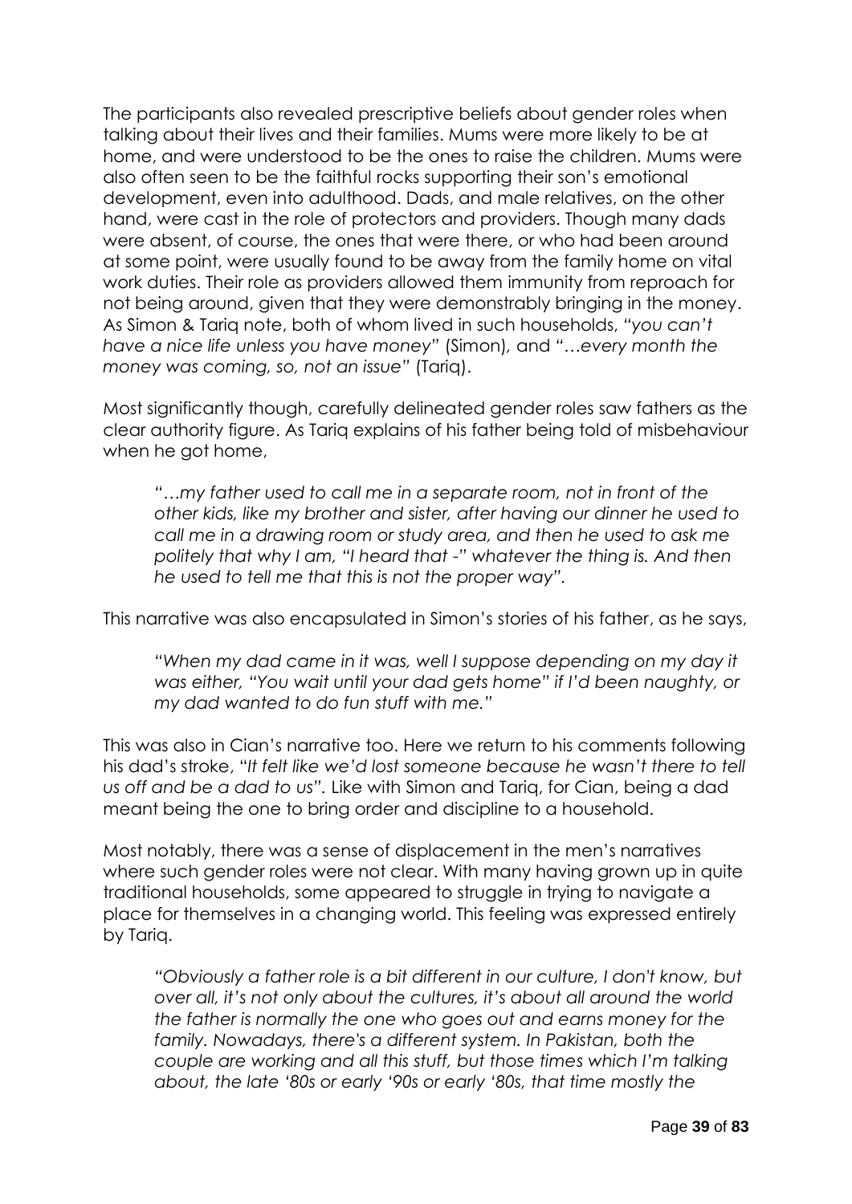The participants also revealed prescriptive beliefs about gender roles when talking about their lives and their families. Mums were more likely to be at home, and were understood to be the ones to raise the children. Mums were also often seen to be the faithful rocks supporting their son's emotional development, even into adulthood. Dads, and male relatives, on the other hand, were cast in the role of protectors and providers. Though many dads were absent, of course, the ones that were there, or who had been around at some point, were usually found to be away from the family home on vital work duties. Their role as providers allowed them immunity from reproach for not being around, given that they were demonstrably bringing in the money. As Simon & Tariq note, both of whom lived in such households, *"you can't have a nice life unless you have money"* (Simon), and *"…every month the money was coming, so, not an issue"* (Tariq).

Most significantly though, carefully delineated gender roles saw fathers as the clear authority figure. As Tariq explains of his father being told of misbehaviour when he got home,

> *"…my father used to call me in a separate room, not in front of the other kids, like my brother and sister, after having our dinner he used to call me in a drawing room or study area, and then he used to ask me politely that why I am, "I heard that -" whatever the thing is. And then he used to tell me that this is not the proper way".*

This narrative was also encapsulated in Simon's stories of his father, as he says,

> *"When my dad came in it was, well I suppose depending on my day it was either, "You wait until your dad gets home" if I'd been naughty, or my dad wanted to do fun stuff with me."*

This was also in Cian's narrative too. Here we return to his comments following his dad's stroke, "*It felt like we'd lost someone because he wasn't there to tell us off and be a dad to us*". Like with Simon and Tariq, for Cian, being a dad meant being the one to bring order and discipline to a household.

Most notably, there was a sense of displacement in the men's narratives where such gender roles were not clear. With many having grown up in quite traditional households, some appeared to struggle in trying to navigate a place for themselves in a changing world. This feeling was expressed entirely by Tariq.

> *"Obviously a father role is a bit different in our culture, I don't know, but over all, it's not only about the cultures, it's about all around the world the father is normally the one who goes out and earns money for the family. Nowadays, there's a different system. In Pakistan, both the couple are working and all this stuff, but those times which I'm talking about, the late '80s or early '90s or early '80s, that time mostly the*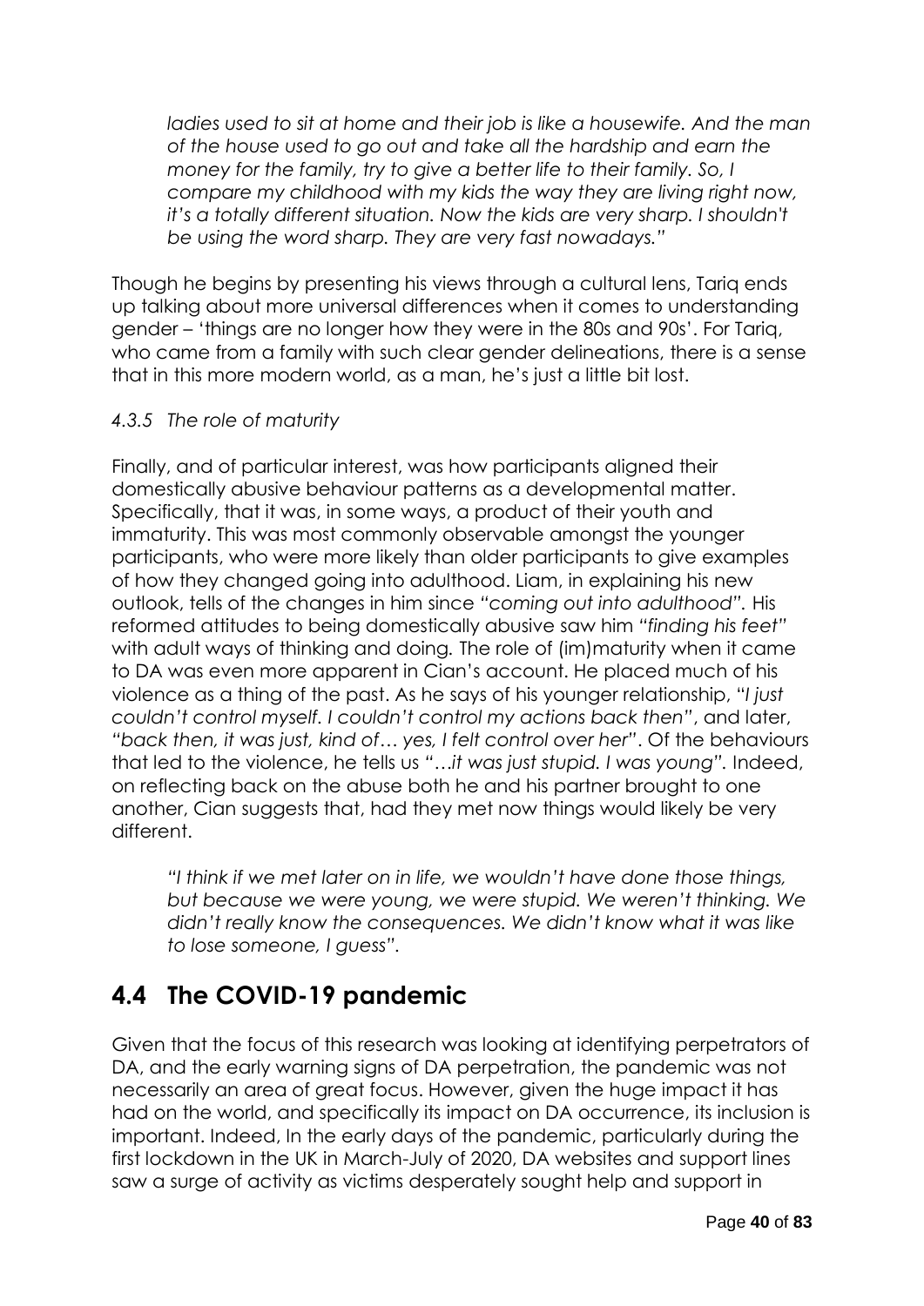*ladies used to sit at home and their job is like a housewife. And the man of the house used to go out and take all the hardship and earn the money for the family, try to give a better life to their family. So, I compare my childhood with my kids the way they are living right now, it's a totally different situation. Now the kids are very sharp. I shouldn't be using the word sharp. They are very fast nowadays."*

Though he begins by presenting his views through a cultural lens, Tariq ends up talking about more universal differences when it comes to understanding gender – 'things are no longer how they were in the 80s and 90s'. For Tariq, who came from a family with such clear gender delineations, there is a sense that in this more modern world, as a man, he's just a little bit lost.

### *4.3.5 The role of maturity*

Finally, and of particular interest, was how participants aligned their domestically abusive behaviour patterns as a developmental matter. Specifically, that it was, in some ways, a product of their youth and immaturity. This was most commonly observable amongst the younger participants, who were more likely than older participants to give examples of how they changed going into adulthood. Liam, in explaining his new outlook, tells of the changes in him since *"coming out into adulthood"*. His reformed attitudes to being domestically abusive saw him *"finding his feet"* with adult ways of thinking and doing. The role of (im)maturity when it came to DA was even more apparent in Cian's account. He placed much of his violence as a thing of the past. As he says of his younger relationship, "*I just couldn't control myself. I couldn't control my actions back then*", and later, *"back then, it was just, kind of… yes, I felt control over her"*. Of the behaviours that led to the violence, he tells us *"…it was just stupid. I was young"*. Indeed, on reflecting back on the abuse both he and his partner brought to one another, Cian suggests that, had they met now things would likely be very different.

> *"I think if we met later on in life, we wouldn't have done those things, but because we were young, we were stupid. We weren't thinking. We didn't really know the consequences. We didn't know what it was like to lose someone, I guess".*

## 4.4 The COVID-19 pandemic

Given that the focus of this research was looking at identifying perpetrators of DA, and the early warning signs of DA perpetration, the pandemic was not necessarily an area of great focus. However, given the huge impact it has had on the world, and specifically its impact on DA occurrence, its inclusion is important. Indeed, In the early days of the pandemic, particularly during the first lockdown in the UK in March-July of 2020, DA websites and support lines saw a surge of activity as victims desperately sought help and support in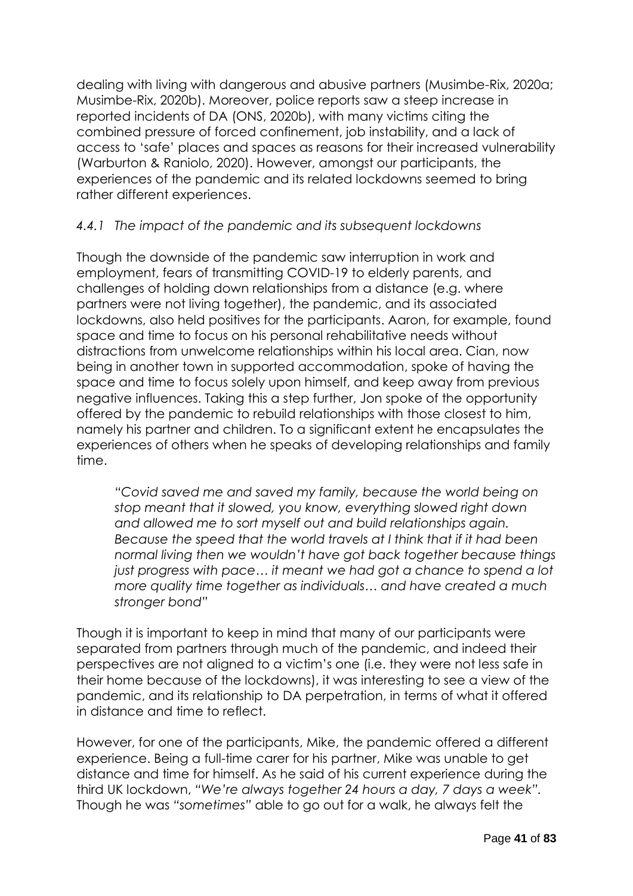dealing with living with dangerous and abusive partners (Musimbe-Rix, 2020a; Musimbe-Rix, 2020b). Moreover, police reports saw a steep increase in reported incidents of DA (ONS, 2020b), with many victims citing the combined pressure of forced confinement, job instability, and a lack of access to 'safe' places and spaces as reasons for their increased vulnerability (Warburton & Raniolo, 2020). However, amongst our participants, the experiences of the pandemic and its related lockdowns seemed to bring rather different experiences.

#### *4.4.1 The impact of the pandemic and its subsequent lockdowns*

Though the downside of the pandemic saw interruption in work and employment, fears of transmitting COVID-19 to elderly parents, and challenges of holding down relationships from a distance (e.g. where partners were not living together), the pandemic, and its associated lockdowns, also held positives for the participants. Aaron, for example, found space and time to focus on his personal rehabilitative needs without distractions from unwelcome relationships within his local area. Cian, now being in another town in supported accommodation, spoke of having the space and time to focus solely upon himself, and keep away from previous negative influences. Taking this a step further, Jon spoke of the opportunity offered by the pandemic to rebuild relationships with those closest to him, namely his partner and children. To a significant extent he encapsulates the experiences of others when he speaks of developing relationships and family time.

> *"Covid saved me and saved my family, because the world being on stop meant that it slowed, you know, everything slowed right down and allowed me to sort myself out and build relationships again. Because the speed that the world travels at I think that if it had been normal living then we wouldn't have got back together because things just progress with pace… it meant we had got a chance to spend a lot more quality time together as individuals… and have created a much stronger bond"*

Though it is important to keep in mind that many of our participants were separated from partners through much of the pandemic, and indeed their perspectives are not aligned to a victim's one (i.e. they were not less safe in their home because of the lockdowns), it was interesting to see a view of the pandemic, and its relationship to DA perpetration, in terms of what it offered in distance and time to reflect.

However, for one of the participants, Mike, the pandemic offered a different experience. Being a full-time carer for his partner, Mike was unable to get distance and time for himself. As he said of his current experience during the third UK lockdown, *"We're always together 24 hours a day, 7 days a week"*. Though he was *"sometimes"* able to go out for a walk, he always felt the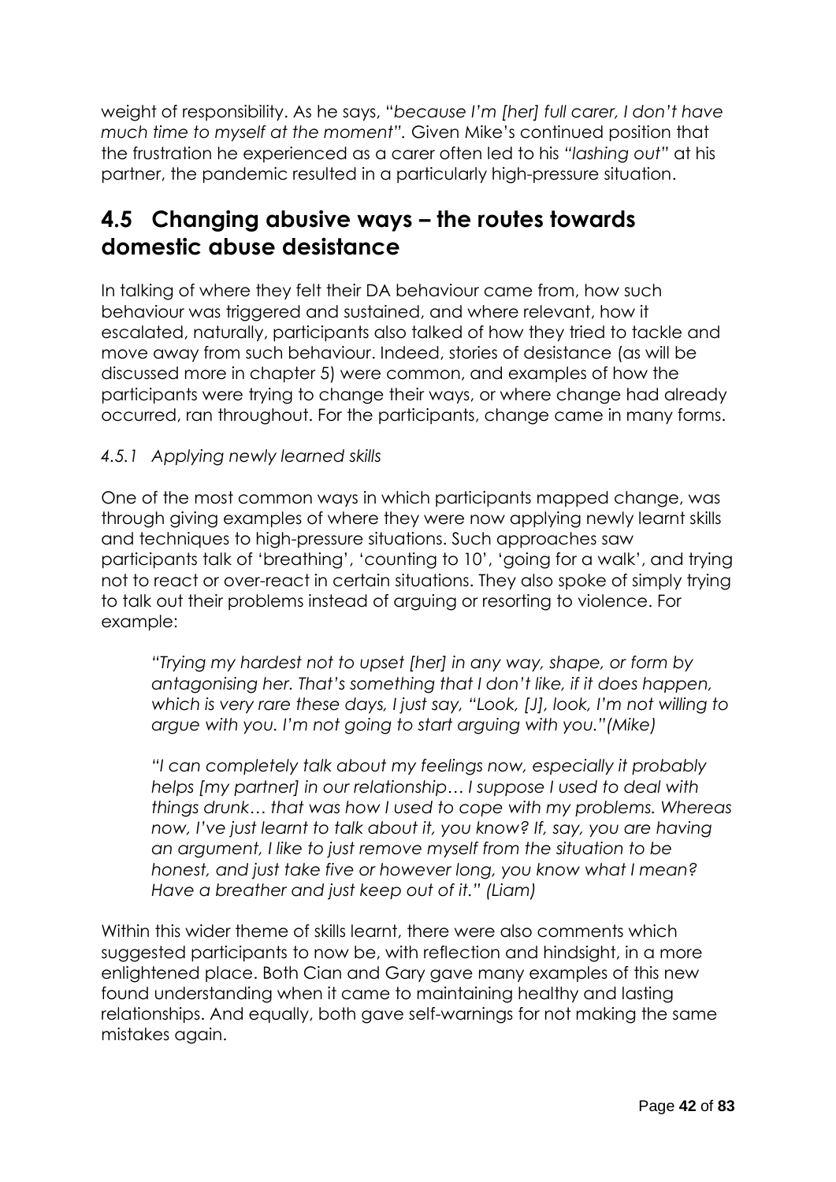weight of responsibility. As he says, "*because I'm [her] full carer, I don't have much time to myself at the moment*". Given Mike's continued position that the frustration he experienced as a carer often led to his *"lashing out"* at his partner, the pandemic resulted in a particularly high-pressure situation.

## 4.5 Changing abusive ways – the routes towards domestic abuse desistance

In talking of where they felt their DA behaviour came from, how such behaviour was triggered and sustained, and where relevant, how it escalated, naturally, participants also talked of how they tried to tackle and move away from such behaviour. Indeed, stories of desistance (as will be discussed more in chapter 5) were common, and examples of how the participants were trying to change their ways, or where change had already occurred, ran throughout. For the participants, change came in many forms.

### *4.5.1 Applying newly learned skills*

One of the most common ways in which participants mapped change, was through giving examples of where they were now applying newly learnt skills and techniques to high-pressure situations. Such approaches saw participants talk of 'breathing', 'counting to 10', 'going for a walk', and trying not to react or over-react in certain situations. They also spoke of simply trying to talk out their problems instead of arguing or resorting to violence. For example:

> *"Trying my hardest not to upset [her] in any way, shape, or form by antagonising her. That's something that I don't like, if it does happen, which is very rare these days, I just say, "Look, [J], look, I'm not willing to argue with you. I'm not going to start arguing with you."(Mike)*

> *"I can completely talk about my feelings now, especially it probably helps [my partner] in our relationship… I suppose I used to deal with things drunk… that was how I used to cope with my problems. Whereas now, I've just learnt to talk about it, you know? If, say, you are having an argument, I like to just remove myself from the situation to be honest, and just take five or however long, you know what I mean? Have a breather and just keep out of it." (Liam)*

Within this wider theme of skills learnt, there were also comments which suggested participants to now be, with reflection and hindsight, in a more enlightened place. Both Cian and Gary gave many examples of this new found understanding when it came to maintaining healthy and lasting relationships. And equally, both gave self-warnings for not making the same mistakes again.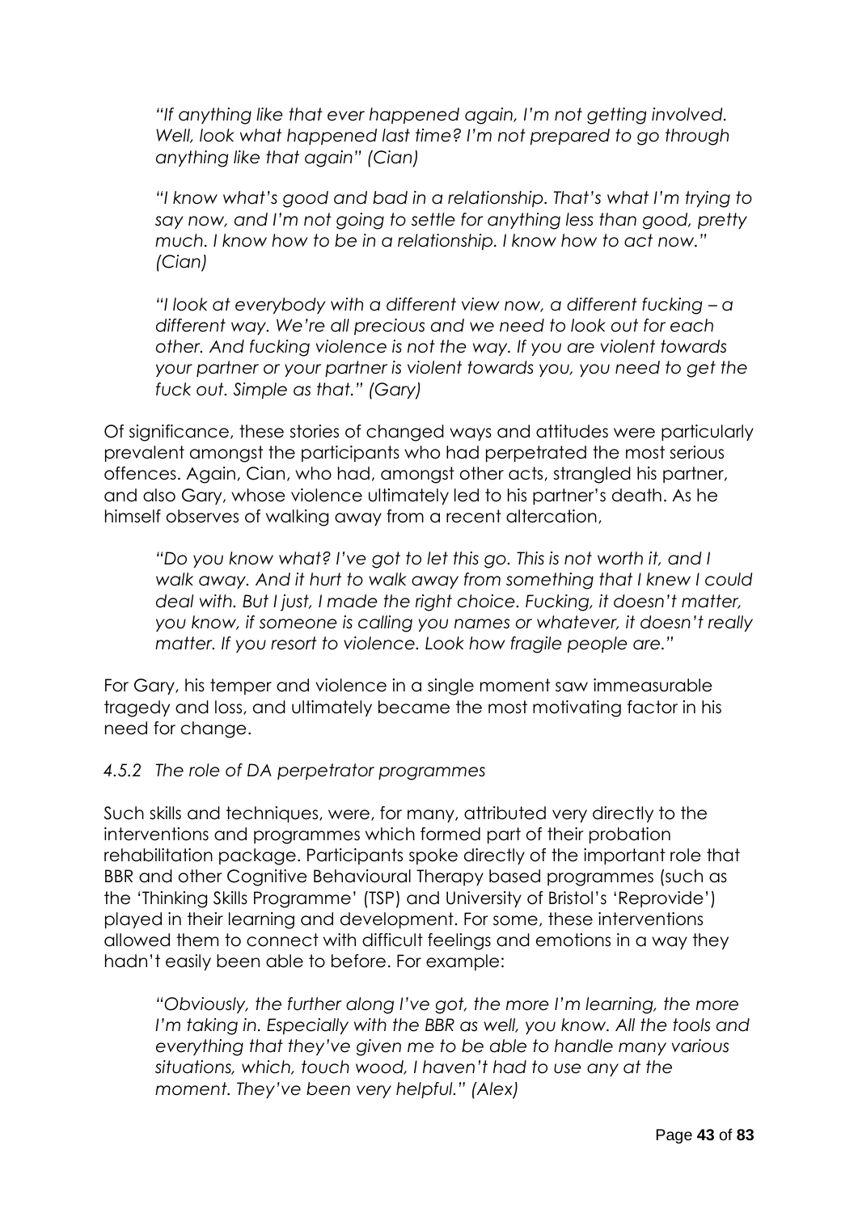> *"If anything like that ever happened again, I'm not getting involved. Well, look what happened last time? I'm not prepared to go through anything like that again" (Cian)*

> *"I know what's good and bad in a relationship. That's what I'm trying to say now, and I'm not going to settle for anything less than good, pretty much. I know how to be in a relationship. I know how to act now." (Cian)*

> *"I look at everybody with a different view now, a different fucking – a different way. We're all precious and we need to look out for each other. And fucking violence is not the way. If you are violent towards your partner or your partner is violent towards you, you need to get the fuck out. Simple as that." (Gary)*

Of significance, these stories of changed ways and attitudes were particularly prevalent amongst the participants who had perpetrated the most serious offences. Again, Cian, who had, amongst other acts, strangled his partner, and also Gary, whose violence ultimately led to his partner's death. As he himself observes of walking away from a recent altercation,

> *"Do you know what? I've got to let this go. This is not worth it, and I walk away. And it hurt to walk away from something that I knew I could deal with. But I just, I made the right choice. Fucking, it doesn't matter, you know, if someone is calling you names or whatever, it doesn't really matter. If you resort to violence. Look how fragile people are."*

For Gary, his temper and violence in a single moment saw immeasurable tragedy and loss, and ultimately became the most motivating factor in his need for change.

### *4.5.2 The role of DA perpetrator programmes*

Such skills and techniques, were, for many, attributed very directly to the interventions and programmes which formed part of their probation rehabilitation package. Participants spoke directly of the important role that BBR and other Cognitive Behavioural Therapy based programmes (such as the 'Thinking Skills Programme' (TSP) and University of Bristol's 'Reprovide') played in their learning and development. For some, these interventions allowed them to connect with difficult feelings and emotions in a way they hadn't easily been able to before. For example:

> *"Obviously, the further along I've got, the more I'm learning, the more I'm taking in. Especially with the BBR as well, you know. All the tools and everything that they've given me to be able to handle many various situations, which, touch wood, I haven't had to use any at the moment. They've been very helpful." (Alex)*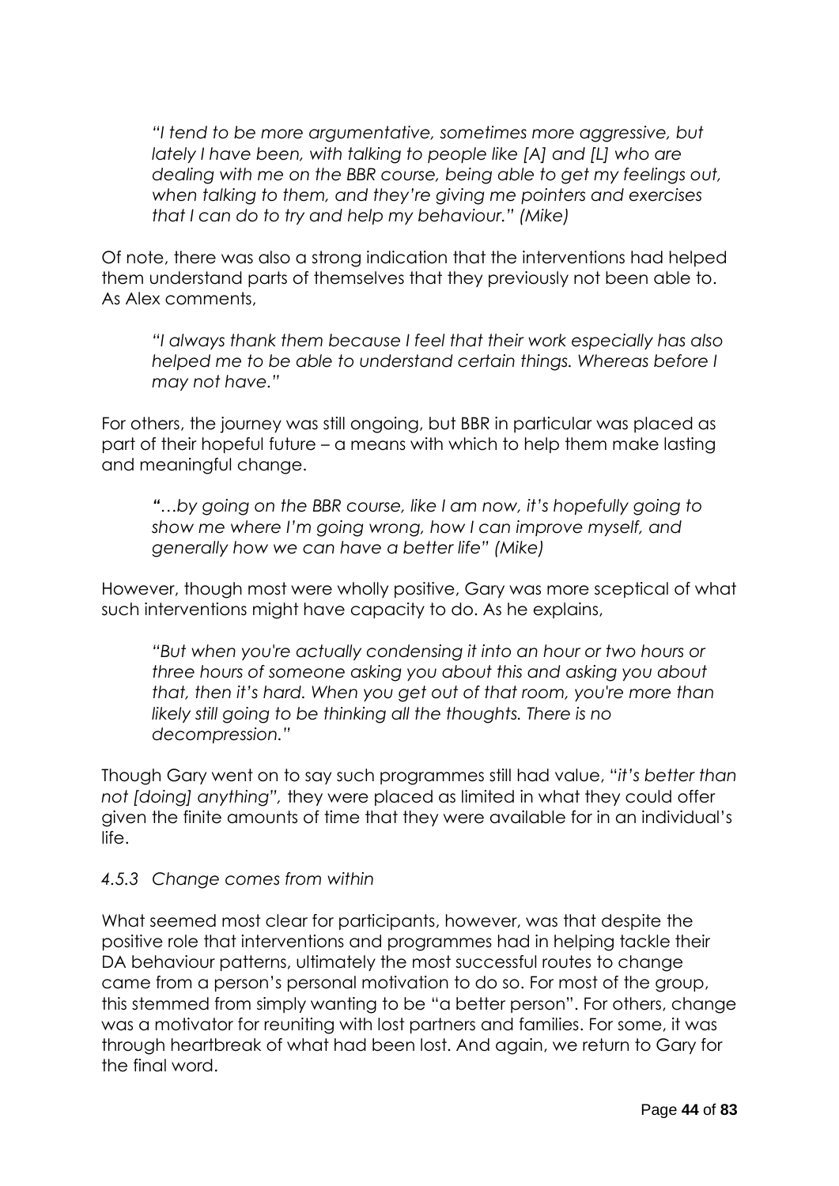> *"I tend to be more argumentative, sometimes more aggressive, but lately I have been, with talking to people like [A] and [L] who are dealing with me on the BBR course, being able to get my feelings out, when talking to them, and they're giving me pointers and exercises that I can do to try and help my behaviour." (Mike)*

Of note, there was also a strong indication that the interventions had helped them understand parts of themselves that they previously not been able to. As Alex comments,

> *"I always thank them because I feel that their work especially has also helped me to be able to understand certain things. Whereas before I may not have."*

For others, the journey was still ongoing, but BBR in particular was placed as part of their hopeful future – a means with which to help them make lasting and meaningful change.

> *"…by going on the BBR course, like I am now, it's hopefully going to show me where I'm going wrong, how I can improve myself, and generally how we can have a better life" (Mike)*

However, though most were wholly positive, Gary was more sceptical of what such interventions might have capacity to do. As he explains,

> *"But when you're actually condensing it into an hour or two hours or three hours of someone asking you about this and asking you about that, then it's hard. When you get out of that room, you're more than likely still going to be thinking all the thoughts. There is no decompression."*

Though Gary went on to say such programmes still had value, "*it's better than not [doing] anything",* they were placed as limited in what they could offer given the finite amounts of time that they were available for in an individual's life.

#### *4.5.3 Change comes from within*

What seemed most clear for participants, however, was that despite the positive role that interventions and programmes had in helping tackle their DA behaviour patterns, ultimately the most successful routes to change came from a person's personal motivation to do so. For most of the group, this stemmed from simply wanting to be "a better person". For others, change was a motivator for reuniting with lost partners and families. For some, it was through heartbreak of what had been lost. And again, we return to Gary for the final word.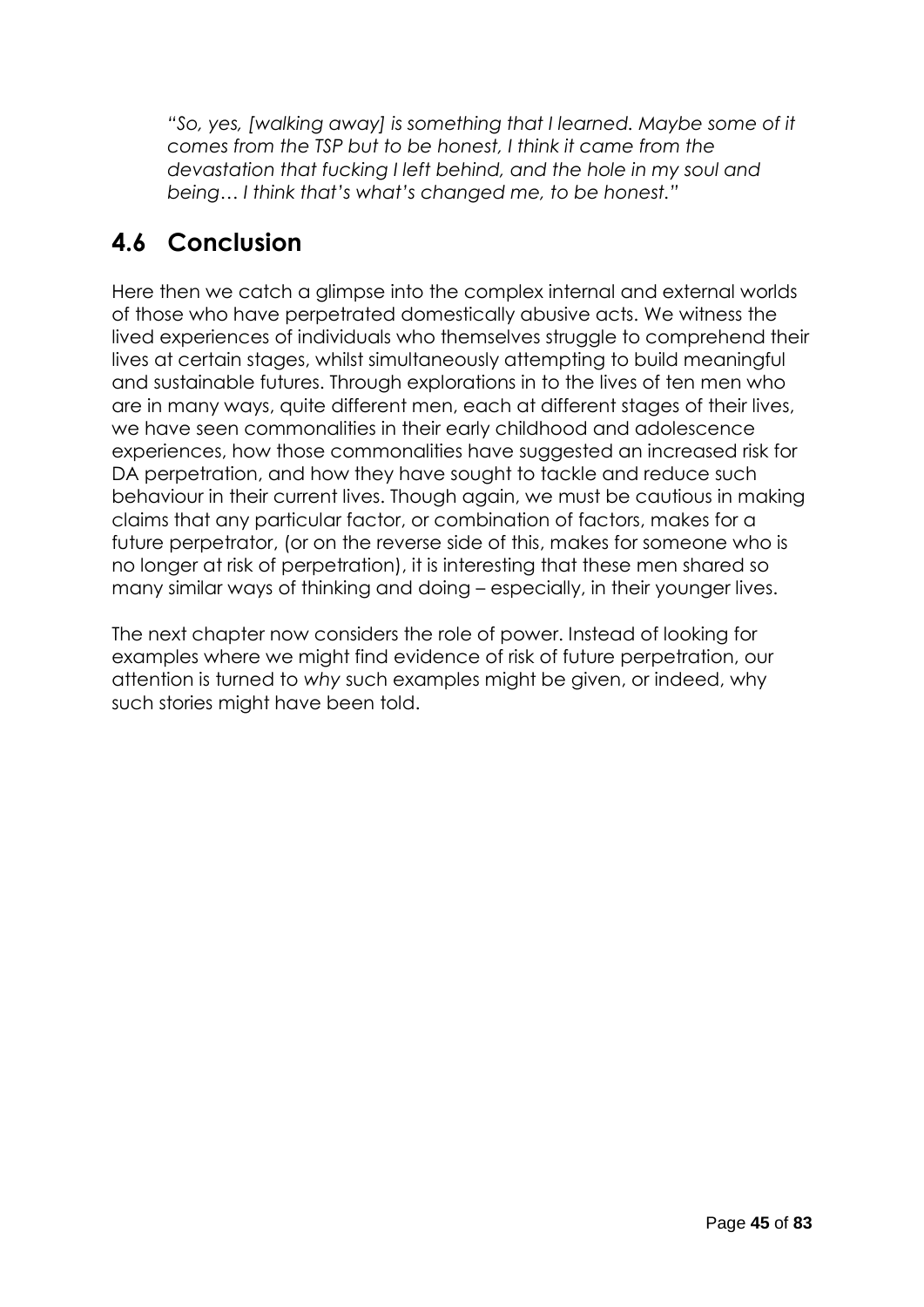*"So, yes, [walking away] is something that I learned. Maybe some of it comes from the TSP but to be honest, I think it came from the devastation that fucking I left behind, and the hole in my soul and being… I think that's what's changed me, to be honest."*

## 4.6 Conclusion

Here then we catch a glimpse into the complex internal and external worlds of those who have perpetrated domestically abusive acts. We witness the lived experiences of individuals who themselves struggle to comprehend their lives at certain stages, whilst simultaneously attempting to build meaningful and sustainable futures. Through explorations in to the lives of ten men who are in many ways, quite different men, each at different stages of their lives, we have seen commonalities in their early childhood and adolescence experiences, how those commonalities have suggested an increased risk for DA perpetration, and how they have sought to tackle and reduce such behaviour in their current lives. Though again, we must be cautious in making claims that any particular factor, or combination of factors, makes for a future perpetrator, (or on the reverse side of this, makes for someone who is no longer at risk of perpetration), it is interesting that these men shared so many similar ways of thinking and doing – especially, in their younger lives.

The next chapter now considers the role of power. Instead of looking for examples where we might find evidence of risk of future perpetration, our attention is turned to *why* such examples might be given, or indeed, why such stories might have been told.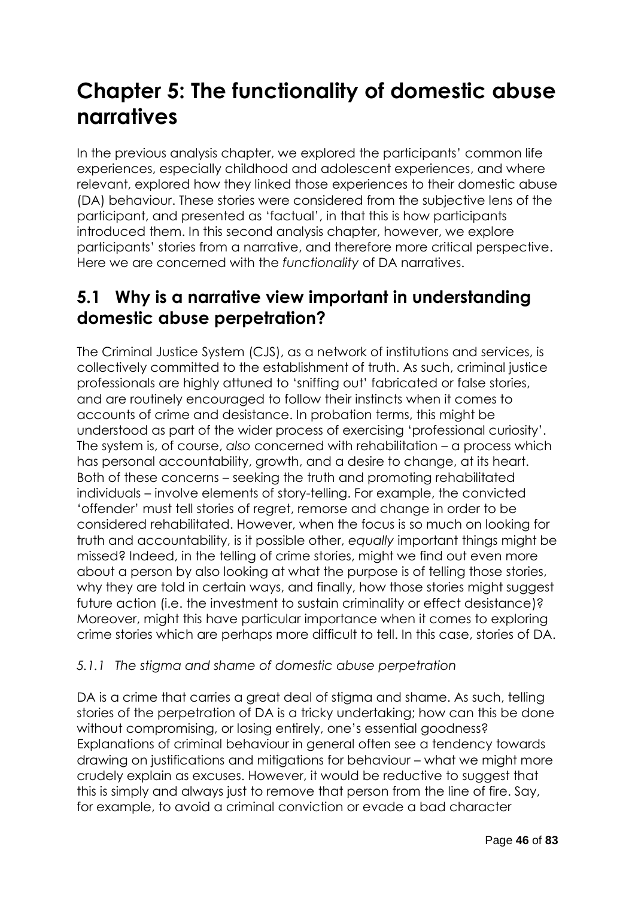# Chapter 5: The functionality of domestic abuse narratives

In the previous analysis chapter, we explored the participants' common life experiences, especially childhood and adolescent experiences, and where relevant, explored how they linked those experiences to their domestic abuse (DA) behaviour. These stories were considered from the subjective lens of the participant, and presented as 'factual', in that this is how participants introduced them. In this second analysis chapter, however, we explore participants' stories from a narrative, and therefore more critical perspective. Here we are concerned with the *functionality* of DA narratives.

## 5.1 Why is a narrative view important in understanding domestic abuse perpetration?

The Criminal Justice System (CJS), as a network of institutions and services, is collectively committed to the establishment of truth. As such, criminal justice professionals are highly attuned to 'sniffing out' fabricated or false stories, and are routinely encouraged to follow their instincts when it comes to accounts of crime and desistance. In probation terms, this might be understood as part of the wider process of exercising 'professional curiosity'. The system is, of course, *also* concerned with rehabilitation – a process which has personal accountability, growth, and a desire to change, at its heart. Both of these concerns – seeking the truth and promoting rehabilitated individuals – involve elements of story-telling. For example, the convicted 'offender' must tell stories of regret, remorse and change in order to be considered rehabilitated. However, when the focus is so much on looking for truth and accountability, is it possible other, *equally* important things might be missed? Indeed, in the telling of crime stories, might we find out even more about a person by also looking at what the purpose is of telling those stories, why they are told in certain ways, and finally, how those stories might suggest future action (i.e. the investment to sustain criminality or effect desistance)? Moreover, might this have particular importance when it comes to exploring crime stories which are perhaps more difficult to tell. In this case, stories of DA.

### *5.1.1 The stigma and shame of domestic abuse perpetration*

DA is a crime that carries a great deal of stigma and shame. As such, telling stories of the perpetration of DA is a tricky undertaking; how can this be done without compromising, or losing entirely, one's essential goodness? Explanations of criminal behaviour in general often see a tendency towards drawing on justifications and mitigations for behaviour – what we might more crudely explain as excuses. However, it would be reductive to suggest that this is simply and always just to remove that person from the line of fire. Say, for example, to avoid a criminal conviction or evade a bad character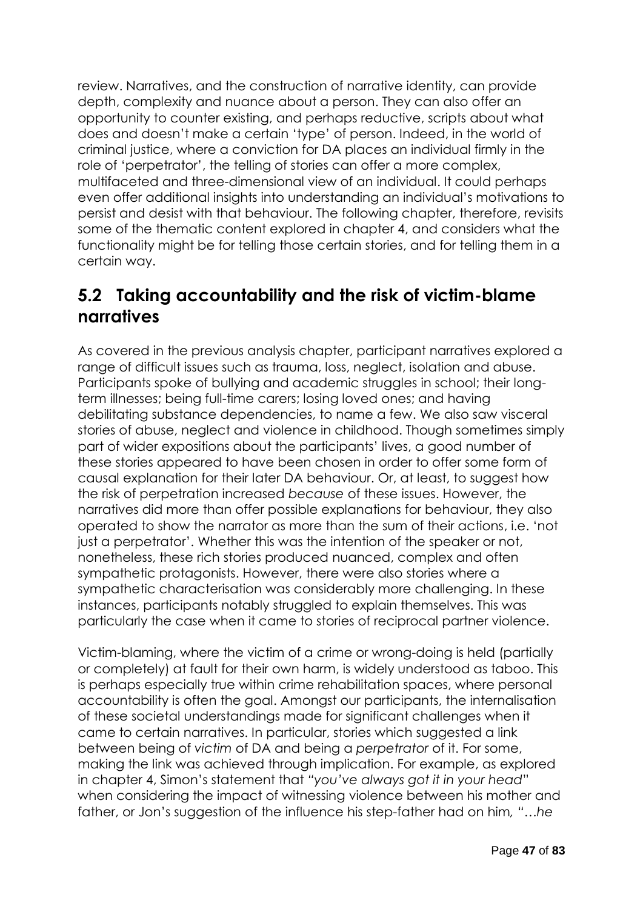review. Narratives, and the construction of narrative identity, can provide depth, complexity and nuance about a person. They can also offer an opportunity to counter existing, and perhaps reductive, scripts about what does and doesn't make a certain 'type' of person. Indeed, in the world of criminal justice, where a conviction for DA places an individual firmly in the role of 'perpetrator', the telling of stories can offer a more complex, multifaceted and three-dimensional view of an individual. It could perhaps even offer additional insights into understanding an individual's motivations to persist and desist with that behaviour. The following chapter, therefore, revisits some of the thematic content explored in chapter 4, and considers what the functionality might be for telling those certain stories, and for telling them in a certain way.

## 5.2 Taking accountability and the risk of victim-blame narratives

As covered in the previous analysis chapter, participant narratives explored a range of difficult issues such as trauma, loss, neglect, isolation and abuse. Participants spoke of bullying and academic struggles in school; their long-term illnesses; being full-time carers; losing loved ones; and having debilitating substance dependencies, to name a few. We also saw visceral stories of abuse, neglect and violence in childhood. Though sometimes simply part of wider expositions about the participants' lives, a good number of these stories appeared to have been chosen in order to offer some form of causal explanation for their later DA behaviour. Or, at least, to suggest how the risk of perpetration increased *because* of these issues. However, the narratives did more than offer possible explanations for behaviour, they also operated to show the narrator as more than the sum of their actions, i.e. 'not just a perpetrator'. Whether this was the intention of the speaker or not, nonetheless, these rich stories produced nuanced, complex and often sympathetic protagonists. However, there were also stories where a sympathetic characterisation was considerably more challenging. In these instances, participants notably struggled to explain themselves. This was particularly the case when it came to stories of reciprocal partner violence.

Victim-blaming, where the victim of a crime or wrong-doing is held (partially or completely) at fault for their own harm, is widely understood as taboo. This is perhaps especially true within crime rehabilitation spaces, where personal accountability is often the goal. Amongst our participants, the internalisation of these societal understandings made for significant challenges when it came to certain narratives. In particular, stories which suggested a link between being of *victim* of DA and being a *perpetrator* of it. For some, making the link was achieved through implication. For example, as explored in chapter 4, Simon's statement that *"you've always got it in your head"* when considering the impact of witnessing violence between his mother and father, or Jon's suggestion of the influence his step-father had on him, *"…he*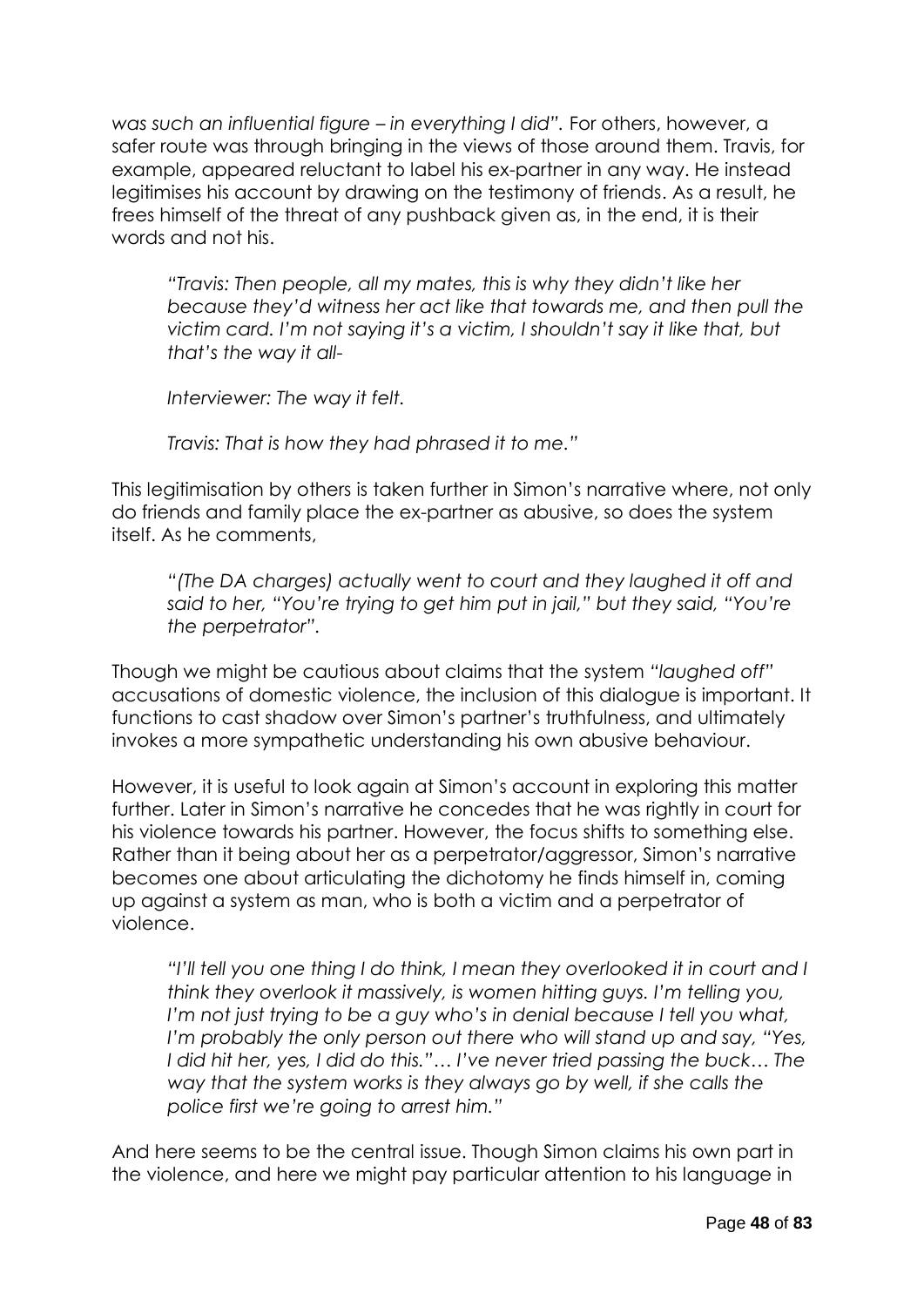*was such an influential figure – in everything I did".* For others, however, a safer route was through bringing in the views of those around them. Travis, for example, appeared reluctant to label his ex-partner in any way. He instead legitimises his account by drawing on the testimony of friends. As a result, he frees himself of the threat of any pushback given as, in the end, it is their words and not his.

> *"Travis: Then people, all my mates, this is why they didn't like her because they'd witness her act like that towards me, and then pull the victim card. I'm not saying it's a victim, I shouldn't say it like that, but that's the way it all-*
>
> *Interviewer: The way it felt.*
>
> *Travis: That is how they had phrased it to me."*

This legitimisation by others is taken further in Simon's narrative where, not only do friends and family place the ex-partner as abusive, so does the system itself. As he comments,

> *"(The DA charges) actually went to court and they laughed it off and said to her, "You're trying to get him put in jail," but they said, "You're the perpetrator".*

Though we might be cautious about claims that the system *"laughed off"* accusations of domestic violence, the inclusion of this dialogue is important. It functions to cast shadow over Simon's partner's truthfulness, and ultimately invokes a more sympathetic understanding his own abusive behaviour.

However, it is useful to look again at Simon's account in exploring this matter further. Later in Simon's narrative he concedes that he was rightly in court for his violence towards his partner. However, the focus shifts to something else. Rather than it being about her as a perpetrator/aggressor, Simon's narrative becomes one about articulating the dichotomy he finds himself in, coming up against a system as man, who is both a victim and a perpetrator of violence.

> *"I'll tell you one thing I do think, I mean they overlooked it in court and I think they overlook it massively, is women hitting guys. I'm telling you, I'm not just trying to be a guy who's in denial because I tell you what, I'm probably the only person out there who will stand up and say, "Yes, I did hit her, yes, I did do this."… I've never tried passing the buck… The way that the system works is they always go by well, if she calls the police first we're going to arrest him."*

And here seems to be the central issue. Though Simon claims his own part in the violence, and here we might pay particular attention to his language in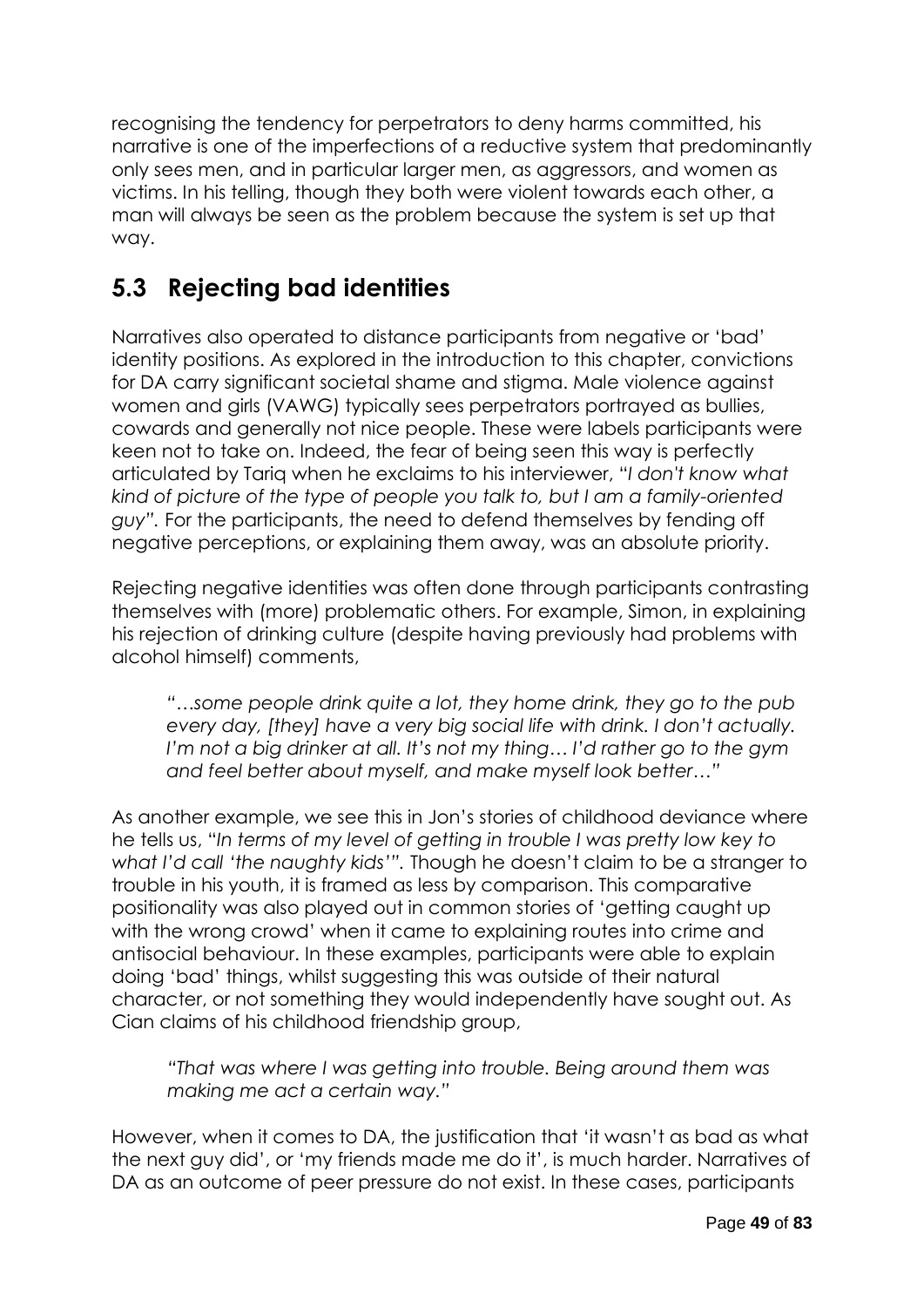recognising the tendency for perpetrators to deny harms committed, his narrative is one of the imperfections of a reductive system that predominantly only sees men, and in particular larger men, as aggressors, and women as victims. In his telling, though they both were violent towards each other, a man will always be seen as the problem because the system is set up that way.

## 5.3 Rejecting bad identities

Narratives also operated to distance participants from negative or 'bad' identity positions. As explored in the introduction to this chapter, convictions for DA carry significant societal shame and stigma. Male violence against women and girls (VAWG) typically sees perpetrators portrayed as bullies, cowards and generally not nice people. These were labels participants were keen not to take on. Indeed, the fear of being seen this way is perfectly articulated by Tariq when he exclaims to his interviewer, "*I don't know what kind of picture of the type of people you talk to, but I am a family-oriented guy*". For the participants, the need to defend themselves by fending off negative perceptions, or explaining them away, was an absolute priority.

Rejecting negative identities was often done through participants contrasting themselves with (more) problematic others. For example, Simon, in explaining his rejection of drinking culture (despite having previously had problems with alcohol himself) comments,

> *"…some people drink quite a lot, they home drink, they go to the pub every day, [they] have a very big social life with drink. I don't actually. I'm not a big drinker at all. It's not my thing… I'd rather go to the gym and feel better about myself, and make myself look better…"*

As another example, we see this in Jon's stories of childhood deviance where he tells us, "*In terms of my level of getting in trouble I was pretty low key to what I'd call 'the naughty kids'*". Though he doesn't claim to be a stranger to trouble in his youth, it is framed as less by comparison. This comparative positionality was also played out in common stories of 'getting caught up with the wrong crowd' when it came to explaining routes into crime and antisocial behaviour. In these examples, participants were able to explain doing 'bad' things, whilst suggesting this was outside of their natural character, or not something they would independently have sought out. As Cian claims of his childhood friendship group,

> *"That was where I was getting into trouble. Being around them was making me act a certain way."*

However, when it comes to DA, the justification that 'it wasn't as bad as what the next guy did', or 'my friends made me do it', is much harder. Narratives of DA as an outcome of peer pressure do not exist. In these cases, participants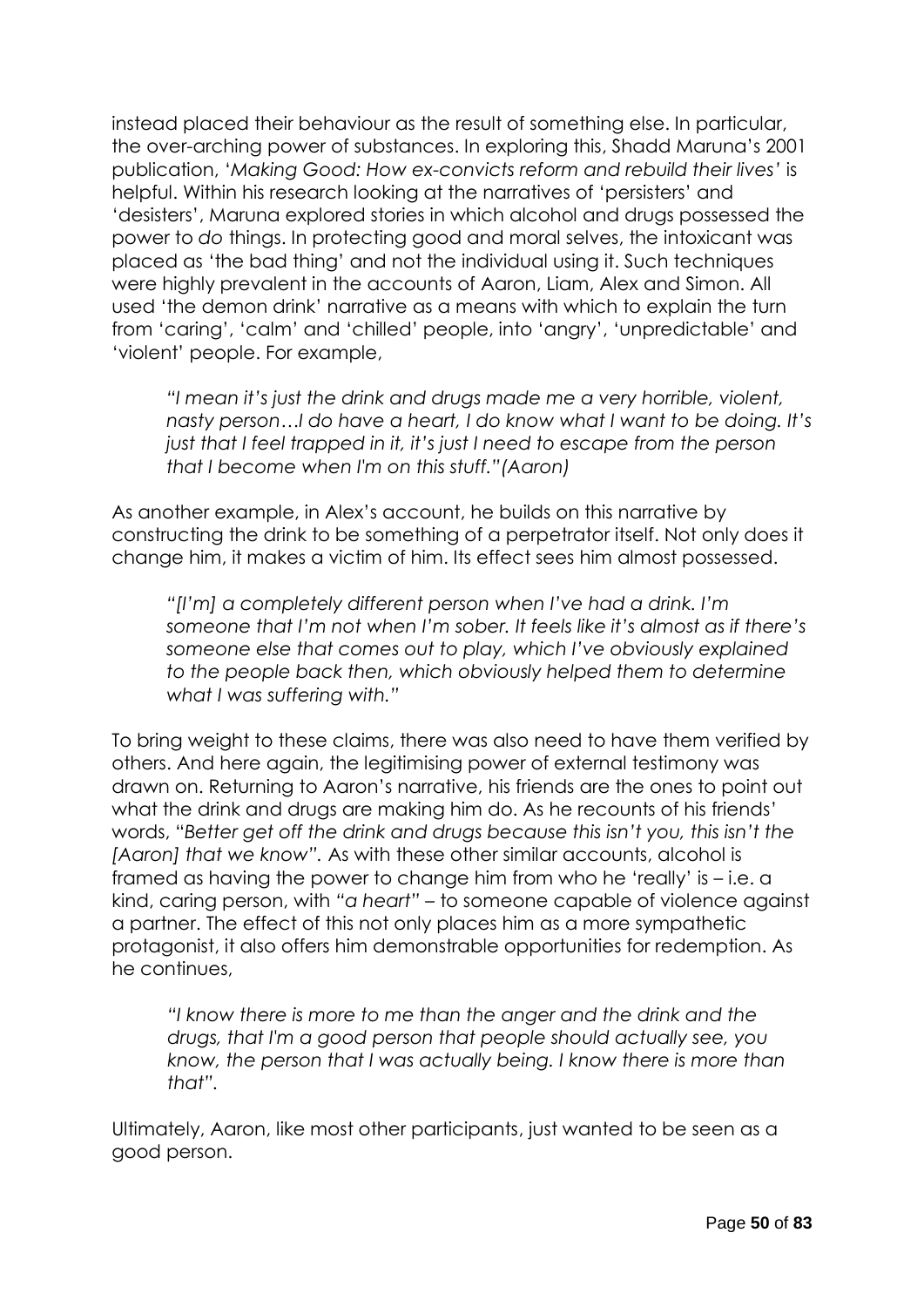instead placed their behaviour as the result of something else. In particular, the over-arching power of substances. In exploring this, Shadd Maruna's 2001 publication, '*Making Good: How ex-convicts reform and rebuild their lives'* is helpful. Within his research looking at the narratives of 'persisters' and 'desisters', Maruna explored stories in which alcohol and drugs possessed the power to *do* things. In protecting good and moral selves, the intoxicant was placed as 'the bad thing' and not the individual using it. Such techniques were highly prevalent in the accounts of Aaron, Liam, Alex and Simon. All used 'the demon drink' narrative as a means with which to explain the turn from 'caring', 'calm' and 'chilled' people, into 'angry', 'unpredictable' and 'violent' people. For example,

> *"I mean it's just the drink and drugs made me a very horrible, violent, nasty person…I do have a heart, I do know what I want to be doing. It's just that I feel trapped in it, it's just I need to escape from the person that I become when I'm on this stuff."(Aaron)*

As another example, in Alex's account, he builds on this narrative by constructing the drink to be something of a perpetrator itself. Not only does it change him, it makes a victim of him. Its effect sees him almost possessed.

> *"[I'm] a completely different person when I've had a drink. I'm someone that I'm not when I'm sober. It feels like it's almost as if there's someone else that comes out to play, which I've obviously explained to the people back then, which obviously helped them to determine what I was suffering with."*

To bring weight to these claims, there was also need to have them verified by others. And here again, the legitimising power of external testimony was drawn on. Returning to Aaron's narrative, his friends are the ones to point out what the drink and drugs are making him do. As he recounts of his friends' words, "*Better get off the drink and drugs because this isn't you, this isn't the [Aaron] that we know".* As with these other similar accounts, alcohol is framed as having the power to change him from who he 'really' is – i.e. a kind, caring person, with *"a heart"* – to someone capable of violence against a partner. The effect of this not only places him as a more sympathetic protagonist, it also offers him demonstrable opportunities for redemption. As he continues,

> *"I know there is more to me than the anger and the drink and the drugs, that I'm a good person that people should actually see, you know, the person that I was actually being. I know there is more than that".*

Ultimately, Aaron, like most other participants, just wanted to be seen as a good person.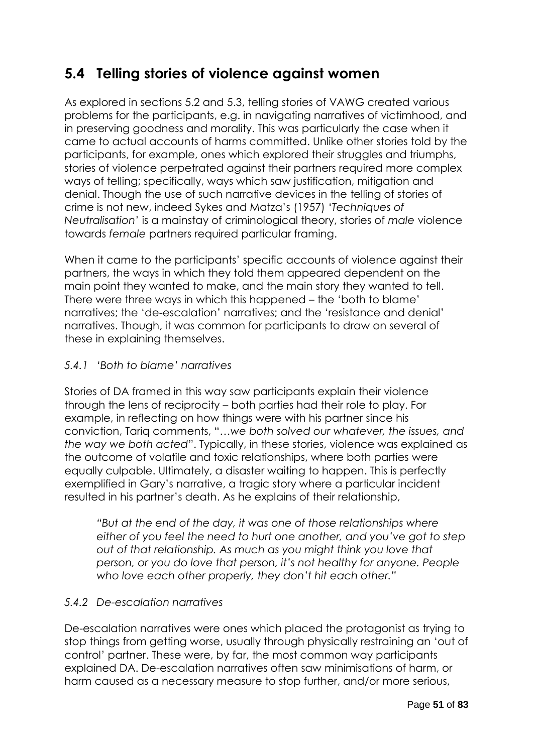## 5.4 Telling stories of violence against women

As explored in sections 5.2 and 5.3, telling stories of VAWG created various problems for the participants, e.g. in navigating narratives of victimhood, and in preserving goodness and morality. This was particularly the case when it came to actual accounts of harms committed. Unlike other stories told by the participants, for example, ones which explored their struggles and triumphs, stories of violence perpetrated against their partners required more complex ways of telling; specifically, ways which saw justification, mitigation and denial. Though the use of such narrative devices in the telling of stories of crime is not new, indeed Sykes and Matza's (1957) '*Techniques of Neutralisation*' is a mainstay of criminological theory, stories of *male* violence towards *female* partners required particular framing.

When it came to the participants' specific accounts of violence against their partners, the ways in which they told them appeared dependent on the main point they wanted to make, and the main story they wanted to tell. There were three ways in which this happened – the 'both to blame' narratives; the 'de-escalation' narratives; and the 'resistance and denial' narratives. Though, it was common for participants to draw on several of these in explaining themselves.

### *5.4.1 'Both to blame' narratives*

Stories of DA framed in this way saw participants explain their violence through the lens of reciprocity – both parties had their role to play. For example, in reflecting on how things were with his partner since his conviction, Tariq comments, "*…we both solved our whatever, the issues, and the way we both acted*". Typically, in these stories, violence was explained as the outcome of volatile and toxic relationships, where both parties were equally culpable. Ultimately, a disaster waiting to happen. This is perfectly exemplified in Gary's narrative, a tragic story where a particular incident resulted in his partner's death. As he explains of their relationship,

> *"But at the end of the day, it was one of those relationships where either of you feel the need to hurt one another, and you've got to step out of that relationship. As much as you might think you love that person, or you do love that person, it's not healthy for anyone. People who love each other properly, they don't hit each other."*

### *5.4.2 De-escalation narratives*

De-escalation narratives were ones which placed the protagonist as trying to stop things from getting worse, usually through physically restraining an 'out of control' partner. These were, by far, the most common way participants explained DA. De-escalation narratives often saw minimisations of harm, or harm caused as a necessary measure to stop further, and/or more serious,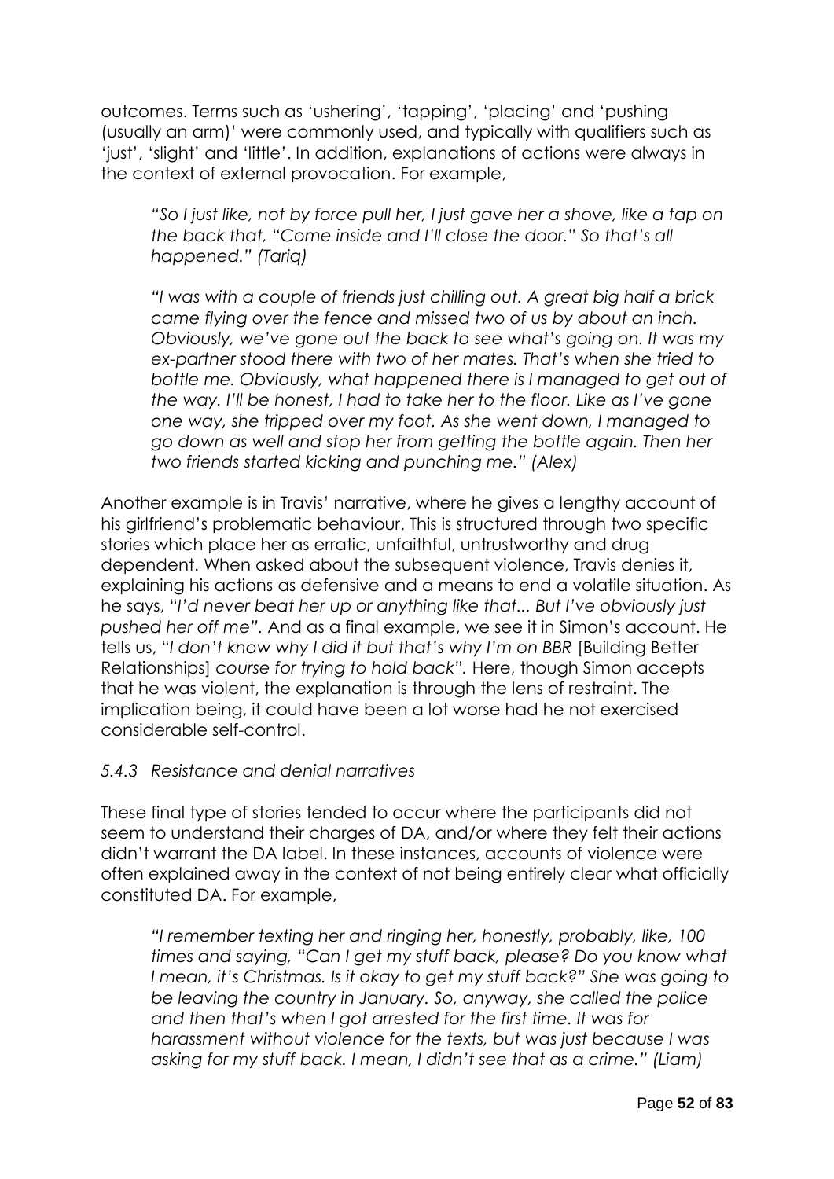outcomes. Terms such as 'ushering', 'tapping', 'placing' and 'pushing (usually an arm)' were commonly used, and typically with qualifiers such as 'just', 'slight' and 'little'. In addition, explanations of actions were always in the context of external provocation. For example,

> *"So I just like, not by force pull her, I just gave her a shove, like a tap on the back that, "Come inside and I'll close the door." So that's all happened." (Tariq)*

> *"I was with a couple of friends just chilling out. A great big half a brick came flying over the fence and missed two of us by about an inch. Obviously, we've gone out the back to see what's going on. It was my ex-partner stood there with two of her mates. That's when she tried to bottle me. Obviously, what happened there is I managed to get out of the way. I'll be honest, I had to take her to the floor. Like as I've gone one way, she tripped over my foot. As she went down, I managed to go down as well and stop her from getting the bottle again. Then her two friends started kicking and punching me." (Alex)*

Another example is in Travis' narrative, where he gives a lengthy account of his girlfriend's problematic behaviour. This is structured through two specific stories which place her as erratic, unfaithful, untrustworthy and drug dependent. When asked about the subsequent violence, Travis denies it, explaining his actions as defensive and a means to end a volatile situation. As he says, "*I'd never beat her up or anything like that... But I've obviously just pushed her off me*". And as a final example, we see it in Simon's account. He tells us, "*I don't know why I did it but that's why I'm on BBR* [Building Better Relationships] *course for trying to hold back*". Here, though Simon accepts that he was violent, the explanation is through the lens of restraint. The implication being, it could have been a lot worse had he not exercised considerable self-control.

### *5.4.3 Resistance and denial narratives*

These final type of stories tended to occur where the participants did not seem to understand their charges of DA, and/or where they felt their actions didn't warrant the DA label. In these instances, accounts of violence were often explained away in the context of not being entirely clear what officially constituted DA. For example,

> *"I remember texting her and ringing her, honestly, probably, like, 100 times and saying, "Can I get my stuff back, please? Do you know what I mean, it's Christmas. Is it okay to get my stuff back?" She was going to be leaving the country in January. So, anyway, she called the police and then that's when I got arrested for the first time. It was for harassment without violence for the texts, but was just because I was asking for my stuff back. I mean, I didn't see that as a crime." (Liam)*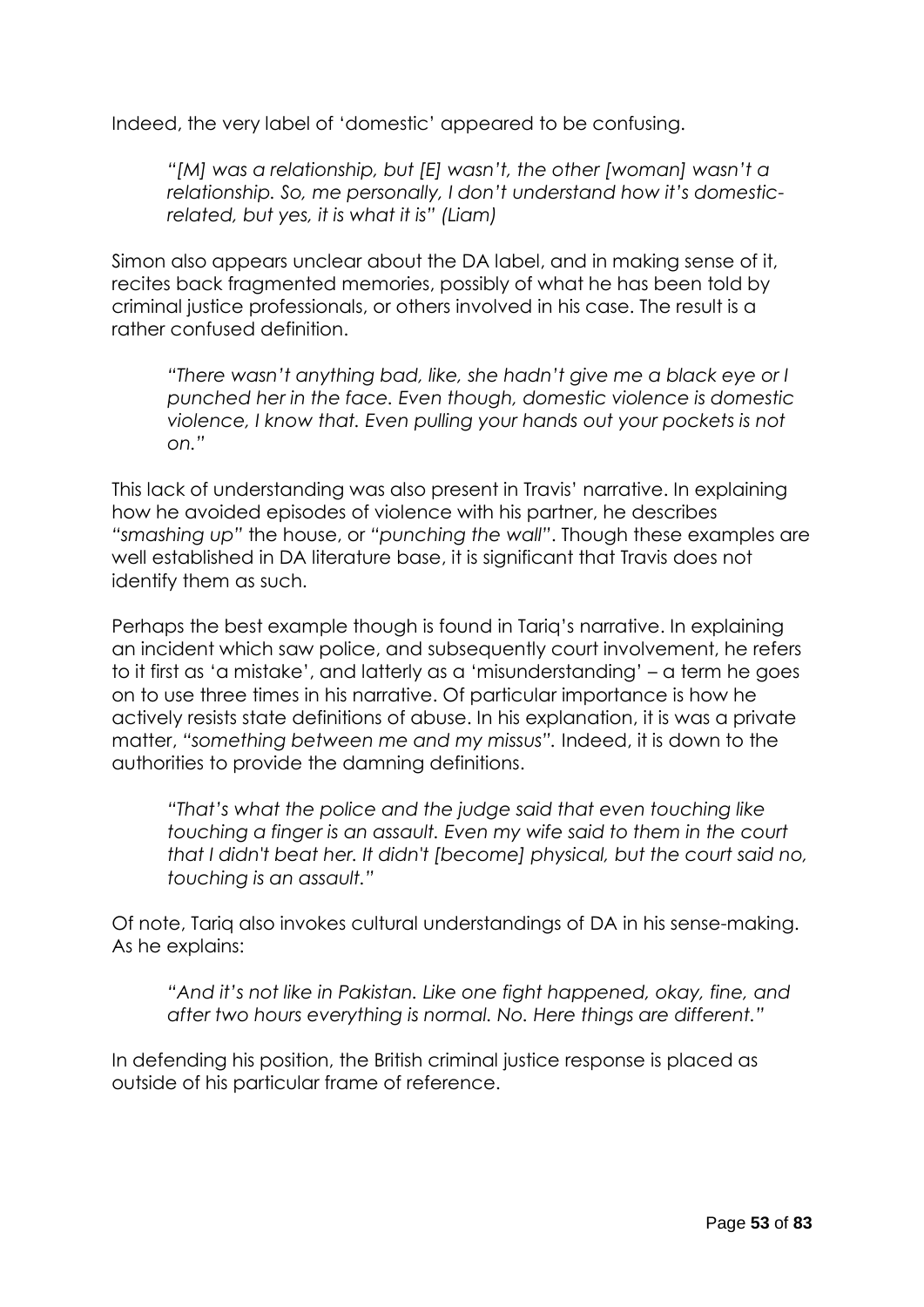Indeed, the very label of 'domestic' appeared to be confusing.

> *"[M] was a relationship, but [E] wasn't, the other [woman] wasn't a relationship. So, me personally, I don't understand how it's domestic-related, but yes, it is what it is" (Liam)*

Simon also appears unclear about the DA label, and in making sense of it, recites back fragmented memories, possibly of what he has been told by criminal justice professionals, or others involved in his case. The result is a rather confused definition.

> *"There wasn't anything bad, like, she hadn't give me a black eye or I punched her in the face. Even though, domestic violence is domestic violence, I know that. Even pulling your hands out your pockets is not on."*

This lack of understanding was also present in Travis' narrative. In explaining how he avoided episodes of violence with his partner, he describes *"smashing up"* the house, or *"punching the wall"*. Though these examples are well established in DA literature base, it is significant that Travis does not identify them as such.

Perhaps the best example though is found in Tariq's narrative. In explaining an incident which saw police, and subsequently court involvement, he refers to it first as 'a mistake', and latterly as a 'misunderstanding' – a term he goes on to use three times in his narrative. Of particular importance is how he actively resists state definitions of abuse. In his explanation, it is was a private matter, *"something between me and my missus".* Indeed, it is down to the authorities to provide the damning definitions.

> *"That's what the police and the judge said that even touching like touching a finger is an assault. Even my wife said to them in the court that I didn't beat her. It didn't [become] physical, but the court said no, touching is an assault."*

Of note, Tariq also invokes cultural understandings of DA in his sense-making. As he explains:

> *"And it's not like in Pakistan. Like one fight happened, okay, fine, and after two hours everything is normal. No. Here things are different."*

In defending his position, the British criminal justice response is placed as outside of his particular frame of reference.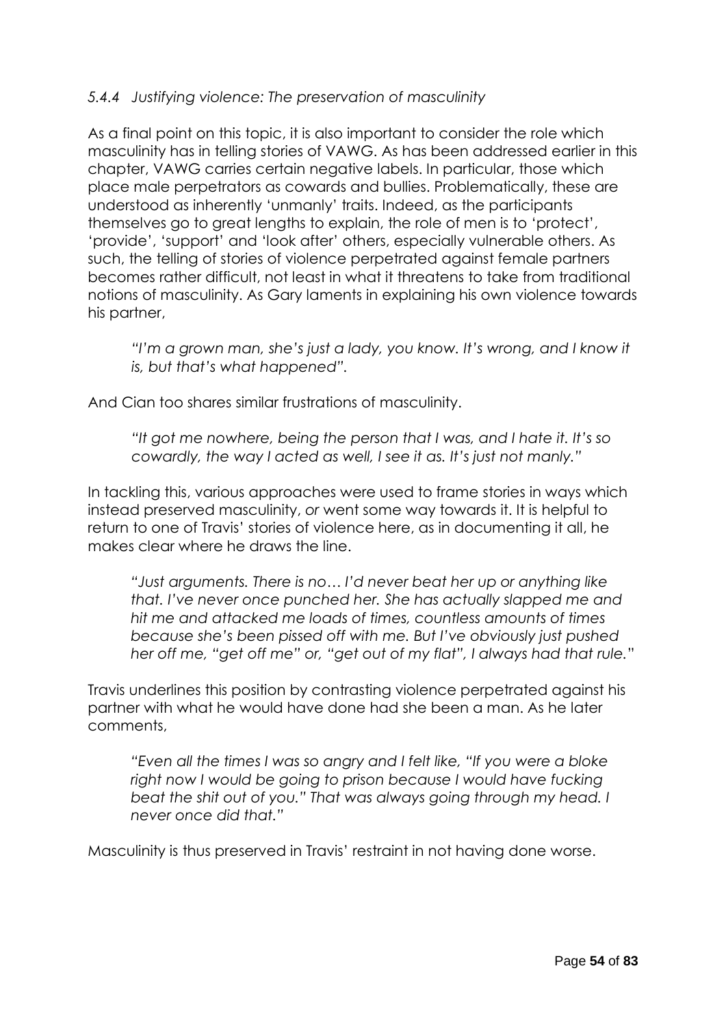### *5.4.4 Justifying violence: The preservation of masculinity*

As a final point on this topic, it is also important to consider the role which masculinity has in telling stories of VAWG. As has been addressed earlier in this chapter, VAWG carries certain negative labels. In particular, those which place male perpetrators as cowards and bullies. Problematically, these are understood as inherently 'unmanly' traits. Indeed, as the participants themselves go to great lengths to explain, the role of men is to 'protect', 'provide', 'support' and 'look after' others, especially vulnerable others. As such, the telling of stories of violence perpetrated against female partners becomes rather difficult, not least in what it threatens to take from traditional notions of masculinity. As Gary laments in explaining his own violence towards his partner,

> *"I'm a grown man, she's just a lady, you know. It's wrong, and I know it is, but that's what happened".*

And Cian too shares similar frustrations of masculinity.

> *"It got me nowhere, being the person that I was, and I hate it. It's so cowardly, the way I acted as well, I see it as. It's just not manly."*

In tackling this, various approaches were used to frame stories in ways which instead preserved masculinity, *or* went some way towards it. It is helpful to return to one of Travis' stories of violence here, as in documenting it all, he makes clear where he draws the line.

> *"Just arguments. There is no… I'd never beat her up or anything like that. I've never once punched her. She has actually slapped me and hit me and attacked me loads of times, countless amounts of times because she's been pissed off with me. But I've obviously just pushed her off me, "get off me" or, "get out of my flat", I always had that rule."*

Travis underlines this position by contrasting violence perpetrated against his partner with what he would have done had she been a man. As he later comments,

> *"Even all the times I was so angry and I felt like, "If you were a bloke right now I would be going to prison because I would have fucking beat the shit out of you." That was always going through my head. I never once did that."*

Masculinity is thus preserved in Travis' restraint in not having done worse.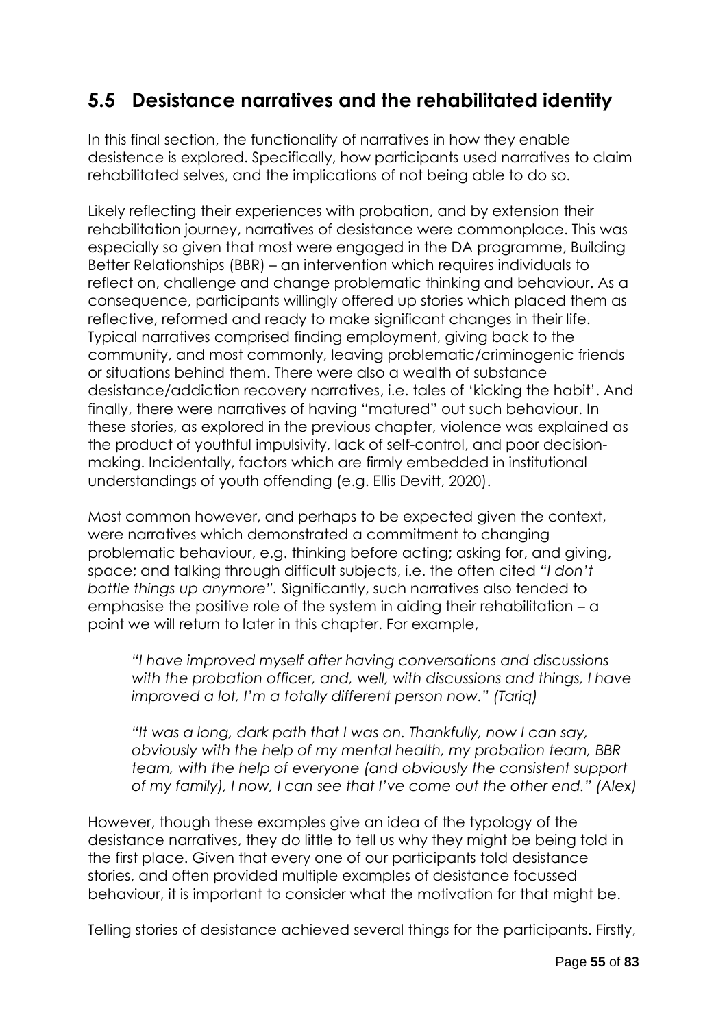## 5.5 Desistance narratives and the rehabilitated identity

In this final section, the functionality of narratives in how they enable desistence is explored. Specifically, how participants used narratives to claim rehabilitated selves, and the implications of not being able to do so.

Likely reflecting their experiences with probation, and by extension their rehabilitation journey, narratives of desistance were commonplace. This was especially so given that most were engaged in the DA programme, Building Better Relationships (BBR) – an intervention which requires individuals to reflect on, challenge and change problematic thinking and behaviour. As a consequence, participants willingly offered up stories which placed them as reflective, reformed and ready to make significant changes in their life. Typical narratives comprised finding employment, giving back to the community, and most commonly, leaving problematic/criminogenic friends or situations behind them. There were also a wealth of substance desistance/addiction recovery narratives, i.e. tales of 'kicking the habit'. And finally, there were narratives of having "matured" out such behaviour. In these stories, as explored in the previous chapter, violence was explained as the product of youthful impulsivity, lack of self-control, and poor decision-making. Incidentally, factors which are firmly embedded in institutional understandings of youth offending (e.g. Ellis Devitt, 2020).

Most common however, and perhaps to be expected given the context, were narratives which demonstrated a commitment to changing problematic behaviour, e.g. thinking before acting; asking for, and giving, space; and talking through difficult subjects, i.e. the often cited *"I don't bottle things up anymore".* Significantly, such narratives also tended to emphasise the positive role of the system in aiding their rehabilitation – a point we will return to later in this chapter. For example,

> *"I have improved myself after having conversations and discussions with the probation officer, and, well, with discussions and things, I have improved a lot, I'm a totally different person now." (Tariq)*

> *"It was a long, dark path that I was on. Thankfully, now I can say, obviously with the help of my mental health, my probation team, BBR team, with the help of everyone (and obviously the consistent support of my family), I now, I can see that I've come out the other end." (Alex)*

However, though these examples give an idea of the typology of the desistance narratives, they do little to tell us why they might be being told in the first place. Given that every one of our participants told desistance stories, and often provided multiple examples of desistance focussed behaviour, it is important to consider what the motivation for that might be.

Telling stories of desistance achieved several things for the participants. Firstly,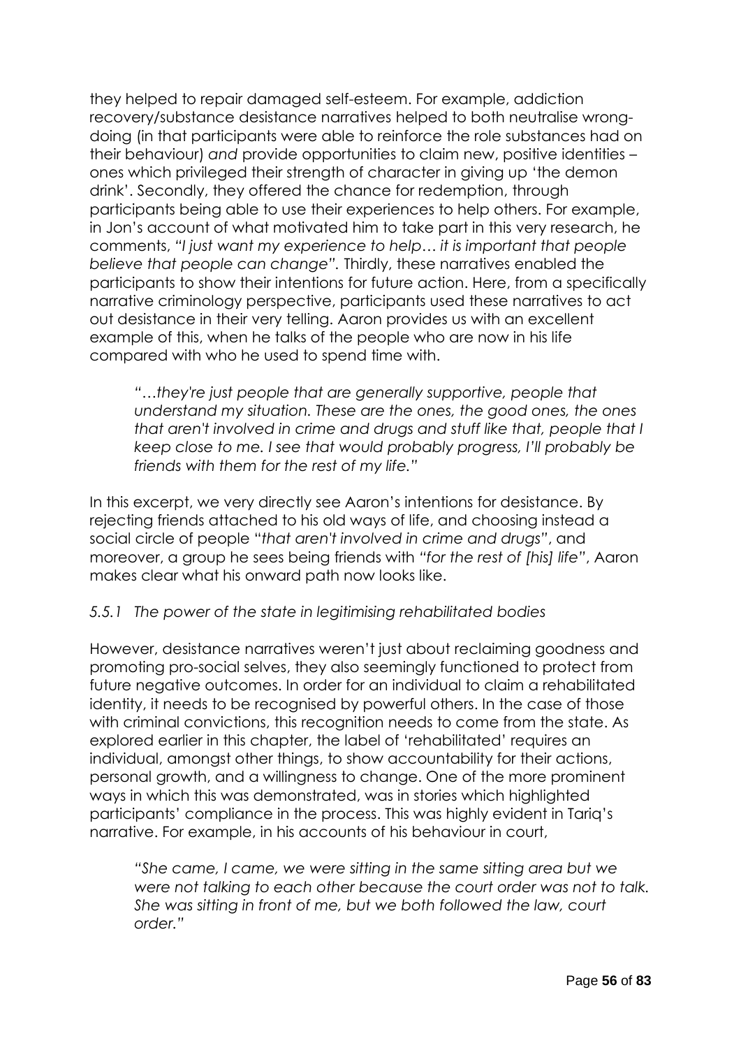they helped to repair damaged self-esteem. For example, addiction recovery/substance desistance narratives helped to both neutralise wrong-doing (in that participants were able to reinforce the role substances had on their behaviour) *and* provide opportunities to claim new, positive identities – ones which privileged their strength of character in giving up 'the demon drink'. Secondly, they offered the chance for redemption, through participants being able to use their experiences to help others. For example, in Jon's account of what motivated him to take part in this very research, he comments, *"I just want my experience to help… it is important that people believe that people can change".* Thirdly, these narratives enabled the participants to show their intentions for future action. Here, from a specifically narrative criminology perspective, participants used these narratives to act out desistance in their very telling. Aaron provides us with an excellent example of this, when he talks of the people who are now in his life compared with who he used to spend time with.

> *"…they're just people that are generally supportive, people that understand my situation. These are the ones, the good ones, the ones that aren't involved in crime and drugs and stuff like that, people that I keep close to me. I see that would probably progress, I'll probably be friends with them for the rest of my life."*

In this excerpt, we very directly see Aaron's intentions for desistance. By rejecting friends attached to his old ways of life, and choosing instead a social circle of people "*that aren't involved in crime and drugs*", and moreover, a group he sees being friends with *"for the rest of [his] life"*, Aaron makes clear what his onward path now looks like.

### *5.5.1 The power of the state in legitimising rehabilitated bodies*

However, desistance narratives weren't just about reclaiming goodness and promoting pro-social selves, they also seemingly functioned to protect from future negative outcomes. In order for an individual to claim a rehabilitated identity, it needs to be recognised by powerful others. In the case of those with criminal convictions, this recognition needs to come from the state. As explored earlier in this chapter, the label of 'rehabilitated' requires an individual, amongst other things, to show accountability for their actions, personal growth, and a willingness to change. One of the more prominent ways in which this was demonstrated, was in stories which highlighted participants' compliance in the process. This was highly evident in Tariq's narrative. For example, in his accounts of his behaviour in court,

> *"She came, I came, we were sitting in the same sitting area but we were not talking to each other because the court order was not to talk. She was sitting in front of me, but we both followed the law, court order."*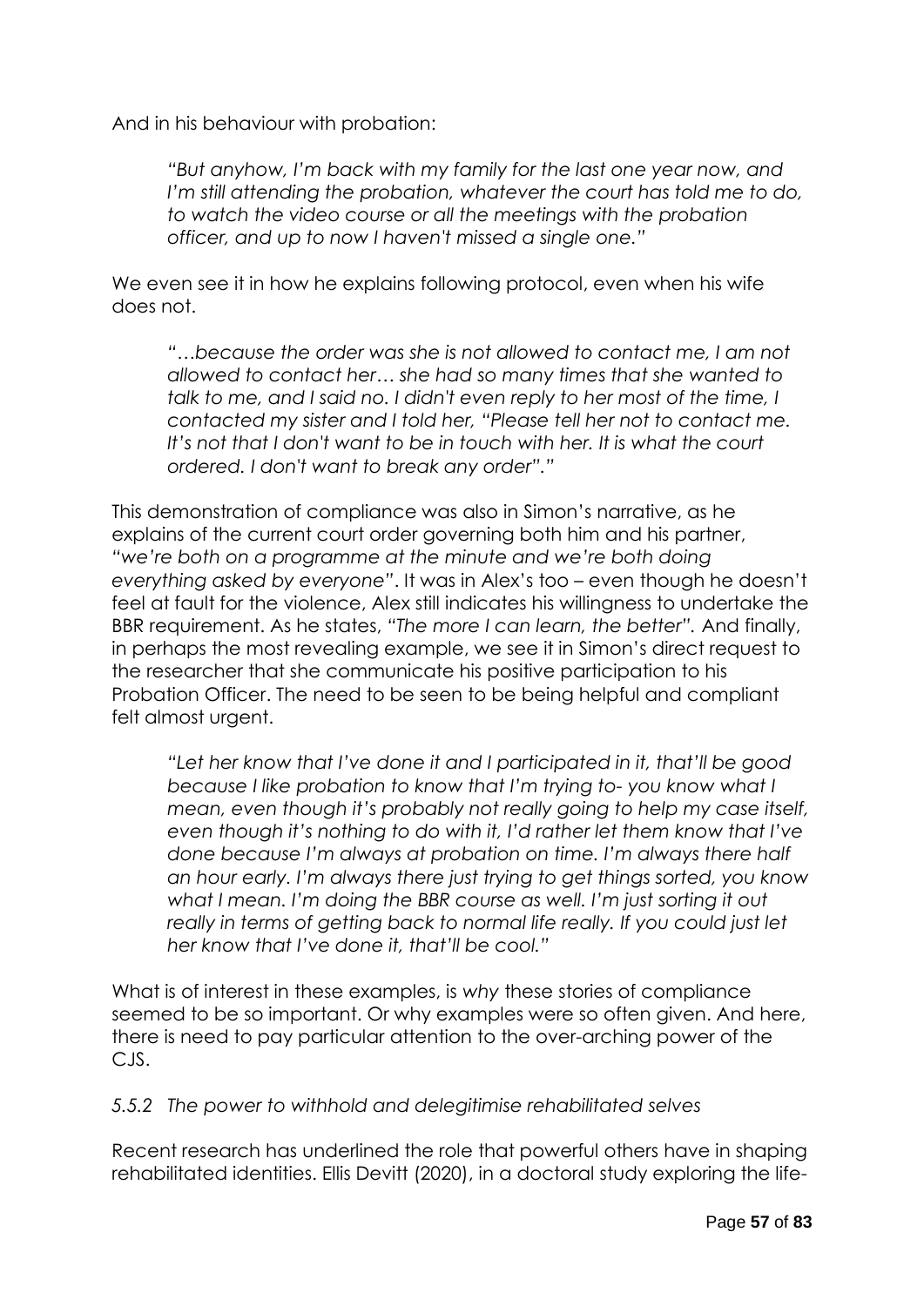And in his behaviour with probation:

> *"But anyhow, I'm back with my family for the last one year now, and I'm still attending the probation, whatever the court has told me to do, to watch the video course or all the meetings with the probation officer, and up to now I haven't missed a single one."*

We even see it in how he explains following protocol, even when his wife does not.

> *"…because the order was she is not allowed to contact me, I am not allowed to contact her… she had so many times that she wanted to talk to me, and I said no. I didn't even reply to her most of the time, I contacted my sister and I told her, "Please tell her not to contact me. It's not that I don't want to be in touch with her. It is what the court ordered. I don't want to break any order"."*

This demonstration of compliance was also in Simon's narrative, as he explains of the current court order governing both him and his partner, *"we're both on a programme at the minute and we're both doing everything asked by everyone"*. It was in Alex's too – even though he doesn't feel at fault for the violence, Alex still indicates his willingness to undertake the BBR requirement. As he states, *"The more I can learn, the better".* And finally, in perhaps the most revealing example, we see it in Simon's direct request to the researcher that she communicate his positive participation to his Probation Officer. The need to be seen to be being helpful and compliant felt almost urgent.

> *"Let her know that I've done it and I participated in it, that'll be good because I like probation to know that I'm trying to- you know what I mean, even though it's probably not really going to help my case itself, even though it's nothing to do with it, I'd rather let them know that I've done because I'm always at probation on time. I'm always there half an hour early. I'm always there just trying to get things sorted, you know what I mean. I'm doing the BBR course as well. I'm just sorting it out really in terms of getting back to normal life really. If you could just let her know that I've done it, that'll be cool."*

What is of interest in these examples, is *why* these stories of compliance seemed to be so important. Or why examples were so often given. And here, there is need to pay particular attention to the over-arching power of the CJS.

### *5.5.2 The power to withhold and delegitimise rehabilitated selves*

Recent research has underlined the role that powerful others have in shaping rehabilitated identities. Ellis Devitt (2020), in a doctoral study exploring the life-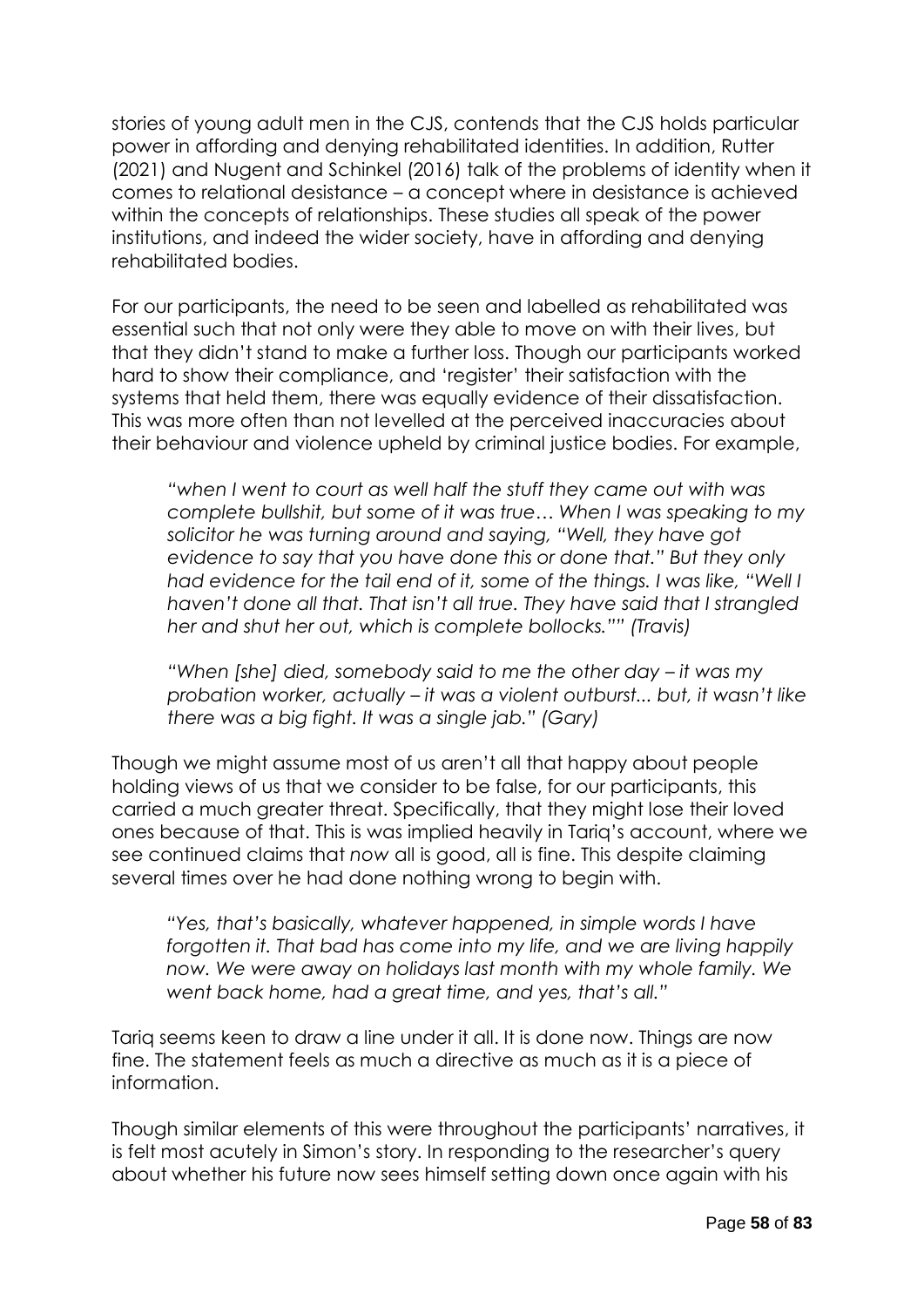stories of young adult men in the CJS, contends that the CJS holds particular power in affording and denying rehabilitated identities. In addition, Rutter (2021) and Nugent and Schinkel (2016) talk of the problems of identity when it comes to relational desistance – a concept where in desistance is achieved within the concepts of relationships. These studies all speak of the power institutions, and indeed the wider society, have in affording and denying rehabilitated bodies.

For our participants, the need to be seen and labelled as rehabilitated was essential such that not only were they able to move on with their lives, but that they didn't stand to make a further loss. Though our participants worked hard to show their compliance, and 'register' their satisfaction with the systems that held them, there was equally evidence of their dissatisfaction. This was more often than not levelled at the perceived inaccuracies about their behaviour and violence upheld by criminal justice bodies. For example,

> *"when I went to court as well half the stuff they came out with was complete bullshit, but some of it was true… When I was speaking to my solicitor he was turning around and saying, "Well, they have got evidence to say that you have done this or done that." But they only had evidence for the tail end of it, some of the things. I was like, "Well I haven't done all that. That isn't all true. They have said that I strangled her and shut her out, which is complete bollocks."" (Travis)*

> *"When [she] died, somebody said to me the other day – it was my probation worker, actually – it was a violent outburst... but, it wasn't like there was a big fight. It was a single jab." (Gary)*

Though we might assume most of us aren't all that happy about people holding views of us that we consider to be false, for our participants, this carried a much greater threat. Specifically, that they might lose their loved ones because of that. This is was implied heavily in Tariq's account, where we see continued claims that *now* all is good, all is fine. This despite claiming several times over he had done nothing wrong to begin with.

> *"Yes, that's basically, whatever happened, in simple words I have forgotten it. That bad has come into my life, and we are living happily now. We were away on holidays last month with my whole family. We went back home, had a great time, and yes, that's all."*

Tariq seems keen to draw a line under it all. It is done now. Things are now fine. The statement feels as much a directive as much as it is a piece of information.

Though similar elements of this were throughout the participants' narratives, it is felt most acutely in Simon's story. In responding to the researcher's query about whether his future now sees himself setting down once again with his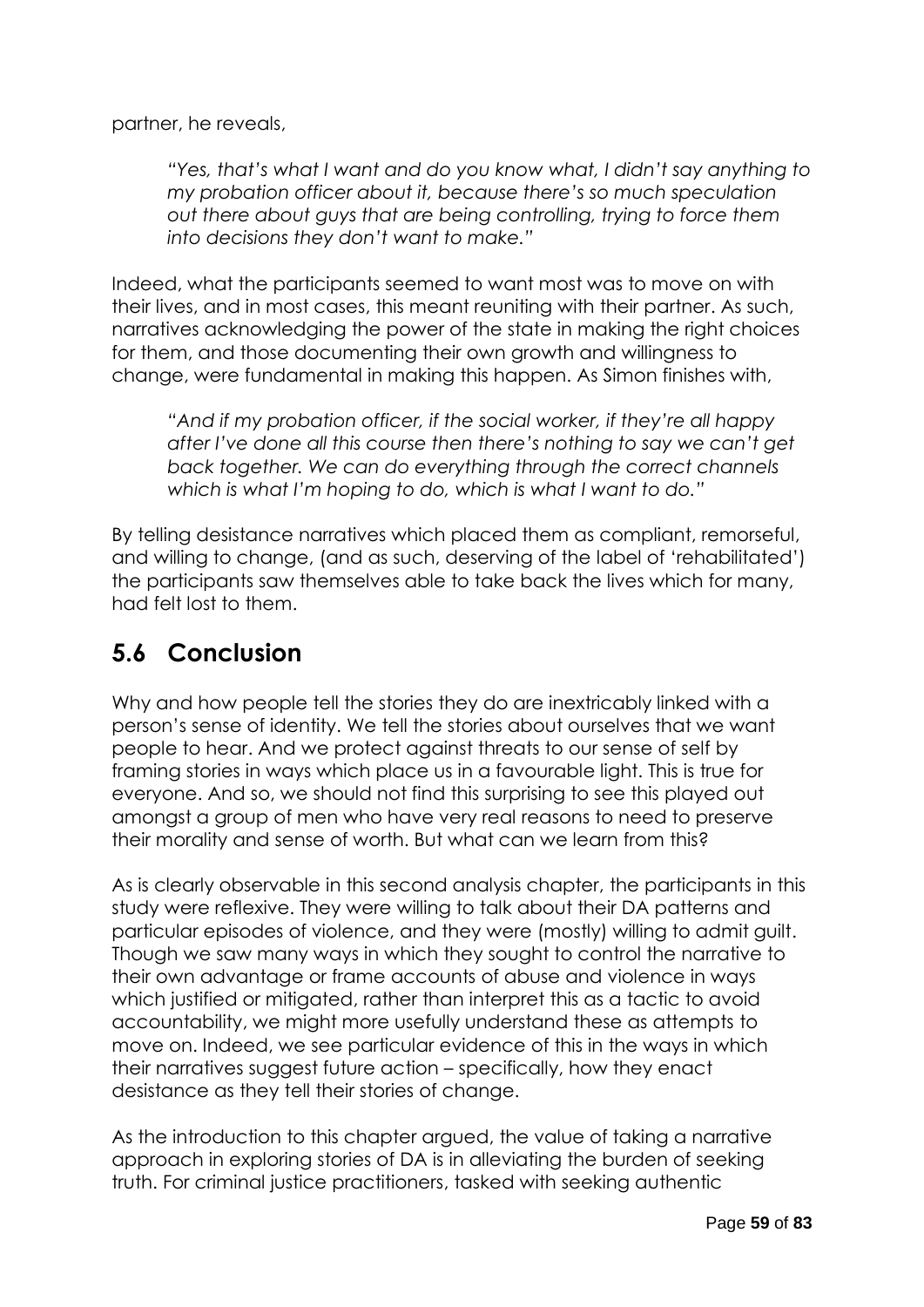partner, he reveals,

> *"Yes, that's what I want and do you know what, I didn't say anything to my probation officer about it, because there's so much speculation out there about guys that are being controlling, trying to force them into decisions they don't want to make."*

Indeed, what the participants seemed to want most was to move on with their lives, and in most cases, this meant reuniting with their partner. As such, narratives acknowledging the power of the state in making the right choices for them, and those documenting their own growth and willingness to change, were fundamental in making this happen. As Simon finishes with,

> *"And if my probation officer, if the social worker, if they're all happy after I've done all this course then there's nothing to say we can't get back together. We can do everything through the correct channels which is what I'm hoping to do, which is what I want to do."*

By telling desistance narratives which placed them as compliant, remorseful, and willing to change, (and as such, deserving of the label of 'rehabilitated') the participants saw themselves able to take back the lives which for many, had felt lost to them.

## 5.6 Conclusion

Why and how people tell the stories they do are inextricably linked with a person's sense of identity. We tell the stories about ourselves that we want people to hear. And we protect against threats to our sense of self by framing stories in ways which place us in a favourable light. This is true for everyone. And so, we should not find this surprising to see this played out amongst a group of men who have very real reasons to need to preserve their morality and sense of worth. But what can we learn from this?

As is clearly observable in this second analysis chapter, the participants in this study were reflexive. They were willing to talk about their DA patterns and particular episodes of violence, and they were (mostly) willing to admit guilt. Though we saw many ways in which they sought to control the narrative to their own advantage or frame accounts of abuse and violence in ways which justified or mitigated, rather than interpret this as a tactic to avoid accountability, we might more usefully understand these as attempts to move on. Indeed, we see particular evidence of this in the ways in which their narratives suggest future action – specifically, how they enact desistance as they tell their stories of change.

As the introduction to this chapter argued, the value of taking a narrative approach in exploring stories of DA is in alleviating the burden of seeking truth. For criminal justice practitioners, tasked with seeking authentic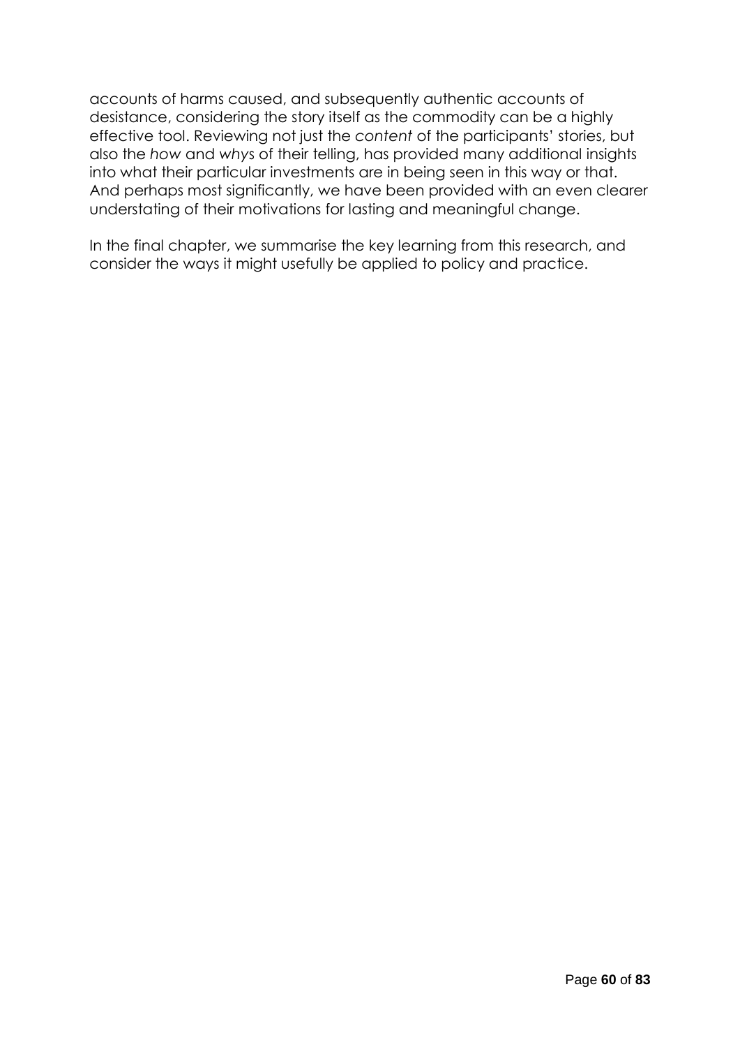accounts of harms caused, and subsequently authentic accounts of desistance, considering the story itself as the commodity can be a highly effective tool. Reviewing not just the *content* of the participants' stories, but also the *how* and *why*s of their telling, has provided many additional insights into what their particular investments are in being seen in this way or that. And perhaps most significantly, we have been provided with an even clearer understating of their motivations for lasting and meaningful change.

In the final chapter, we summarise the key learning from this research, and consider the ways it might usefully be applied to policy and practice.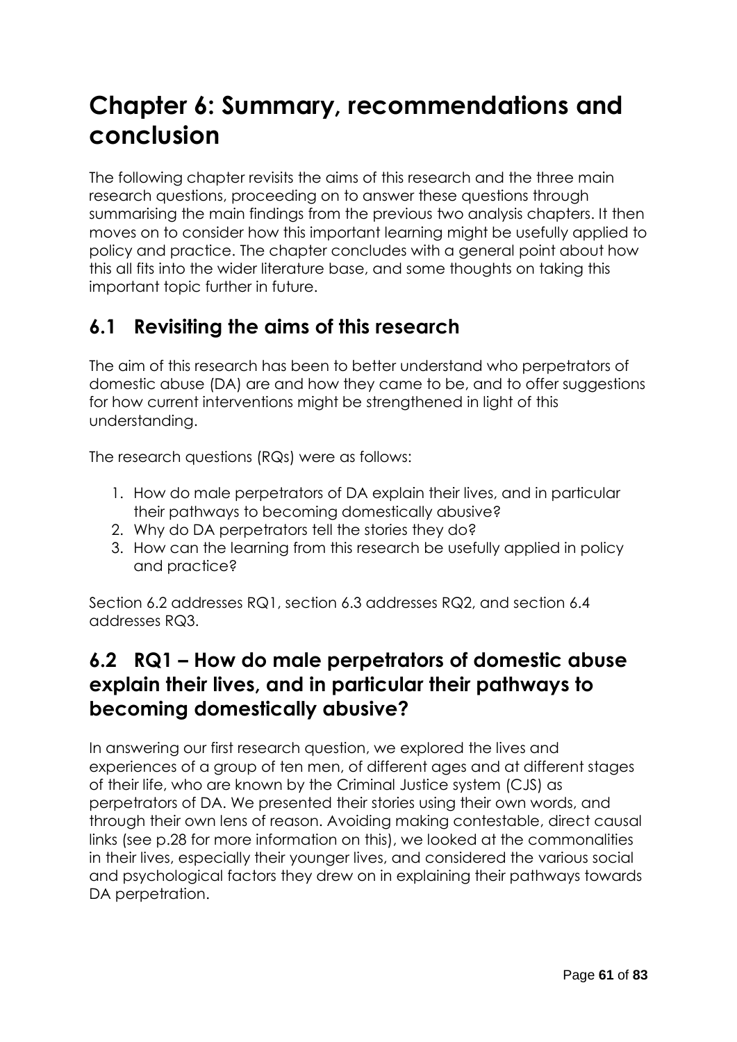# Chapter 6: Summary, recommendations and conclusion

The following chapter revisits the aims of this research and the three main research questions, proceeding on to answer these questions through summarising the main findings from the previous two analysis chapters. It then moves on to consider how this important learning might be usefully applied to policy and practice. The chapter concludes with a general point about how this all fits into the wider literature base, and some thoughts on taking this important topic further in future.

## 6.1 Revisiting the aims of this research

The aim of this research has been to better understand who perpetrators of domestic abuse (DA) are and how they came to be, and to offer suggestions for how current interventions might be strengthened in light of this understanding.

The research questions (RQs) were as follows:

1. How do male perpetrators of DA explain their lives, and in particular their pathways to becoming domestically abusive?
2. Why do DA perpetrators tell the stories they do?
3. How can the learning from this research be usefully applied in policy and practice?

Section 6.2 addresses RQ1, section 6.3 addresses RQ2, and section 6.4 addresses RQ3.

## 6.2 RQ1 – How do male perpetrators of domestic abuse explain their lives, and in particular their pathways to becoming domestically abusive?

In answering our first research question, we explored the lives and experiences of a group of ten men, of different ages and at different stages of their life, who are known by the Criminal Justice system (CJS) as perpetrators of DA. We presented their stories using their own words, and through their own lens of reason. Avoiding making contestable, direct causal links (see p.28 for more information on this), we looked at the commonalities in their lives, especially their younger lives, and considered the various social and psychological factors they drew on in explaining their pathways towards DA perpetration.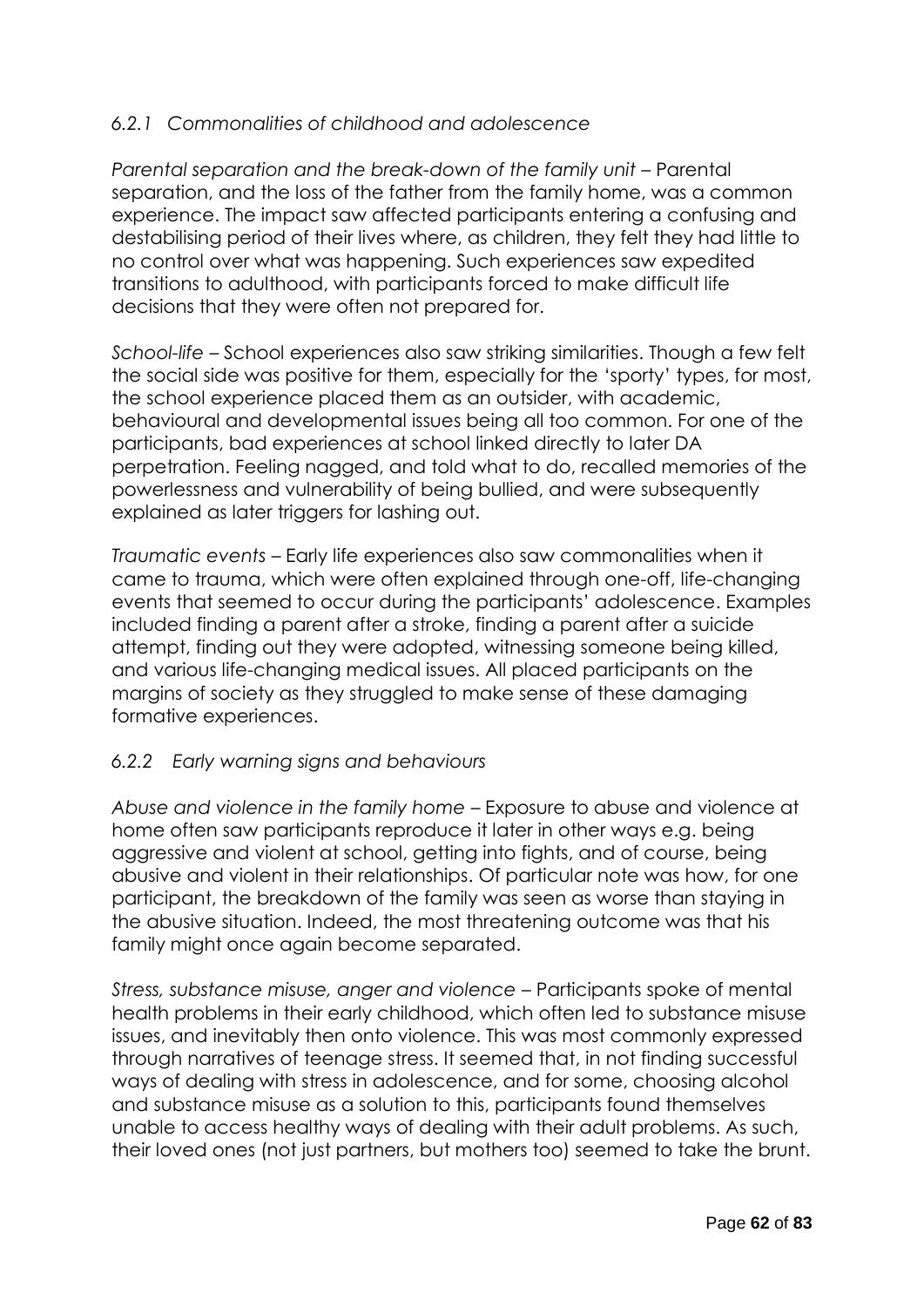### *6.2.1 Commonalities of childhood and adolescence*

*Parental separation and the break-down of the family unit* – Parental separation, and the loss of the father from the family home, was a common experience. The impact saw affected participants entering a confusing and destabilising period of their lives where, as children, they felt they had little to no control over what was happening. Such experiences saw expedited transitions to adulthood, with participants forced to make difficult life decisions that they were often not prepared for.

*School-life* – School experiences also saw striking similarities. Though a few felt the social side was positive for them, especially for the 'sporty' types, for most, the school experience placed them as an outsider, with academic, behavioural and developmental issues being all too common. For one of the participants, bad experiences at school linked directly to later DA perpetration. Feeling nagged, and told what to do, recalled memories of the powerlessness and vulnerability of being bullied, and were subsequently explained as later triggers for lashing out.

*Traumatic events* – Early life experiences also saw commonalities when it came to trauma, which were often explained through one-off, life-changing events that seemed to occur during the participants' adolescence. Examples included finding a parent after a stroke, finding a parent after a suicide attempt, finding out they were adopted, witnessing someone being killed, and various life-changing medical issues. All placed participants on the margins of society as they struggled to make sense of these damaging formative experiences.

### *6.2.2 Early warning signs and behaviours*

*Abuse and violence in the family home* – Exposure to abuse and violence at home often saw participants reproduce it later in other ways e.g. being aggressive and violent at school, getting into fights, and of course, being abusive and violent in their relationships. Of particular note was how, for one participant, the breakdown of the family was seen as worse than staying in the abusive situation. Indeed, the most threatening outcome was that his family might once again become separated.

*Stress, substance misuse, anger and violence* – Participants spoke of mental health problems in their early childhood, which often led to substance misuse issues, and inevitably then onto violence. This was most commonly expressed through narratives of teenage stress. It seemed that, in not finding successful ways of dealing with stress in adolescence, and for some, choosing alcohol and substance misuse as a solution to this, participants found themselves unable to access healthy ways of dealing with their adult problems. As such, their loved ones (not just partners, but mothers too) seemed to take the brunt.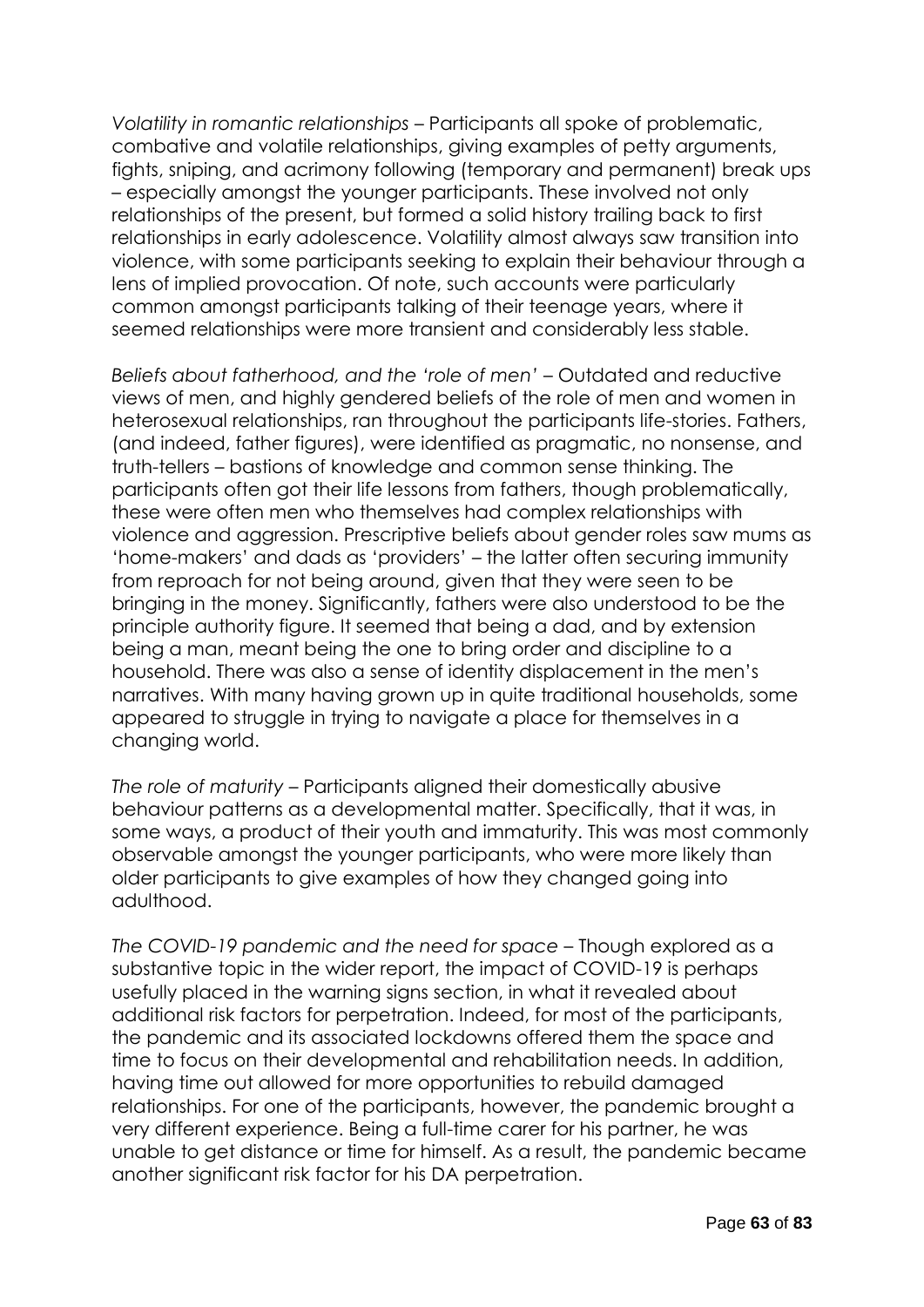*Volatility in romantic relationships* – Participants all spoke of problematic, combative and volatile relationships, giving examples of petty arguments, fights, sniping, and acrimony following (temporary and permanent) break ups – especially amongst the younger participants. These involved not only relationships of the present, but formed a solid history trailing back to first relationships in early adolescence. Volatility almost always saw transition into violence, with some participants seeking to explain their behaviour through a lens of implied provocation. Of note, such accounts were particularly common amongst participants talking of their teenage years, where it seemed relationships were more transient and considerably less stable.

*Beliefs about fatherhood, and the 'role of men'* – Outdated and reductive views of men, and highly gendered beliefs of the role of men and women in heterosexual relationships, ran throughout the participants life-stories. Fathers, (and indeed, father figures), were identified as pragmatic, no nonsense, and truth-tellers – bastions of knowledge and common sense thinking. The participants often got their life lessons from fathers, though problematically, these were often men who themselves had complex relationships with violence and aggression. Prescriptive beliefs about gender roles saw mums as 'home-makers' and dads as 'providers' – the latter often securing immunity from reproach for not being around, given that they were seen to be bringing in the money. Significantly, fathers were also understood to be the principle authority figure. It seemed that being a dad, and by extension being a man, meant being the one to bring order and discipline to a household. There was also a sense of identity displacement in the men's narratives. With many having grown up in quite traditional households, some appeared to struggle in trying to navigate a place for themselves in a changing world.

*The role of maturity* – Participants aligned their domestically abusive behaviour patterns as a developmental matter. Specifically, that it was, in some ways, a product of their youth and immaturity. This was most commonly observable amongst the younger participants, who were more likely than older participants to give examples of how they changed going into adulthood.

*The COVID-19 pandemic and the need for space* – Though explored as a substantive topic in the wider report, the impact of COVID-19 is perhaps usefully placed in the warning signs section, in what it revealed about additional risk factors for perpetration. Indeed, for most of the participants, the pandemic and its associated lockdowns offered them the space and time to focus on their developmental and rehabilitation needs. In addition, having time out allowed for more opportunities to rebuild damaged relationships. For one of the participants, however, the pandemic brought a very different experience. Being a full-time carer for his partner, he was unable to get distance or time for himself. As a result, the pandemic became another significant risk factor for his DA perpetration.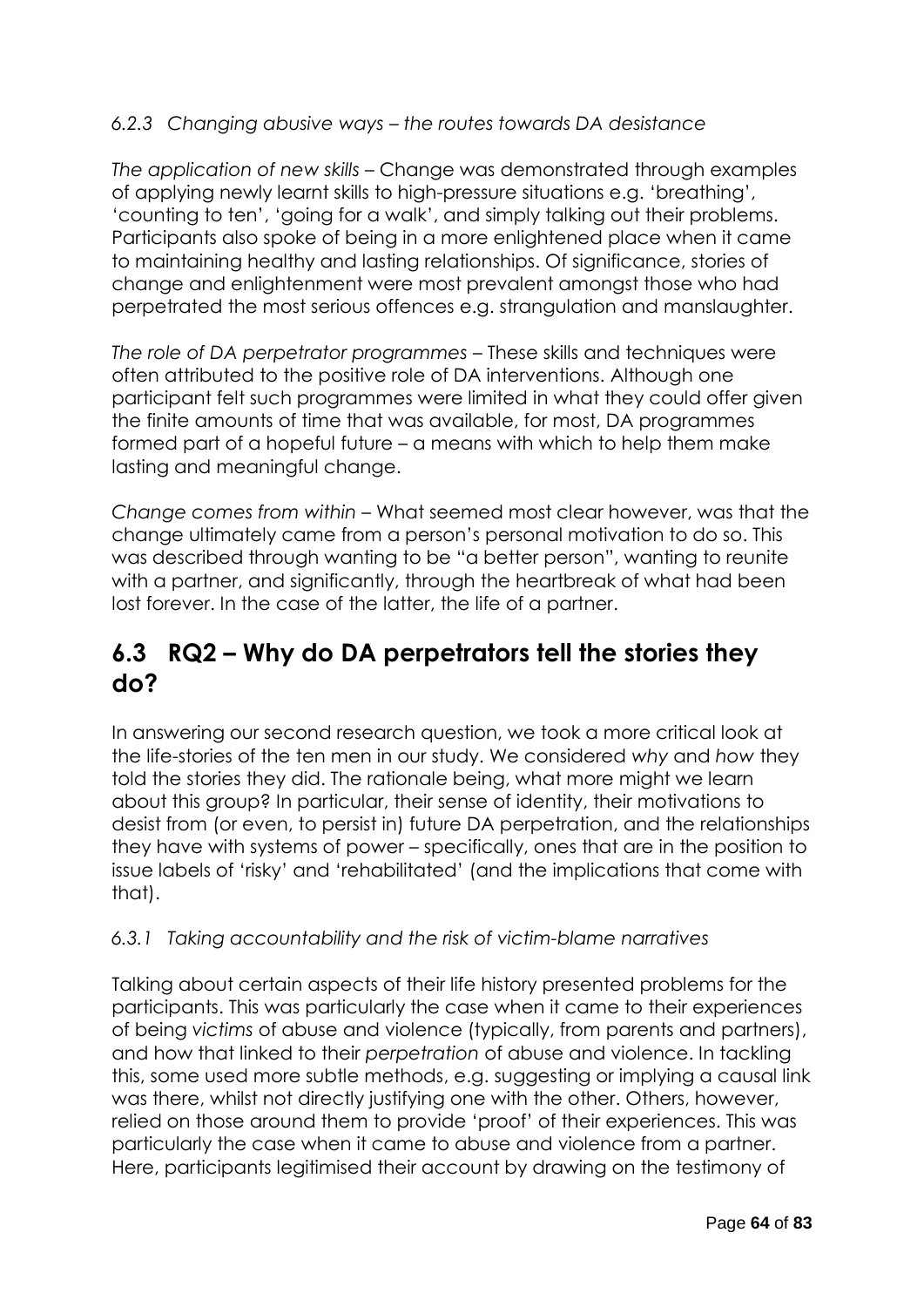### *6.2.3 Changing abusive ways – the routes towards DA desistance*

*The application of new skills* – Change was demonstrated through examples of applying newly learnt skills to high-pressure situations e.g. 'breathing', 'counting to ten', 'going for a walk', and simply talking out their problems. Participants also spoke of being in a more enlightened place when it came to maintaining healthy and lasting relationships. Of significance, stories of change and enlightenment were most prevalent amongst those who had perpetrated the most serious offences e.g. strangulation and manslaughter.

*The role of DA perpetrator programmes* – These skills and techniques were often attributed to the positive role of DA interventions. Although one participant felt such programmes were limited in what they could offer given the finite amounts of time that was available, for most, DA programmes formed part of a hopeful future – a means with which to help them make lasting and meaningful change.

*Change comes from within* – What seemed most clear however, was that the change ultimately came from a person's personal motivation to do so. This was described through wanting to be "a better person", wanting to reunite with a partner, and significantly, through the heartbreak of what had been lost forever. In the case of the latter, the life of a partner.

## 6.3 RQ2 – Why do DA perpetrators tell the stories they do?

In answering our second research question, we took a more critical look at the life-stories of the ten men in our study. We considered *why* and *how* they told the stories they did. The rationale being, what more might we learn about this group? In particular, their sense of identity, their motivations to desist from (or even, to persist in) future DA perpetration, and the relationships they have with systems of power – specifically, ones that are in the position to issue labels of 'risky' and 'rehabilitated' (and the implications that come with that).

### *6.3.1 Taking accountability and the risk of victim-blame narratives*

Talking about certain aspects of their life history presented problems for the participants. This was particularly the case when it came to their experiences of being *victims* of abuse and violence (typically, from parents and partners), and how that linked to their *perpetration* of abuse and violence. In tackling this, some used more subtle methods, e.g. suggesting or implying a causal link was there, whilst not directly justifying one with the other. Others, however, relied on those around them to provide 'proof' of their experiences. This was particularly the case when it came to abuse and violence from a partner. Here, participants legitimised their account by drawing on the testimony of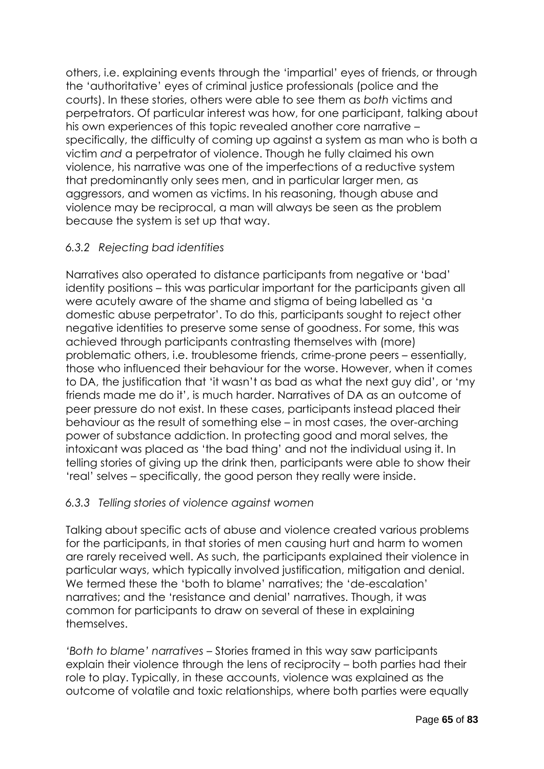others, i.e. explaining events through the 'impartial' eyes of friends, or through the 'authoritative' eyes of criminal justice professionals (police and the courts). In these stories, others were able to see them as *both* victims and perpetrators. Of particular interest was how, for one participant, talking about his own experiences of this topic revealed another core narrative – specifically, the difficulty of coming up against a system as man who is both a victim *and* a perpetrator of violence. Though he fully claimed his own violence, his narrative was one of the imperfections of a reductive system that predominantly only sees men, and in particular larger men, as aggressors, and women as victims. In his reasoning, though abuse and violence may be reciprocal, a man will always be seen as the problem because the system is set up that way.

### *6.3.2 Rejecting bad identities*

Narratives also operated to distance participants from negative or 'bad' identity positions – this was particular important for the participants given all were acutely aware of the shame and stigma of being labelled as 'a domestic abuse perpetrator'. To do this, participants sought to reject other negative identities to preserve some sense of goodness. For some, this was achieved through participants contrasting themselves with (more) problematic others, i.e. troublesome friends, crime-prone peers – essentially, those who influenced their behaviour for the worse. However, when it comes to DA, the justification that 'it wasn't as bad as what the next guy did', or 'my friends made me do it', is much harder. Narratives of DA as an outcome of peer pressure do not exist. In these cases, participants instead placed their behaviour as the result of something else – in most cases, the over-arching power of substance addiction. In protecting good and moral selves, the intoxicant was placed as 'the bad thing' and not the individual using it. In telling stories of giving up the drink then, participants were able to show their 'real' selves – specifically, the good person they really were inside.

### *6.3.3 Telling stories of violence against women*

Talking about specific acts of abuse and violence created various problems for the participants, in that stories of men causing hurt and harm to women are rarely received well. As such, the participants explained their violence in particular ways, which typically involved justification, mitigation and denial. We termed these the 'both to blame' narratives; the 'de-escalation' narratives; and the 'resistance and denial' narratives. Though, it was common for participants to draw on several of these in explaining themselves.

*'Both to blame' narratives* – Stories framed in this way saw participants explain their violence through the lens of reciprocity – both parties had their role to play. Typically, in these accounts, violence was explained as the outcome of volatile and toxic relationships, where both parties were equally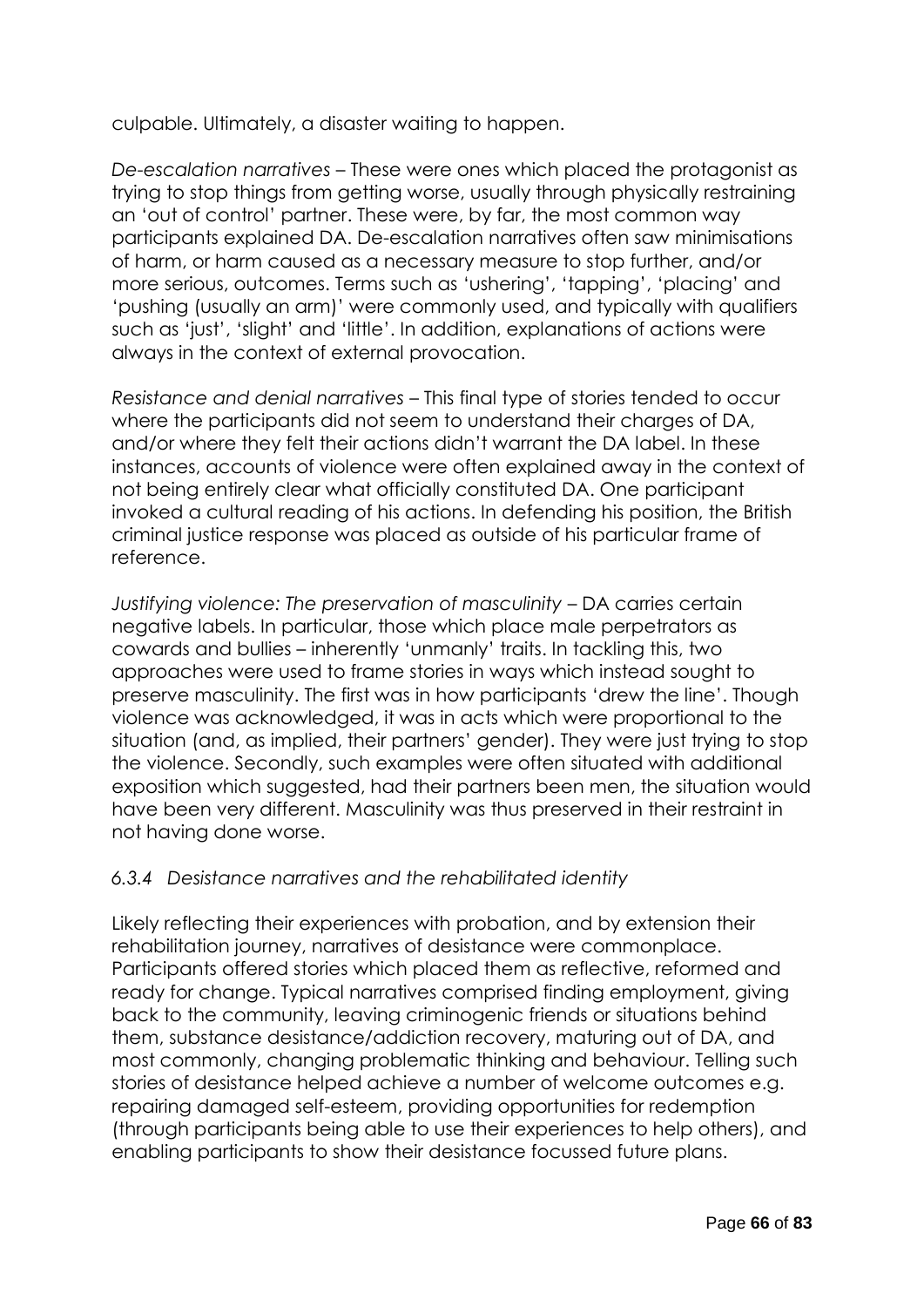culpable. Ultimately, a disaster waiting to happen.

*De-escalation narratives* – These were ones which placed the protagonist as trying to stop things from getting worse, usually through physically restraining an 'out of control' partner. These were, by far, the most common way participants explained DA. De-escalation narratives often saw minimisations of harm, or harm caused as a necessary measure to stop further, and/or more serious, outcomes. Terms such as 'ushering', 'tapping', 'placing' and 'pushing (usually an arm)' were commonly used, and typically with qualifiers such as 'just', 'slight' and 'little'. In addition, explanations of actions were always in the context of external provocation.

*Resistance and denial narratives* – This final type of stories tended to occur where the participants did not seem to understand their charges of DA, and/or where they felt their actions didn't warrant the DA label. In these instances, accounts of violence were often explained away in the context of not being entirely clear what officially constituted DA. One participant invoked a cultural reading of his actions. In defending his position, the British criminal justice response was placed as outside of his particular frame of reference.

*Justifying violence: The preservation of masculinity* – DA carries certain negative labels. In particular, those which place male perpetrators as cowards and bullies – inherently 'unmanly' traits. In tackling this, two approaches were used to frame stories in ways which instead sought to preserve masculinity. The first was in how participants 'drew the line'. Though violence was acknowledged, it was in acts which were proportional to the situation (and, as implied, their partners' gender). They were just trying to stop the violence. Secondly, such examples were often situated with additional exposition which suggested, had their partners been men, the situation would have been very different. Masculinity was thus preserved in their restraint in not having done worse.

### *6.3.4 Desistance narratives and the rehabilitated identity*

Likely reflecting their experiences with probation, and by extension their rehabilitation journey, narratives of desistance were commonplace. Participants offered stories which placed them as reflective, reformed and ready for change. Typical narratives comprised finding employment, giving back to the community, leaving criminogenic friends or situations behind them, substance desistance/addiction recovery, maturing out of DA, and most commonly, changing problematic thinking and behaviour. Telling such stories of desistance helped achieve a number of welcome outcomes e.g. repairing damaged self-esteem, providing opportunities for redemption (through participants being able to use their experiences to help others), and enabling participants to show their desistance focussed future plans.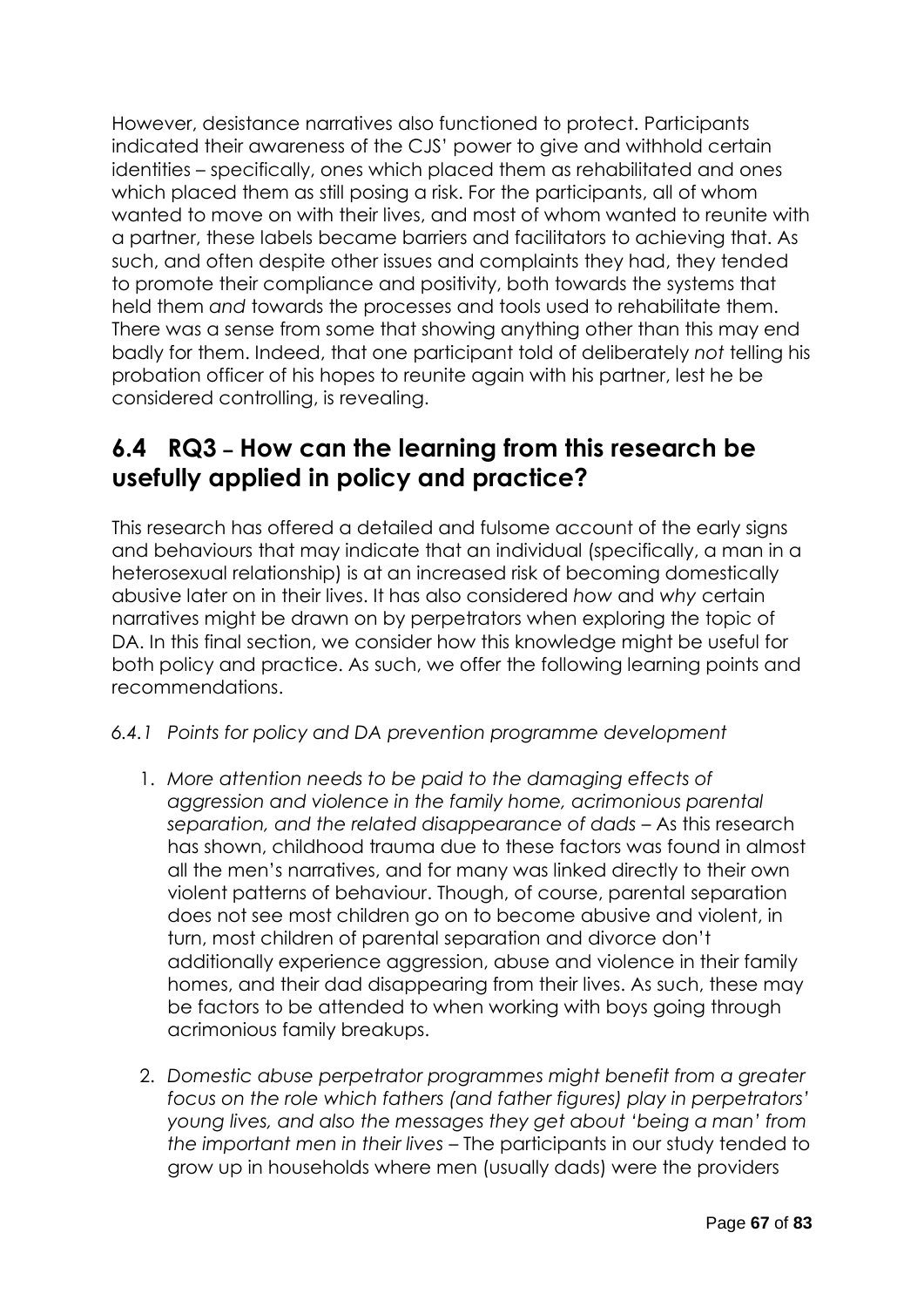However, desistance narratives also functioned to protect. Participants indicated their awareness of the CJS' power to give and withhold certain identities – specifically, ones which placed them as rehabilitated and ones which placed them as still posing a risk. For the participants, all of whom wanted to move on with their lives, and most of whom wanted to reunite with a partner, these labels became barriers and facilitators to achieving that. As such, and often despite other issues and complaints they had, they tended to promote their compliance and positivity, both towards the systems that held them *and* towards the processes and tools used to rehabilitate them. There was a sense from some that showing anything other than this may end badly for them. Indeed, that one participant told of deliberately *not* telling his probation officer of his hopes to reunite again with his partner, lest he be considered controlling, is revealing.

## 6.4 RQ3 – How can the learning from this research be usefully applied in policy and practice?

This research has offered a detailed and fulsome account of the early signs and behaviours that may indicate that an individual (specifically, a man in a heterosexual relationship) is at an increased risk of becoming domestically abusive later on in their lives. It has also considered *how* and *why* certain narratives might be drawn on by perpetrators when exploring the topic of DA. In this final section, we consider how this knowledge might be useful for both policy and practice. As such, we offer the following learning points and recommendations.

### *6.4.1 Points for policy and DA prevention programme development*

1. *More attention needs to be paid to the damaging effects of aggression and violence in the family home, acrimonious parental separation, and the related disappearance of dads* – As this research has shown, childhood trauma due to these factors was found in almost all the men's narratives, and for many was linked directly to their own violent patterns of behaviour. Though, of course, parental separation does not see most children go on to become abusive and violent, in turn, most children of parental separation and divorce don't additionally experience aggression, abuse and violence in their family homes, and their dad disappearing from their lives. As such, these may be factors to be attended to when working with boys going through acrimonious family breakups.

2. *Domestic abuse perpetrator programmes might benefit from a greater focus on the role which fathers (and father figures) play in perpetrators' young lives, and also the messages they get about 'being a man' from the important men in their lives* – The participants in our study tended to grow up in households where men (usually dads) were the providers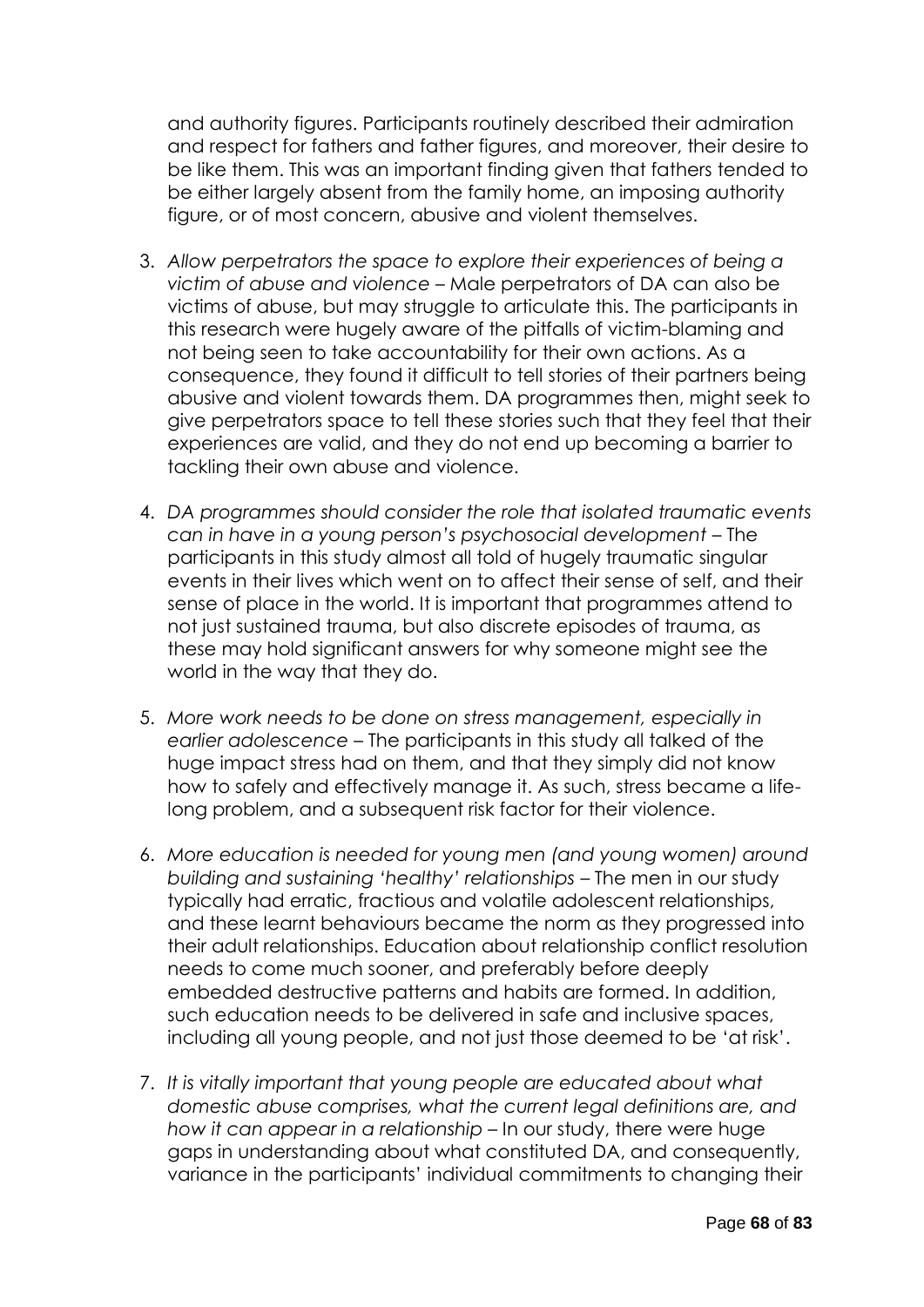and authority figures. Participants routinely described their admiration and respect for fathers and father figures, and moreover, their desire to be like them. This was an important finding given that fathers tended to be either largely absent from the family home, an imposing authority figure, or of most concern, abusive and violent themselves.

3. *Allow perpetrators the space to explore their experiences of being a victim of abuse and violence* – Male perpetrators of DA can also be victims of abuse, but may struggle to articulate this. The participants in this research were hugely aware of the pitfalls of victim-blaming and not being seen to take accountability for their own actions. As a consequence, they found it difficult to tell stories of their partners being abusive and violent towards them. DA programmes then, might seek to give perpetrators space to tell these stories such that they feel that their experiences are valid, and they do not end up becoming a barrier to tackling their own abuse and violence.

4. *DA programmes should consider the role that isolated traumatic events can in have in a young person's psychosocial development* – The participants in this study almost all told of hugely traumatic singular events in their lives which went on to affect their sense of self, and their sense of place in the world. It is important that programmes attend to not just sustained trauma, but also discrete episodes of trauma, as these may hold significant answers for why someone might see the world in the way that they do.

5. *More work needs to be done on stress management, especially in earlier adolescence* – The participants in this study all talked of the huge impact stress had on them, and that they simply did not know how to safely and effectively manage it. As such, stress became a life-long problem, and a subsequent risk factor for their violence.

6. *More education is needed for young men (and young women) around building and sustaining 'healthy' relationships* – The men in our study typically had erratic, fractious and volatile adolescent relationships, and these learnt behaviours became the norm as they progressed into their adult relationships. Education about relationship conflict resolution needs to come much sooner, and preferably before deeply embedded destructive patterns and habits are formed. In addition, such education needs to be delivered in safe and inclusive spaces, including all young people, and not just those deemed to be 'at risk'.

7. *It is vitally important that young people are educated about what domestic abuse comprises, what the current legal definitions are, and how it can appear in a relationship* – In our study, there were huge gaps in understanding about what constituted DA, and consequently, variance in the participants' individual commitments to changing their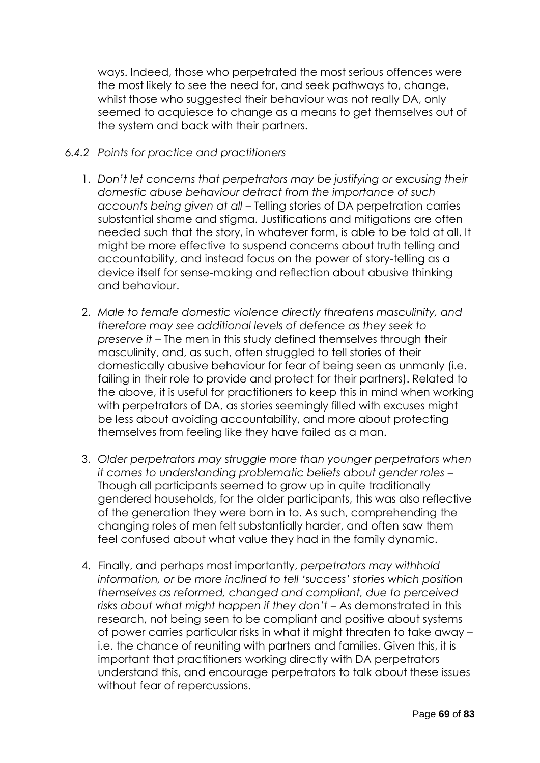ways. Indeed, those who perpetrated the most serious offences were the most likely to see the need for, and seek pathways to, change, whilst those who suggested their behaviour was not really DA, only seemed to acquiesce to change as a means to get themselves out of the system and back with their partners.

#### *6.4.2 Points for practice and practitioners*

1. *Don't let concerns that perpetrators may be justifying or excusing their domestic abuse behaviour detract from the importance of such accounts being given at all* – Telling stories of DA perpetration carries substantial shame and stigma. Justifications and mitigations are often needed such that the story, in whatever form, is able to be told at all. It might be more effective to suspend concerns about truth telling and accountability, and instead focus on the power of story-telling as a device itself for sense-making and reflection about abusive thinking and behaviour.

2. *Male to female domestic violence directly threatens masculinity, and therefore may see additional levels of defence as they seek to preserve it* – The men in this study defined themselves through their masculinity, and, as such, often struggled to tell stories of their domestically abusive behaviour for fear of being seen as unmanly (i.e. failing in their role to provide and protect for their partners). Related to the above, it is useful for practitioners to keep this in mind when working with perpetrators of DA, as stories seemingly filled with excuses might be less about avoiding accountability, and more about protecting themselves from feeling like they have failed as a man.

3. *Older perpetrators may struggle more than younger perpetrators when it comes to understanding problematic beliefs about gender roles* – Though all participants seemed to grow up in quite traditionally gendered households, for the older participants, this was also reflective of the generation they were born in to. As such, comprehending the changing roles of men felt substantially harder, and often saw them feel confused about what value they had in the family dynamic.

4. Finally, and perhaps most importantly, *perpetrators may withhold information, or be more inclined to tell 'success' stories which position themselves as reformed, changed and compliant, due to perceived risks about what might happen if they don't* – As demonstrated in this research, not being seen to be compliant and positive about systems of power carries particular risks in what it might threaten to take away – i.e. the chance of reuniting with partners and families. Given this, it is important that practitioners working directly with DA perpetrators understand this, and encourage perpetrators to talk about these issues without fear of repercussions.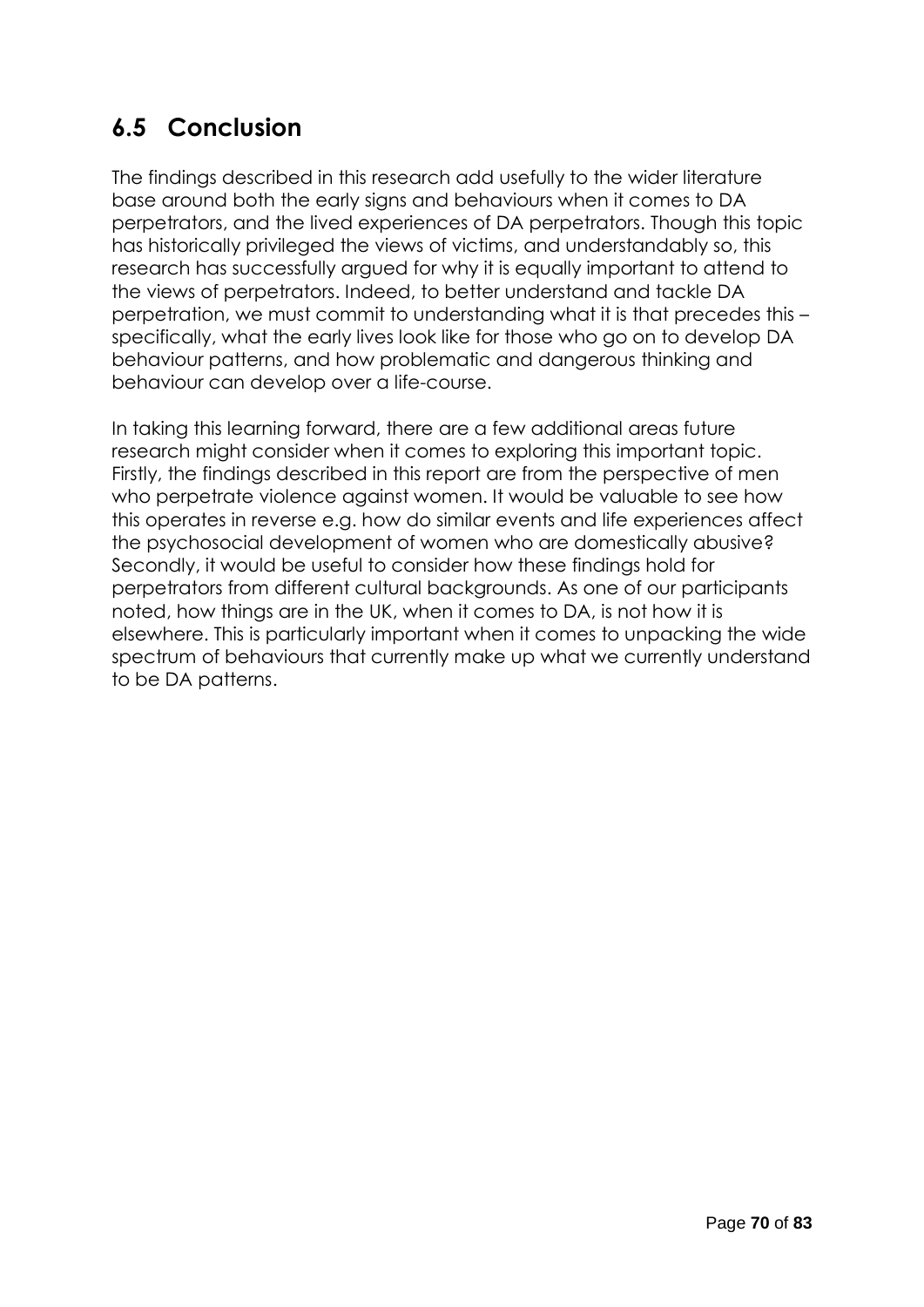## 6.5 Conclusion

The findings described in this research add usefully to the wider literature base around both the early signs and behaviours when it comes to DA perpetrators, and the lived experiences of DA perpetrators. Though this topic has historically privileged the views of victims, and understandably so, this research has successfully argued for why it is equally important to attend to the views of perpetrators. Indeed, to better understand and tackle DA perpetration, we must commit to understanding what it is that precedes this – specifically, what the early lives look like for those who go on to develop DA behaviour patterns, and how problematic and dangerous thinking and behaviour can develop over a life-course.

In taking this learning forward, there are a few additional areas future research might consider when it comes to exploring this important topic. Firstly, the findings described in this report are from the perspective of men who perpetrate violence against women. It would be valuable to see how this operates in reverse e.g. how do similar events and life experiences affect the psychosocial development of women who are domestically abusive? Secondly, it would be useful to consider how these findings hold for perpetrators from different cultural backgrounds. As one of our participants noted, how things are in the UK, when it comes to DA, is not how it is elsewhere. This is particularly important when it comes to unpacking the wide spectrum of behaviours that currently make up what we currently understand to be DA patterns.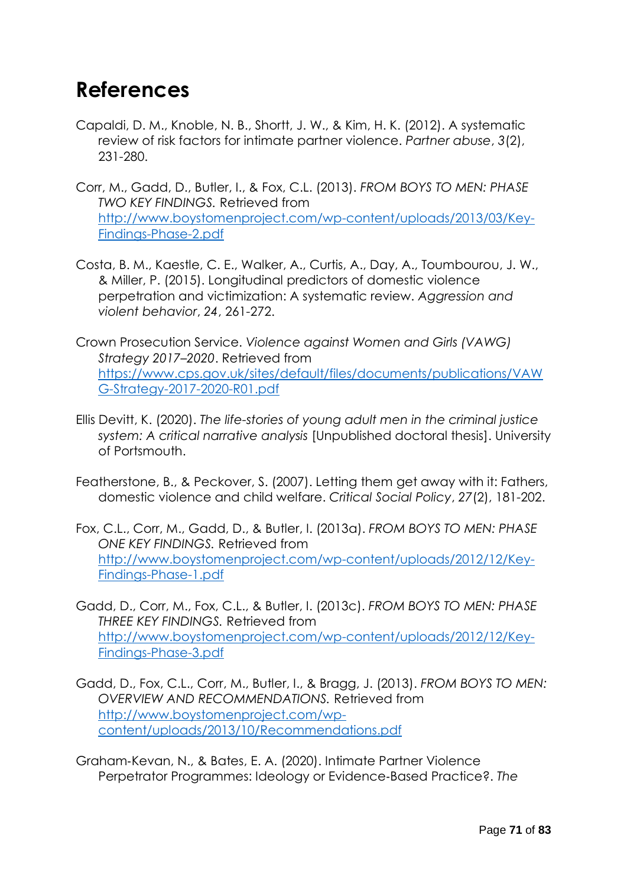# References

Capaldi, D. M., Knoble, N. B., Shortt, J. W., & Kim, H. K. (2012). A systematic review of risk factors for intimate partner violence. *Partner abuse*, *3*(2), 231-280.

Corr, M., Gadd, D., Butler, I., & Fox, C.L. (2013). *FROM BOYS TO MEN: PHASE TWO KEY FINDINGS.* Retrieved from http://www.boystomenproject.com/wp-content/uploads/2013/03/Key-Findings-Phase-2.pdf

Costa, B. M., Kaestle, C. E., Walker, A., Curtis, A., Day, A., Toumbourou, J. W., & Miller, P. (2015). Longitudinal predictors of domestic violence perpetration and victimization: A systematic review. *Aggression and violent behavior*, *24*, 261-272.

Crown Prosecution Service. *Violence against Women and Girls (VAWG) Strategy 2017–2020*. Retrieved from https://www.cps.gov.uk/sites/default/files/documents/publications/VAWG-Strategy-2017-2020-R01.pdf

Ellis Devitt, K. (2020). *The life-stories of young adult men in the criminal justice system: A critical narrative analysis* [Unpublished doctoral thesis]. University of Portsmouth.

Featherstone, B., & Peckover, S. (2007). Letting them get away with it: Fathers, domestic violence and child welfare. *Critical Social Policy*, *27*(2), 181-202.

Fox, C.L., Corr, M., Gadd, D., & Butler, I. (2013a). *FROM BOYS TO MEN: PHASE ONE KEY FINDINGS.* Retrieved from http://www.boystomenproject.com/wp-content/uploads/2012/12/Key-Findings-Phase-1.pdf

Gadd, D., Corr, M., Fox, C.L., & Butler, I. (2013c). *FROM BOYS TO MEN: PHASE THREE KEY FINDINGS.* Retrieved from http://www.boystomenproject.com/wp-content/uploads/2012/12/Key-Findings-Phase-3.pdf

Gadd, D., Fox, C.L., Corr, M., Butler, I., & Bragg, J. (2013). *FROM BOYS TO MEN: OVERVIEW AND RECOMMENDATIONS.* Retrieved from http://www.boystomenproject.com/wp-content/uploads/2013/10/Recommendations.pdf

Graham-Kevan, N., & Bates, E. A. (2020). Intimate Partner Violence Perpetrator Programmes: Ideology or Evidence-Based Practice?. *The*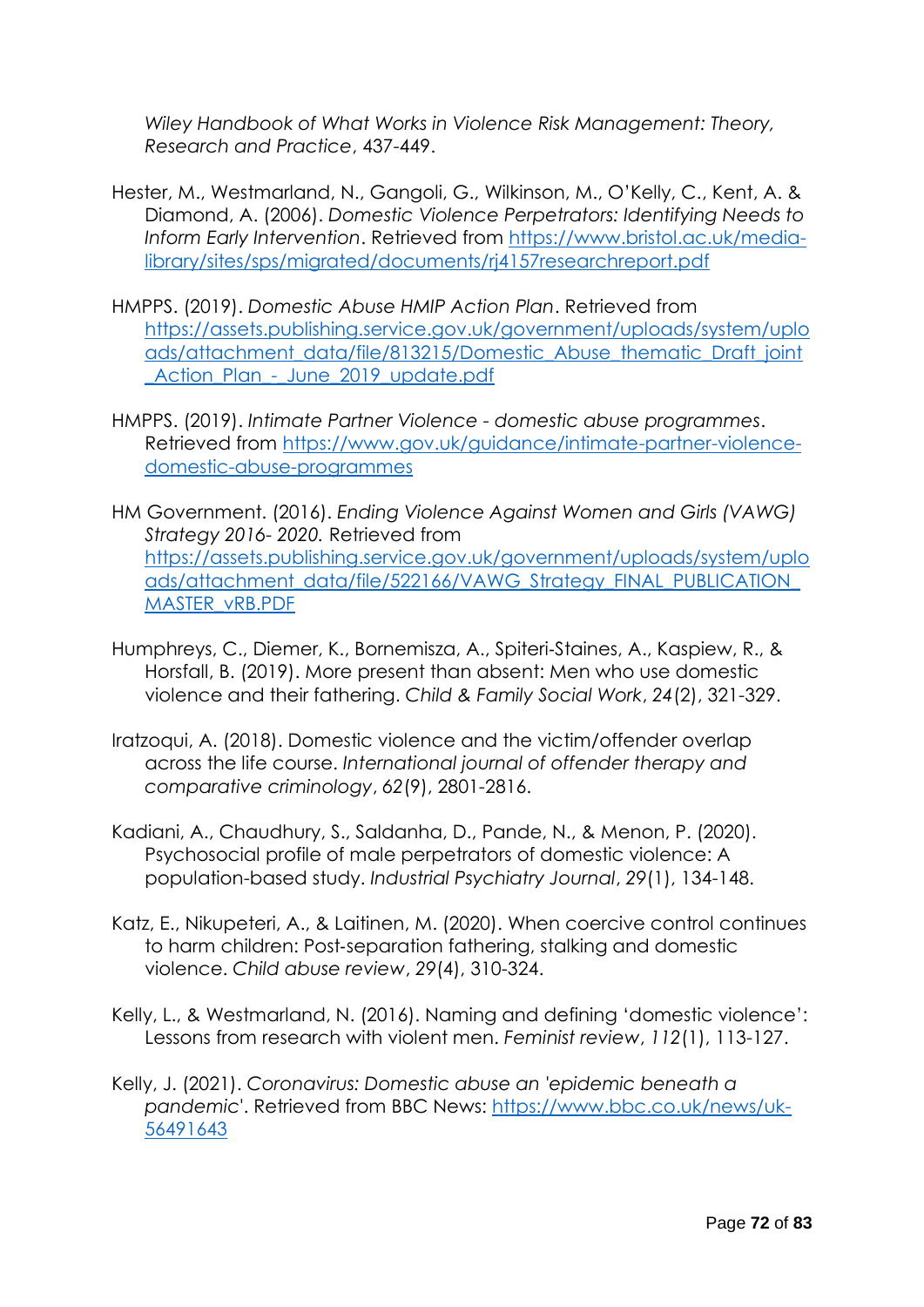*Wiley Handbook of What Works in Violence Risk Management: Theory, Research and Practice*, 437-449.

Hester, M., Westmarland, N., Gangoli, G., Wilkinson, M., O'Kelly, C., Kent, A. & Diamond, A. (2006). *Domestic Violence Perpetrators: Identifying Needs to Inform Early Intervention*. Retrieved from https://www.bristol.ac.uk/media-library/sites/sps/migrated/documents/rj4157researchreport.pdf

HMPPS. (2019). *Domestic Abuse HMIP Action Plan*. Retrieved from https://assets.publishing.service.gov.uk/government/uploads/system/uploads/attachment_data/file/813215/Domestic_Abuse_thematic_Draft_joint_Action_Plan_-_June_2019_update.pdf

HMPPS. (2019). *Intimate Partner Violence - domestic abuse programmes*. Retrieved from https://www.gov.uk/guidance/intimate-partner-violence-domestic-abuse-programmes

HM Government. (2016). *Ending Violence Against Women and Girls (VAWG) Strategy 2016- 2020.* Retrieved from https://assets.publishing.service.gov.uk/government/uploads/system/uploads/attachment_data/file/522166/VAWG_Strategy_FINAL_PUBLICATION_MASTER_vRB.PDF

Humphreys, C., Diemer, K., Bornemisza, A., Spiteri-Staines, A., Kaspiew, R., & Horsfall, B. (2019). More present than absent: Men who use domestic violence and their fathering. *Child & Family Social Work*, *24*(2), 321-329.

Iratzoqui, A. (2018). Domestic violence and the victim/offender overlap across the life course. *International journal of offender therapy and comparative criminology*, *62*(9), 2801-2816.

Kadiani, A., Chaudhury, S., Saldanha, D., Pande, N., & Menon, P. (2020). Psychosocial profile of male perpetrators of domestic violence: A population-based study. *Industrial Psychiatry Journal*, *29*(1), 134-148.

Katz, E., Nikupeteri, A., & Laitinen, M. (2020). When coercive control continues to harm children: Post-separation fathering, stalking and domestic violence. *Child abuse review*, *29*(4), 310-324.

Kelly, L., & Westmarland, N. (2016). Naming and defining 'domestic violence': Lessons from research with violent men. *Feminist review*, *112*(1), 113-127.

Kelly, J. (2021). *Coronavirus: Domestic abuse an 'epidemic beneath a pandemic*'. Retrieved from BBC News: https://www.bbc.co.uk/news/uk-56491643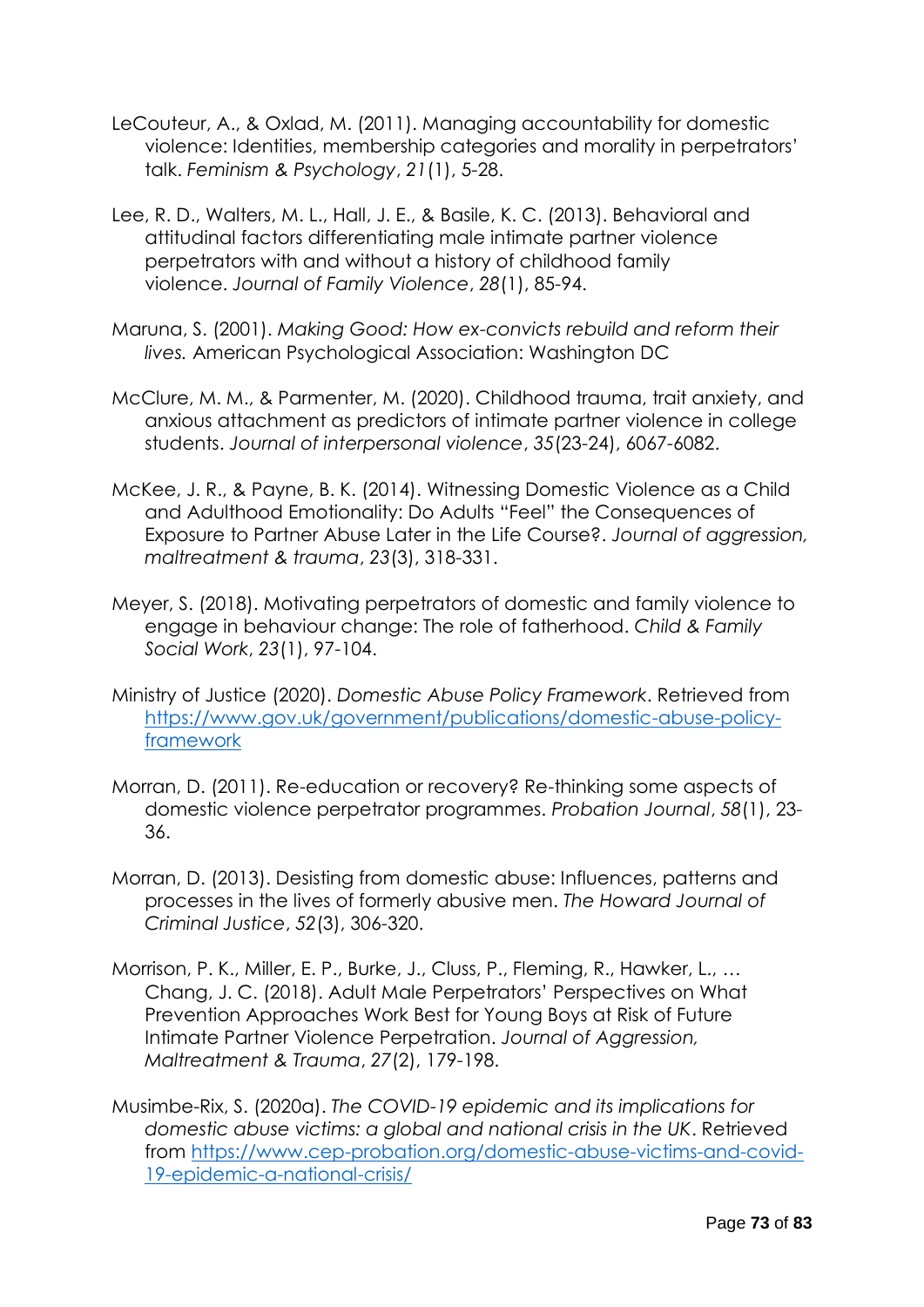LeCouteur, A., & Oxlad, M. (2011). Managing accountability for domestic violence: Identities, membership categories and morality in perpetrators' talk. *Feminism & Psychology*, *21*(1), 5-28.

Lee, R. D., Walters, M. L., Hall, J. E., & Basile, K. C. (2013). Behavioral and attitudinal factors differentiating male intimate partner violence perpetrators with and without a history of childhood family violence. *Journal of Family Violence*, *28*(1), 85-94.

Maruna, S. (2001). *Making Good: How ex-convicts rebuild and reform their lives.* American Psychological Association: Washington DC

McClure, M. M., & Parmenter, M. (2020). Childhood trauma, trait anxiety, and anxious attachment as predictors of intimate partner violence in college students. *Journal of interpersonal violence*, *35*(23-24), 6067-6082.

McKee, J. R., & Payne, B. K. (2014). Witnessing Domestic Violence as a Child and Adulthood Emotionality: Do Adults "Feel" the Consequences of Exposure to Partner Abuse Later in the Life Course?. *Journal of aggression, maltreatment & trauma*, *23*(3), 318-331.

Meyer, S. (2018). Motivating perpetrators of domestic and family violence to engage in behaviour change: The role of fatherhood. *Child & Family Social Work*, *23*(1), 97-104.

Ministry of Justice (2020). *Domestic Abuse Policy Framework*. Retrieved from [https://www.gov.uk/government/publications/domestic-abuse-policy-framework](https://www.gov.uk/government/publications/domestic-abuse-policy-framework)

Morran, D. (2011). Re-education or recovery? Re-thinking some aspects of domestic violence perpetrator programmes. *Probation Journal*, *58*(1), 23-36.

Morran, D. (2013). Desisting from domestic abuse: Influences, patterns and processes in the lives of formerly abusive men. *The Howard Journal of Criminal Justice*, *52*(3), 306-320.

Morrison, P. K., Miller, E. P., Burke, J., Cluss, P., Fleming, R., Hawker, L., … Chang, J. C. (2018). Adult Male Perpetrators' Perspectives on What Prevention Approaches Work Best for Young Boys at Risk of Future Intimate Partner Violence Perpetration. *Journal of Aggression, Maltreatment & Trauma*, *27*(2), 179-198.

Musimbe-Rix, S. (2020a). *The COVID-19 epidemic and its implications for domestic abuse victims: a global and national crisis in the UK*. Retrieved from [https://www.cep-probation.org/domestic-abuse-victims-and-covid-19-epidemic-a-national-crisis/](https://www.cep-probation.org/domestic-abuse-victims-and-covid-19-epidemic-a-national-crisis/)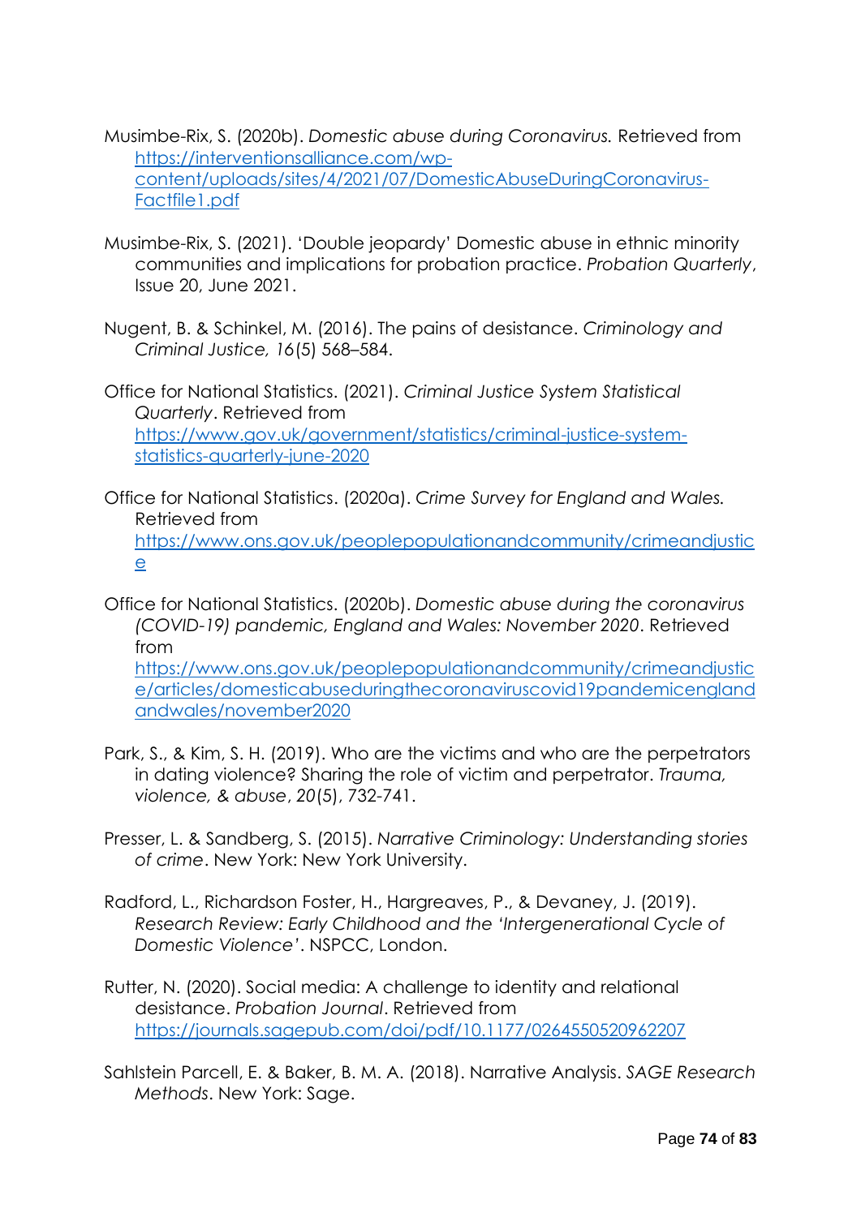Musimbe-Rix, S. (2020b). *Domestic abuse during Coronavirus.* Retrieved from https://interventionsalliance.com/wp-content/uploads/sites/4/2021/07/DomesticAbuseDuringCoronavirus-Factfile1.pdf

Musimbe-Rix, S. (2021). 'Double jeopardy' Domestic abuse in ethnic minority communities and implications for probation practice. *Probation Quarterly*, Issue 20, June 2021.

Nugent, B. & Schinkel, M. (2016). The pains of desistance. *Criminology and Criminal Justice, 16*(5) 568–584.

Office for National Statistics. (2021). *Criminal Justice System Statistical Quarterly*. Retrieved from https://www.gov.uk/government/statistics/criminal-justice-system-statistics-quarterly-june-2020

Office for National Statistics. (2020a). *Crime Survey for England and Wales.* Retrieved from https://www.ons.gov.uk/peoplepopulationandcommunity/crimeandjustice

Office for National Statistics. (2020b). *Domestic abuse during the coronavirus (COVID-19) pandemic, England and Wales: November 2020*. Retrieved from https://www.ons.gov.uk/peoplepopulationandcommunity/crimeandjustice/articles/domesticabuseduringthecoronaviruscovid19pandemicenglandandwales/november2020

Park, S., & Kim, S. H. (2019). Who are the victims and who are the perpetrators in dating violence? Sharing the role of victim and perpetrator. *Trauma, violence, & abuse*, *20*(5), 732-741.

Presser, L. & Sandberg, S. (2015). *Narrative Criminology: Understanding stories of crime*. New York: New York University.

Radford, L., Richardson Foster, H., Hargreaves, P., & Devaney, J. (2019). *Research Review: Early Childhood and the 'Intergenerational Cycle of Domestic Violence'*. NSPCC, London.

Rutter, N. (2020). Social media: A challenge to identity and relational desistance. *Probation Journal*. Retrieved from https://journals.sagepub.com/doi/pdf/10.1177/0264550520962207

Sahlstein Parcell, E. & Baker, B. M. A. (2018). Narrative Analysis. *SAGE Research Methods*. New York: Sage.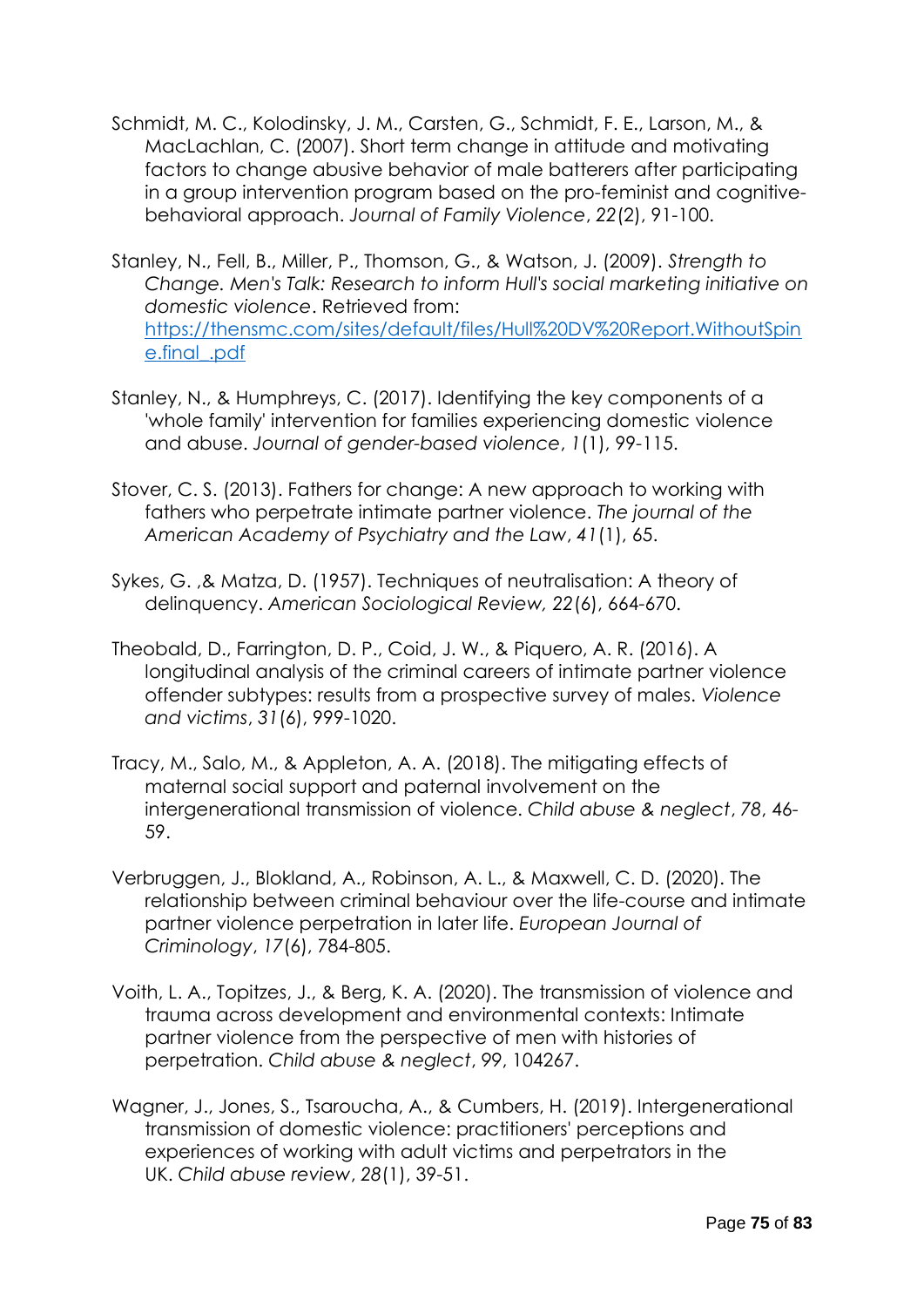Schmidt, M. C., Kolodinsky, J. M., Carsten, G., Schmidt, F. E., Larson, M., & MacLachlan, C. (2007). Short term change in attitude and motivating factors to change abusive behavior of male batterers after participating in a group intervention program based on the pro-feminist and cognitive-behavioral approach. *Journal of Family Violence*, *22*(2), 91-100.

Stanley, N., Fell, B., Miller, P., Thomson, G., & Watson, J. (2009). *Strength to Change. Men's Talk: Research to inform Hull's social marketing initiative on domestic violence*. Retrieved from: [https://thensmc.com/sites/default/files/Hull%20DV%20Report.WithoutSpine.final_.pdf](https://thensmc.com/sites/default/files/Hull%20DV%20Report.WithoutSpine.final_.pdf)

Stanley, N., & Humphreys, C. (2017). Identifying the key components of a 'whole family' intervention for families experiencing domestic violence and abuse. *Journal of gender-based violence*, *1*(1), 99-115.

Stover, C. S. (2013). Fathers for change: A new approach to working with fathers who perpetrate intimate partner violence. *The journal of the American Academy of Psychiatry and the Law*, *41*(1), 65.

Sykes, G. ,& Matza, D. (1957). Techniques of neutralisation: A theory of delinquency. *American Sociological Review, 22*(6), 664-670.

Theobald, D., Farrington, D. P., Coid, J. W., & Piquero, A. R. (2016). A longitudinal analysis of the criminal careers of intimate partner violence offender subtypes: results from a prospective survey of males. *Violence and victims*, *31*(6), 999-1020.

Tracy, M., Salo, M., & Appleton, A. A. (2018). The mitigating effects of maternal social support and paternal involvement on the intergenerational transmission of violence. *Child abuse & neglect*, *78*, 46-59.

Verbruggen, J., Blokland, A., Robinson, A. L., & Maxwell, C. D. (2020). The relationship between criminal behaviour over the life-course and intimate partner violence perpetration in later life. *European Journal of Criminology*, *17*(6), 784-805.

Voith, L. A., Topitzes, J., & Berg, K. A. (2020). The transmission of violence and trauma across development and environmental contexts: Intimate partner violence from the perspective of men with histories of perpetration. *Child abuse & neglect*, *99*, 104267.

Wagner, J., Jones, S., Tsaroucha, A., & Cumbers, H. (2019). Intergenerational transmission of domestic violence: practitioners' perceptions and experiences of working with adult victims and perpetrators in the UK. *Child abuse review*, *28*(1), 39-51.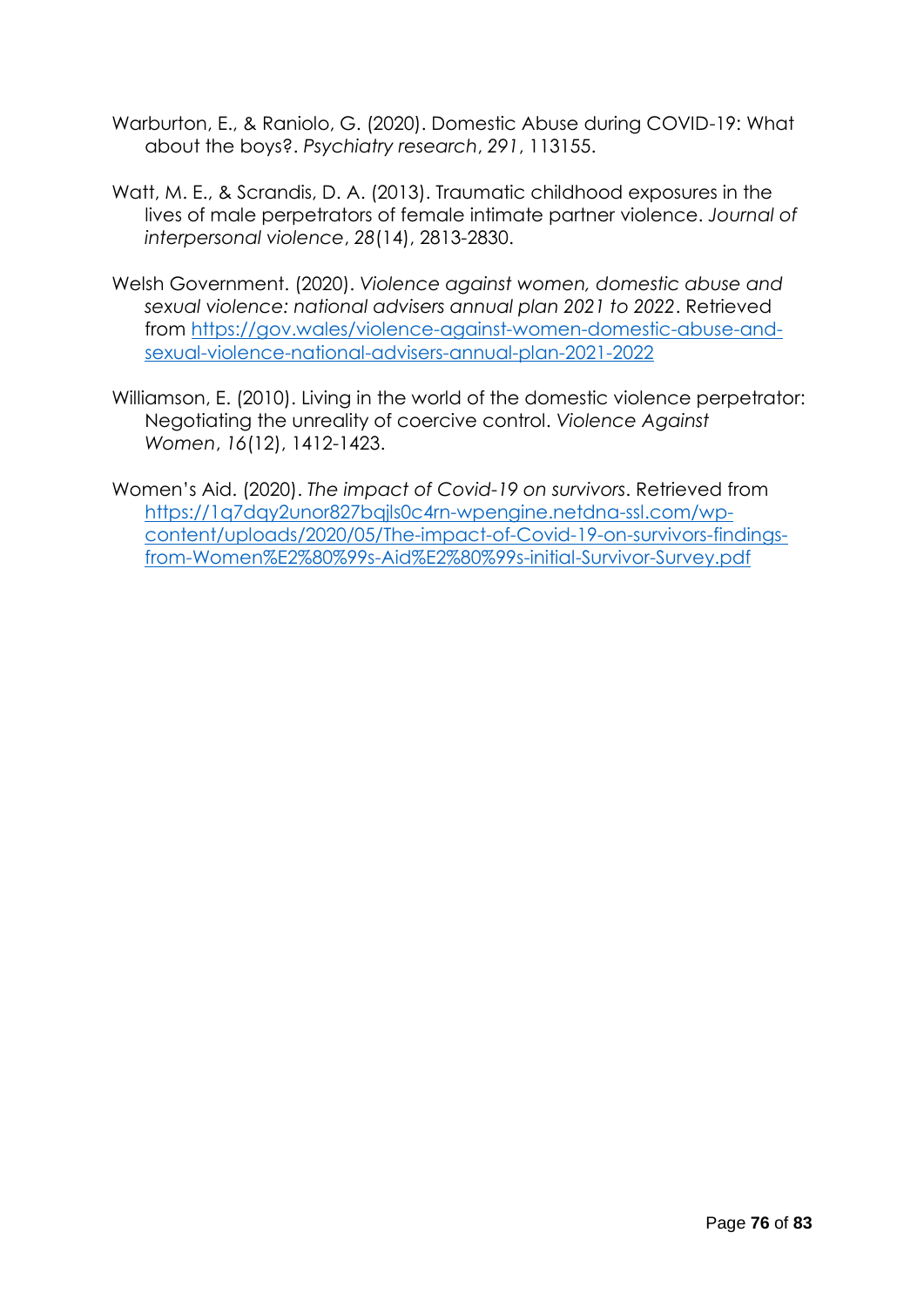Warburton, E., & Raniolo, G. (2020). Domestic Abuse during COVID-19: What about the boys?. *Psychiatry research*, *291*, 113155.

Watt, M. E., & Scrandis, D. A. (2013). Traumatic childhood exposures in the lives of male perpetrators of female intimate partner violence. *Journal of interpersonal violence*, *28*(14), 2813-2830.

Welsh Government. (2020). *Violence against women, domestic abuse and sexual violence: national advisers annual plan 2021 to 2022*. Retrieved from https://gov.wales/violence-against-women-domestic-abuse-and-sexual-violence-national-advisers-annual-plan-2021-2022

Williamson, E. (2010). Living in the world of the domestic violence perpetrator: Negotiating the unreality of coercive control. *Violence Against Women*, *16*(12), 1412-1423.

Women's Aid. (2020). *The impact of Covid-19 on survivors*. Retrieved from https://1q7dqy2unor827bqjls0c4rn-wpengine.netdna-ssl.com/wp-content/uploads/2020/05/The-impact-of-Covid-19-on-survivors-findings-from-Women%E2%80%99s-Aid%E2%80%99s-initial-Survivor-Survey.pdf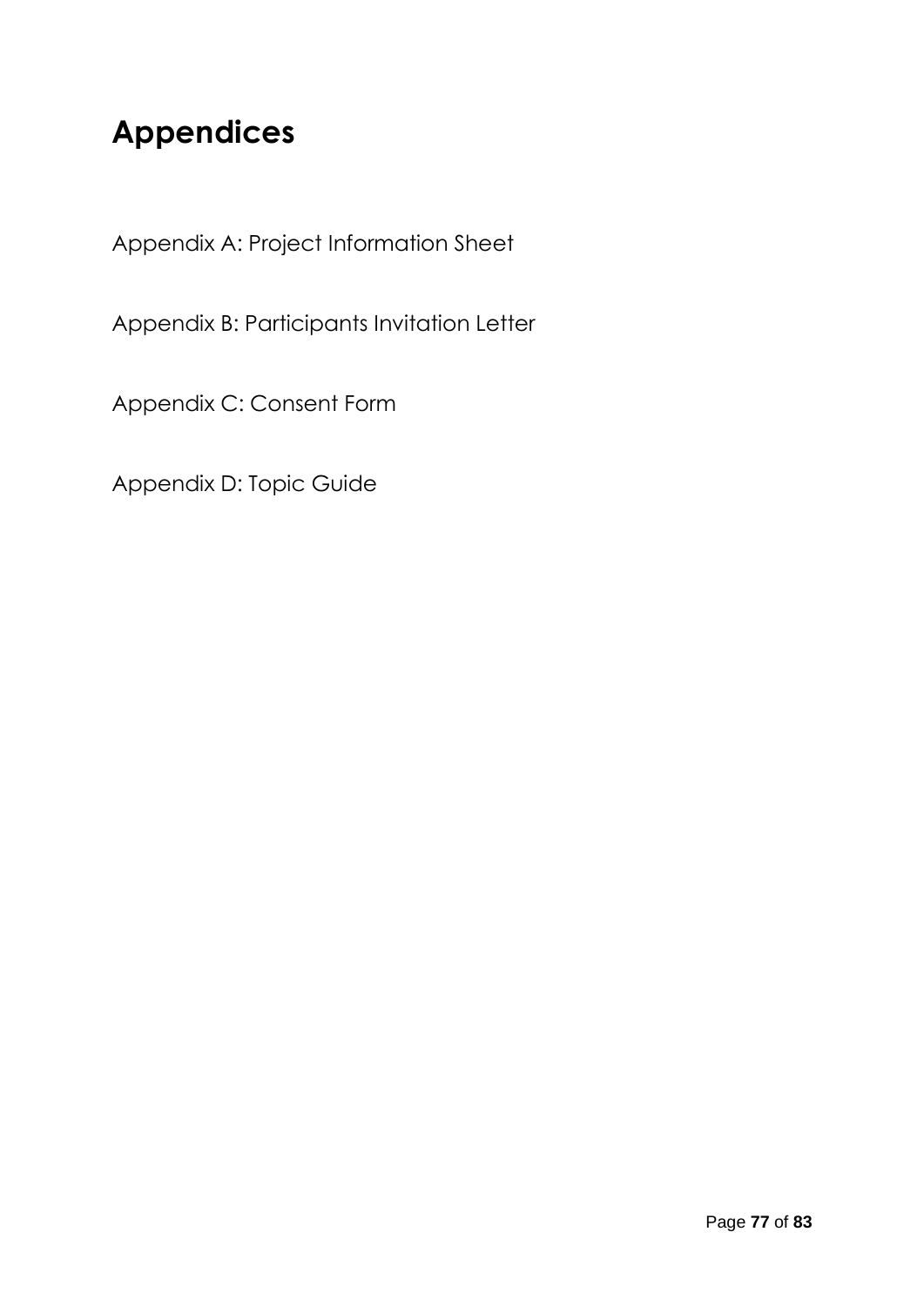# Appendices

Appendix A: Project Information Sheet

Appendix B: Participants Invitation Letter

Appendix C: Consent Form

Appendix D: Topic Guide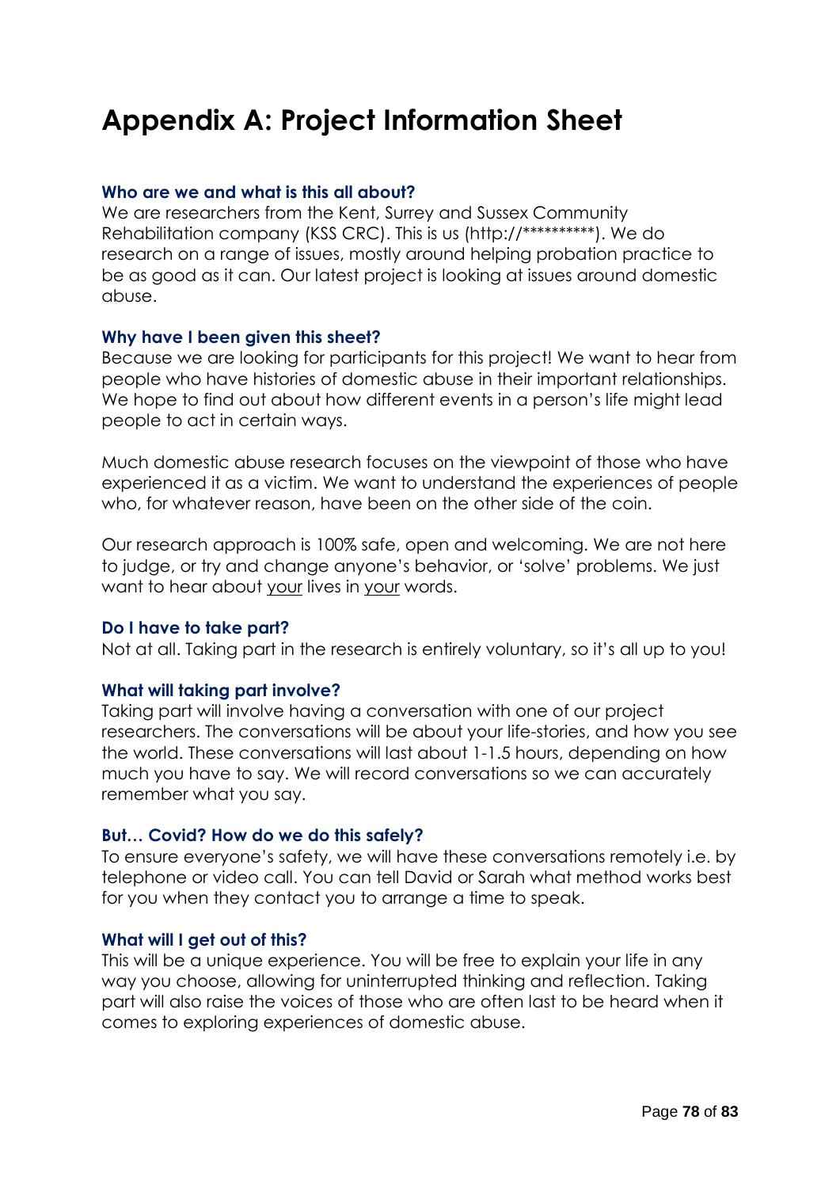# Appendix A: Project Information Sheet

### Who are we and what is this all about?

We are researchers from the Kent, Surrey and Sussex Community Rehabilitation company (KSS CRC). This is us (http://**********). We do research on a range of issues, mostly around helping probation practice to be as good as it can. Our latest project is looking at issues around domestic abuse.

### Why have I been given this sheet?

Because we are looking for participants for this project! We want to hear from people who have histories of domestic abuse in their important relationships. We hope to find out about how different events in a person's life might lead people to act in certain ways.

Much domestic abuse research focuses on the viewpoint of those who have experienced it as a victim. We want to understand the experiences of people who, for whatever reason, have been on the other side of the coin.

Our research approach is 100% safe, open and welcoming. We are not here to judge, or try and change anyone's behavior, or 'solve' problems. We just want to hear about <u>your</u> lives in <u>your</u> words.

### Do I have to take part?

Not at all. Taking part in the research is entirely voluntary, so it's all up to you!

### What will taking part involve?

Taking part will involve having a conversation with one of our project researchers. The conversations will be about your life-stories, and how you see the world. These conversations will last about 1-1.5 hours, depending on how much you have to say. We will record conversations so we can accurately remember what you say.

### But… Covid? How do we do this safely?

To ensure everyone's safety, we will have these conversations remotely i.e. by telephone or video call. You can tell David or Sarah what method works best for you when they contact you to arrange a time to speak.

### What will I get out of this?

This will be a unique experience. You will be free to explain your life in any way you choose, allowing for uninterrupted thinking and reflection. Taking part will also raise the voices of those who are often last to be heard when it comes to exploring experiences of domestic abuse.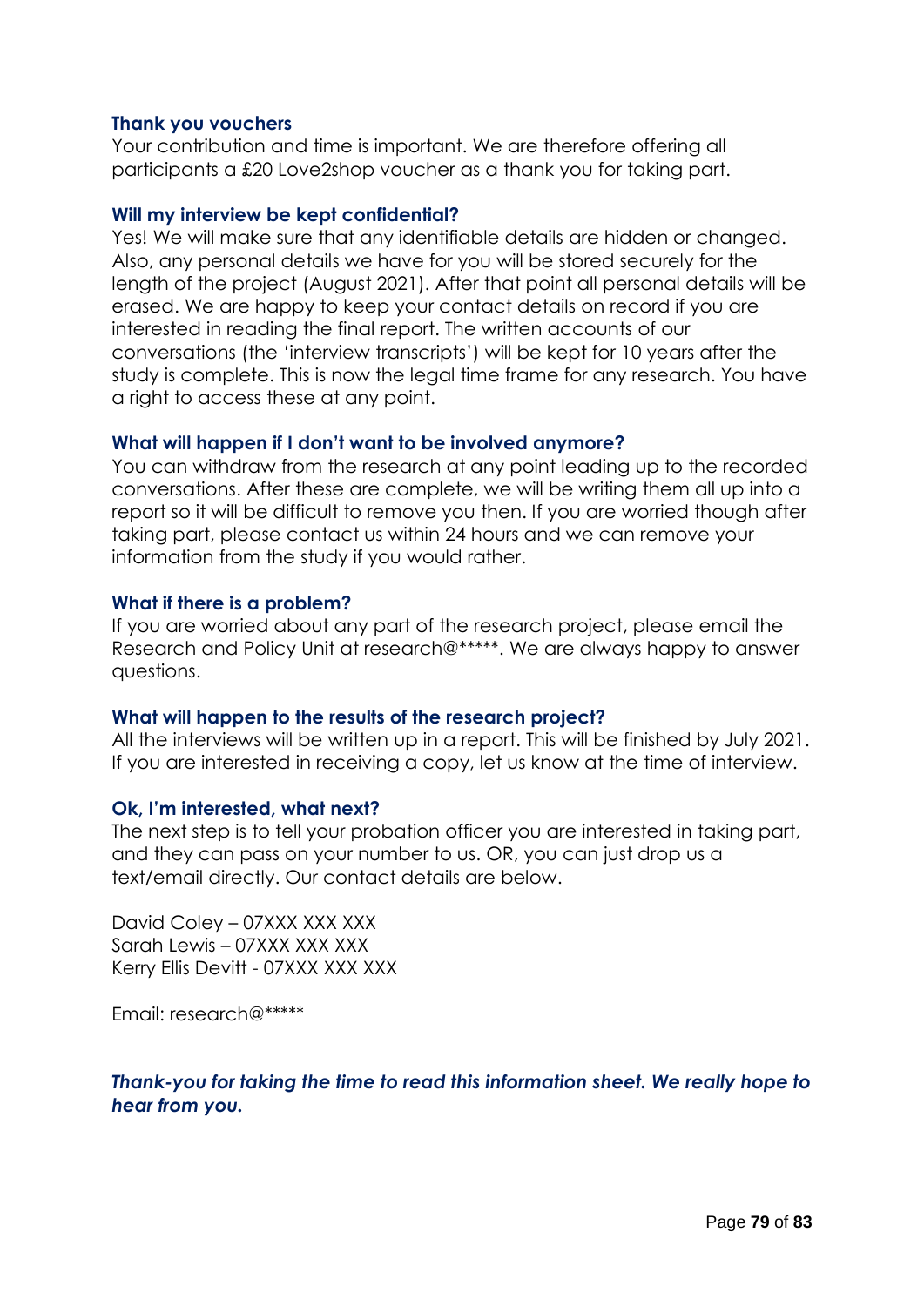#### Thank you vouchers

Your contribution and time is important. We are therefore offering all participants a £20 Love2shop voucher as a thank you for taking part.

#### Will my interview be kept confidential?

Yes! We will make sure that any identifiable details are hidden or changed. Also, any personal details we have for you will be stored securely for the length of the project (August 2021). After that point all personal details will be erased. We are happy to keep your contact details on record if you are interested in reading the final report. The written accounts of our conversations (the 'interview transcripts') will be kept for 10 years after the study is complete. This is now the legal time frame for any research. You have a right to access these at any point.

#### What will happen if I don't want to be involved anymore?

You can withdraw from the research at any point leading up to the recorded conversations. After these are complete, we will be writing them all up into a report so it will be difficult to remove you then. If you are worried though after taking part, please contact us within 24 hours and we can remove your information from the study if you would rather.

#### What if there is a problem?

If you are worried about any part of the research project, please email the Research and Policy Unit at research@*****. We are always happy to answer questions.

#### What will happen to the results of the research project?

All the interviews will be written up in a report. This will be finished by July 2021. If you are interested in receiving a copy, let us know at the time of interview.

#### Ok, I'm interested, what next?

The next step is to tell your probation officer you are interested in taking part, and they can pass on your number to us. OR, you can just drop us a text/email directly. Our contact details are below.

David Coley – 07XXX XXX XXX
Sarah Lewis – 07XXX XXX XXX
Kerry Ellis Devitt - 07XXX XXX XXX

Email: research@*****

***Thank-you for taking the time to read this information sheet. We really hope to hear from you.***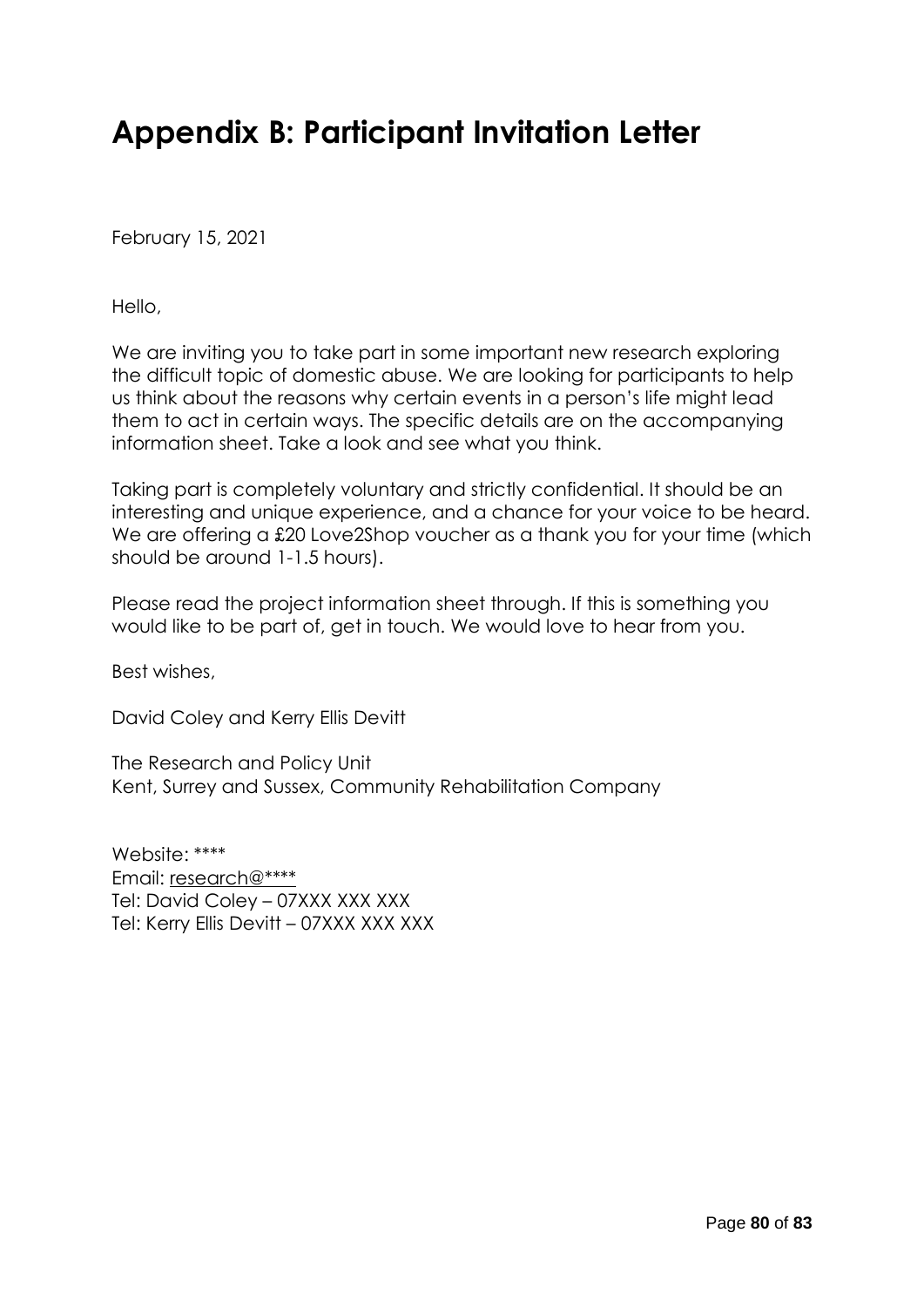# Appendix B: Participant Invitation Letter

February 15, 2021

Hello,

We are inviting you to take part in some important new research exploring the difficult topic of domestic abuse. We are looking for participants to help us think about the reasons why certain events in a person's life might lead them to act in certain ways. The specific details are on the accompanying information sheet. Take a look and see what you think.

Taking part is completely voluntary and strictly confidential. It should be an interesting and unique experience, and a chance for your voice to be heard. We are offering a £20 Love2Shop voucher as a thank you for your time (which should be around 1-1.5 hours).

Please read the project information sheet through. If this is something you would like to be part of, get in touch. We would love to hear from you.

Best wishes,

David Coley and Kerry Ellis Devitt

The Research and Policy Unit
Kent, Surrey and Sussex, Community Rehabilitation Company

Website: ****
Email: research@****
Tel: David Coley – 07XXX XXX XXX
Tel: Kerry Ellis Devitt – 07XXX XXX XXX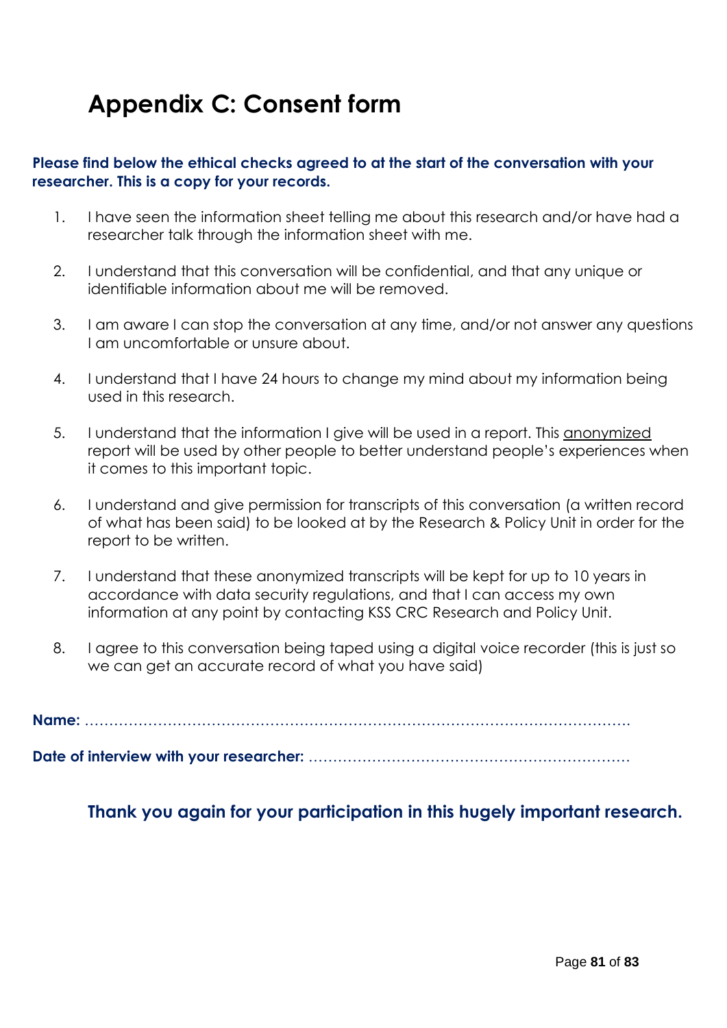# Appendix C: Consent form

**Please find below the ethical checks agreed to at the start of the conversation with your researcher. This is a copy for your records.**

1. I have seen the information sheet telling me about this research and/or have had a researcher talk through the information sheet with me.
2. I understand that this conversation will be confidential, and that any unique or identifiable information about me will be removed.
3. I am aware I can stop the conversation at any time, and/or not answer any questions I am uncomfortable or unsure about.
4. I understand that I have 24 hours to change my mind about my information being used in this research.
5. I understand that the information I give will be used in a report. This anonymized report will be used by other people to better understand people's experiences when it comes to this important topic.
6. I understand and give permission for transcripts of this conversation (a written record of what has been said) to be looked at by the Research & Policy Unit in order for the report to be written.
7. I understand that these anonymized transcripts will be kept for up to 10 years in accordance with data security regulations, and that I can access my own information at any point by contacting KSS CRC Research and Policy Unit.
8. I agree to this conversation being taped using a digital voice recorder (this is just so we can get an accurate record of what you have said)

**Name:** ……………………………………………………………………………………………….

**Date of interview with your researcher:** …………………………………………………………

**Thank you again for your participation in this hugely important research.**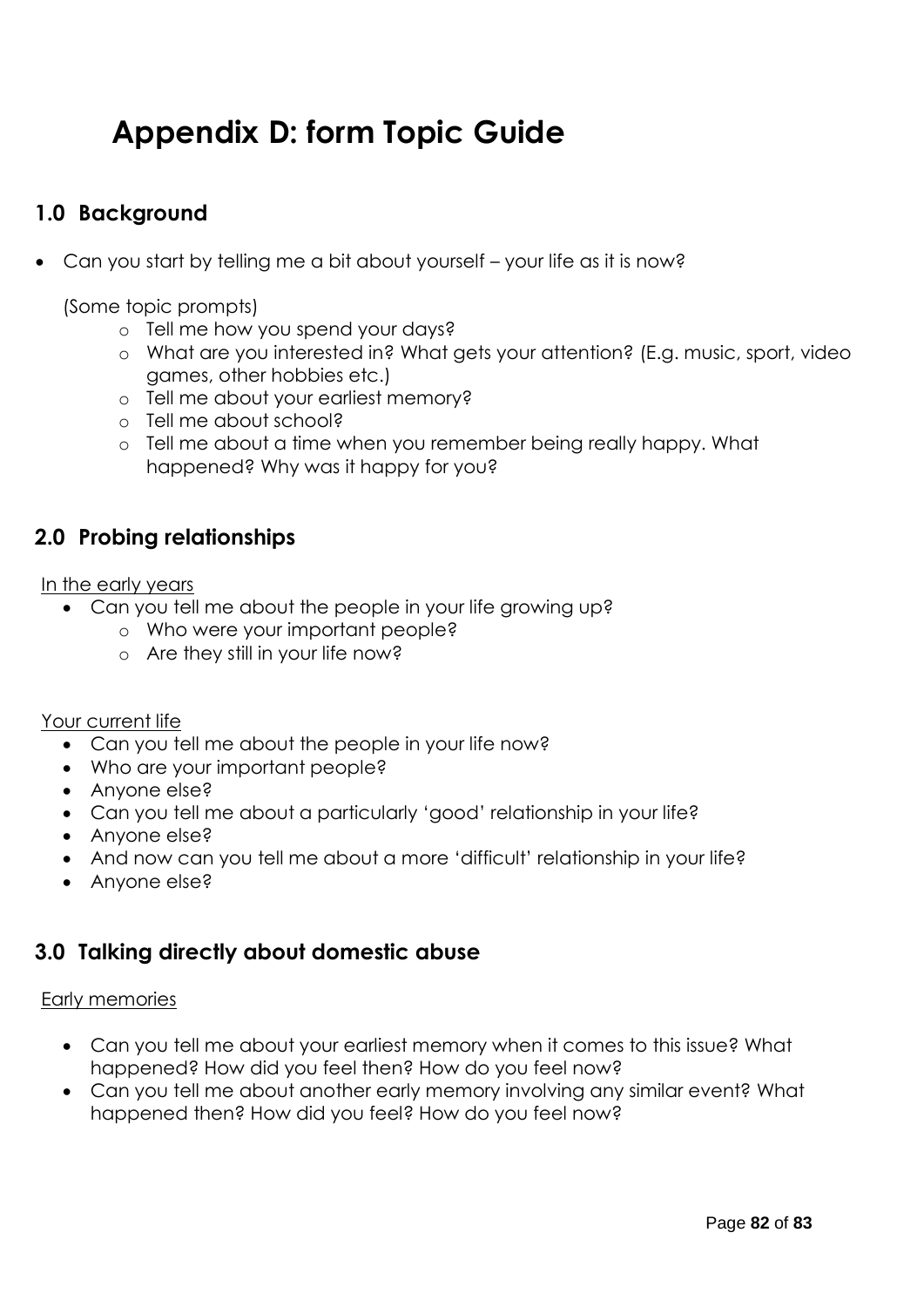# Appendix D: form Topic Guide

## 1.0 Background

- Can you start by telling me a bit about yourself – your life as it is now?

  (Some topic prompts)
  - Tell me how you spend your days?
  - What are you interested in? What gets your attention? (E.g. music, sport, video games, other hobbies etc.)
  - Tell me about your earliest memory?
  - Tell me about school?
  - Tell me about a time when you remember being really happy. What happened? Why was it happy for you?

## 2.0 Probing relationships

<u>In the early years</u>

- Can you tell me about the people in your life growing up?
  - Who were your important people?
  - Are they still in your life now?

<u>Your current life</u>

- Can you tell me about the people in your life now?
- Who are your important people?
- Anyone else?
- Can you tell me about a particularly 'good' relationship in your life?
- Anyone else?
- And now can you tell me about a more 'difficult' relationship in your life?
- Anyone else?

## 3.0 Talking directly about domestic abuse

<u>Early memories</u>

- Can you tell me about your earliest memory when it comes to this issue? What happened? How did you feel then? How do you feel now?
- Can you tell me about another early memory involving any similar event? What happened then? How did you feel? How do you feel now?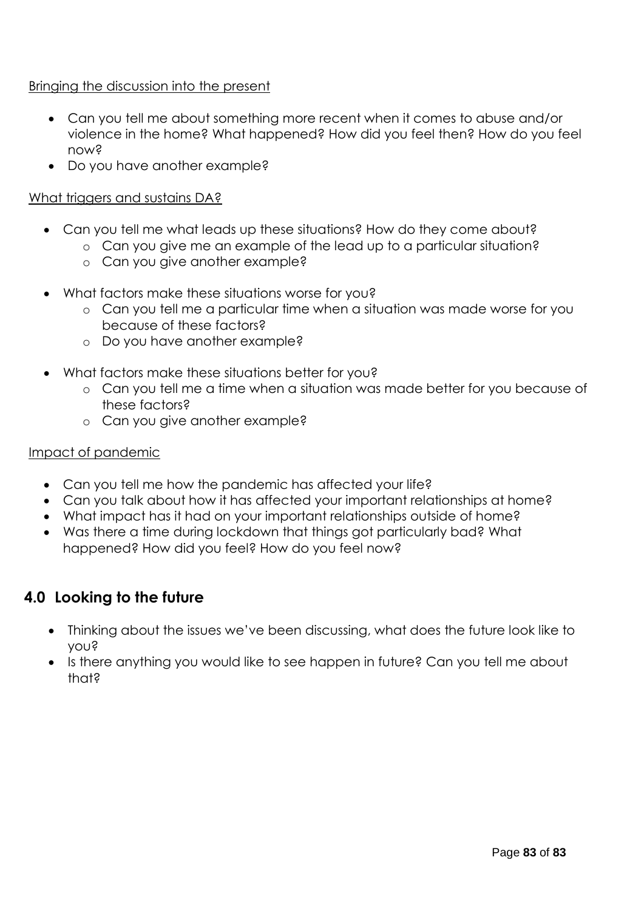Bringing the discussion into the present

- Can you tell me about something more recent when it comes to abuse and/or violence in the home? What happened? How did you feel then? How do you feel now?
- Do you have another example?

What triggers and sustains DA?

- Can you tell me what leads up these situations? How do they come about?
  - Can you give me an example of the lead up to a particular situation?
  - Can you give another example?
- What factors make these situations worse for you?
  - Can you tell me a particular time when a situation was made worse for you because of these factors?
  - Do you have another example?
- What factors make these situations better for you?
  - Can you tell me a time when a situation was made better for you because of these factors?
  - Can you give another example?

Impact of pandemic

- Can you tell me how the pandemic has affected your life?
- Can you talk about how it has affected your important relationships at home?
- What impact has it had on your important relationships outside of home?
- Was there a time during lockdown that things got particularly bad? What happened? How did you feel? How do you feel now?

## 4.0 Looking to the future

- Thinking about the issues we've been discussing, what does the future look like to you?
- Is there anything you would like to see happen in future? Can you tell me about that?